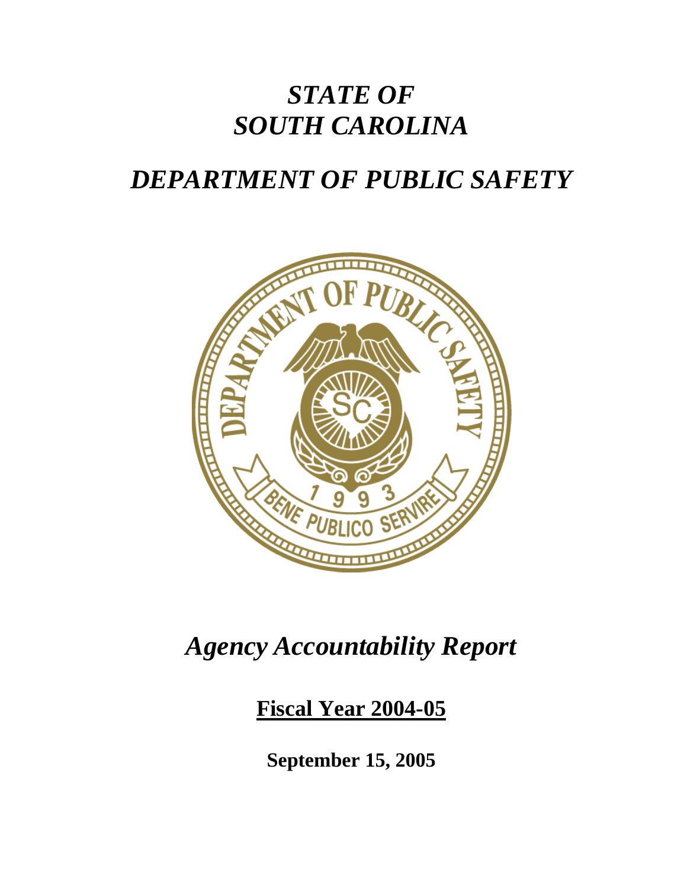# *STATE OF SOUTH CAROLINA*

# *DEPARTMENT OF PUBLIC SAFETY*

## *Agency Accountability Report*

**Fiscal Year 2004-05**

**September 15, 2005**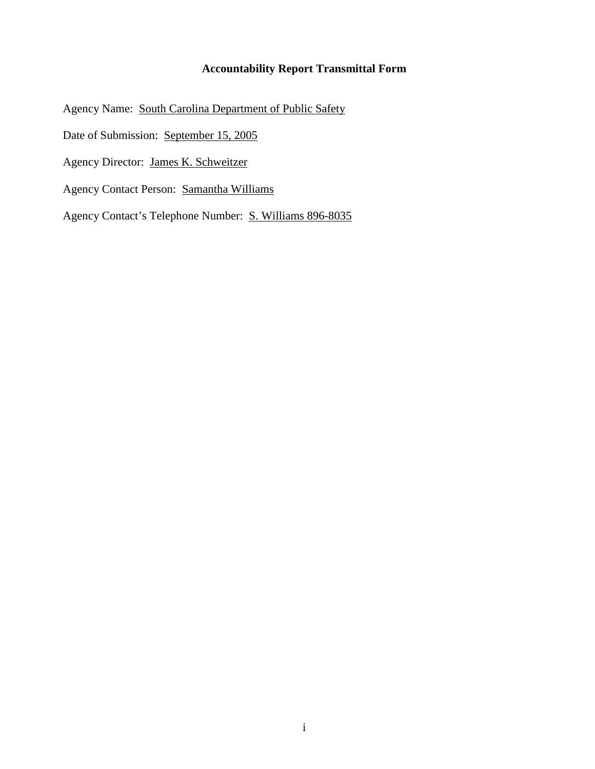# Accountability Report Transmittal Form

Agency Name: South Carolina Department of Public Safety

Date of Submission: September 15, 2005

Agency Director: James K. Schweitzer

Agency Contact Person: Samantha Williams

Agency Contact's Telephone Number: S. Williams 896-8035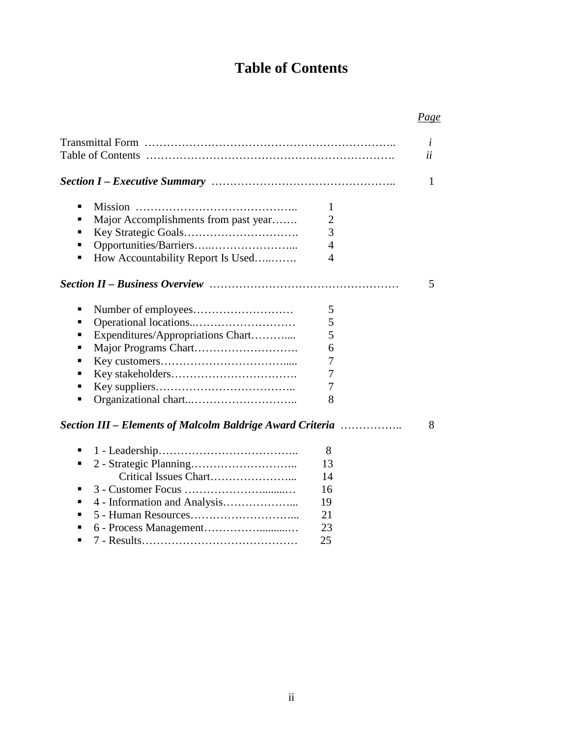# Table of Contents

| | Page |
|---|---|
| Transmittal Form | *i* |
| Table of Contents | *ii* |
| ***Section I – Executive Summary*** | 1 |
| ▪ Mission ... 1 | |
| ▪ Major Accomplishments from past year ... 2 | |
| ▪ Key Strategic Goals ... 3 | |
| ▪ Opportunities/Barriers ... 4 | |
| ▪ How Accountability Report Is Used ... 4 | |
| ***Section II – Business Overview*** | 5 |
| ▪ Number of employees ... 5 | |
| ▪ Operational locations ... 5 | |
| ▪ Expenditures/Appropriations Chart ... 5 | |
| ▪ Major Programs Chart ... 6 | |
| ▪ Key customers ... 7 | |
| ▪ Key stakeholders ... 7 | |
| ▪ Key suppliers ... 7 | |
| ▪ Organizational chart ... 8 | |
| ***Section III – Elements of Malcolm Baldrige Award Criteria*** | 8 |
| ▪ 1 - Leadership ... 8 | |
| ▪ 2 - Strategic Planning ... 13 | |
| Critical Issues Chart ... 14 | |
| ▪ 3 - Customer Focus ... 16 | |
| ▪ 4 - Information and Analysis ... 19 | |
| ▪ 5 - Human Resources ... 21 | |
| ▪ 6 - Process Management ... 23 | |
| ▪ 7 - Results ... 25 | |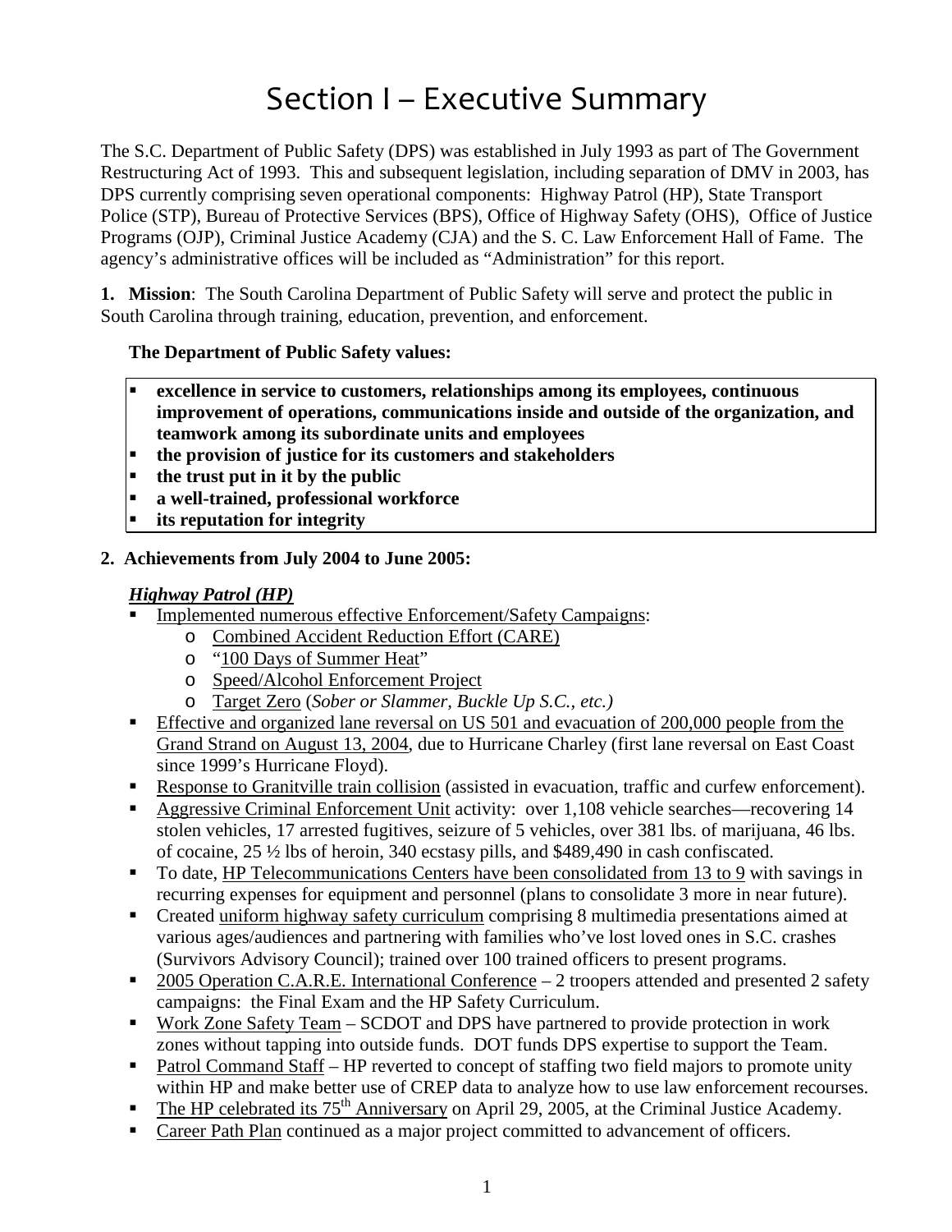# Section I – Executive Summary

The S.C. Department of Public Safety (DPS) was established in July 1993 as part of The Government Restructuring Act of 1993. This and subsequent legislation, including separation of DMV in 2003, has DPS currently comprising seven operational components: Highway Patrol (HP), State Transport Police (STP), Bureau of Protective Services (BPS), Office of Highway Safety (OHS), Office of Justice Programs (OJP), Criminal Justice Academy (CJA) and the S. C. Law Enforcement Hall of Fame. The agency's administrative offices will be included as "Administration" for this report.

**1. Mission**: The South Carolina Department of Public Safety will serve and protect the public in South Carolina through training, education, prevention, and enforcement.

**The Department of Public Safety values:**

- **excellence in service to customers, relationships among its employees, continuous improvement of operations, communications inside and outside of the organization, and teamwork among its subordinate units and employees**
- **the provision of justice for its customers and stakeholders**
- **the trust put in it by the public**
- **a well-trained, professional workforce**
- **its reputation for integrity**

**2. Achievements from July 2004 to June 2005:**

***Highway Patrol (HP)***

- Implemented numerous effective Enforcement/Safety Campaigns:
  - Combined Accident Reduction Effort (CARE)
  - "100 Days of Summer Heat"
  - Speed/Alcohol Enforcement Project
  - Target Zero (*Sober or Slammer, Buckle Up S.C., etc.)*
- Effective and organized lane reversal on US 501 and evacuation of 200,000 people from the Grand Strand on August 13, 2004, due to Hurricane Charley (first lane reversal on East Coast since 1999's Hurricane Floyd).
- Response to Granitville train collision (assisted in evacuation, traffic and curfew enforcement).
- Aggressive Criminal Enforcement Unit activity: over 1,108 vehicle searches—recovering 14 stolen vehicles, 17 arrested fugitives, seizure of 5 vehicles, over 381 lbs. of marijuana, 46 lbs. of cocaine, 25 ½ lbs of heroin, 340 ecstasy pills, and $489,490 in cash confiscated.
- To date, HP Telecommunications Centers have been consolidated from 13 to 9 with savings in recurring expenses for equipment and personnel (plans to consolidate 3 more in near future).
- Created uniform highway safety curriculum comprising 8 multimedia presentations aimed at various ages/audiences and partnering with families who've lost loved ones in S.C. crashes (Survivors Advisory Council); trained over 100 trained officers to present programs.
- 2005 Operation C.A.R.E. International Conference – 2 troopers attended and presented 2 safety campaigns: the Final Exam and the HP Safety Curriculum.
- Work Zone Safety Team – SCDOT and DPS have partnered to provide protection in work zones without tapping into outside funds. DOT funds DPS expertise to support the Team.
- Patrol Command Staff – HP reverted to concept of staffing two field majors to promote unity within HP and make better use of CREP data to analyze how to use law enforcement recourses.
- The HP celebrated its 75th Anniversary on April 29, 2005, at the Criminal Justice Academy.
- Career Path Plan continued as a major project committed to advancement of officers.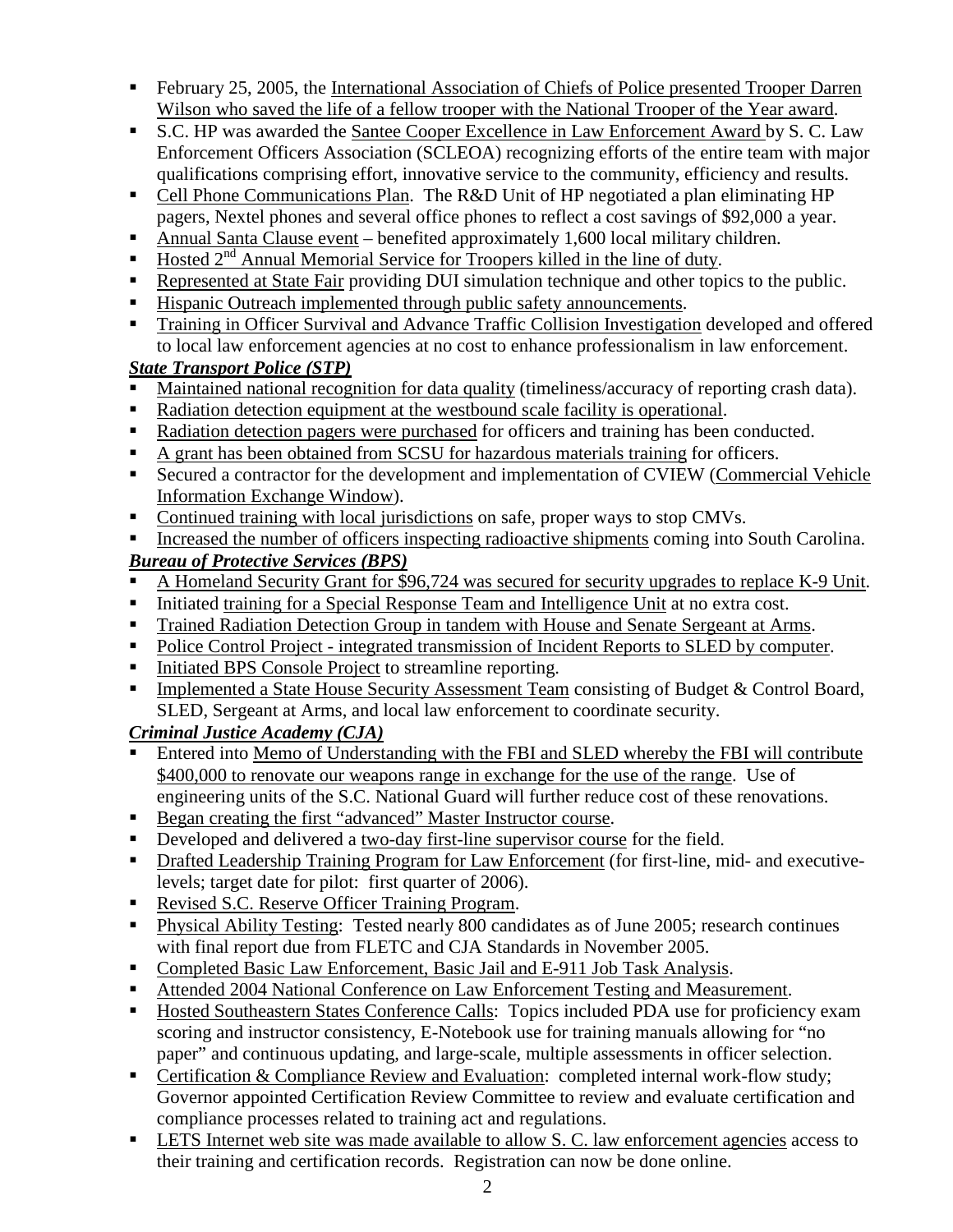- February 25, 2005, the International Association of Chiefs of Police presented Trooper Darren Wilson who saved the life of a fellow trooper with the National Trooper of the Year award.
- S.C. HP was awarded the Santee Cooper Excellence in Law Enforcement Award by S. C. Law Enforcement Officers Association (SCLEOA) recognizing efforts of the entire team with major qualifications comprising effort, innovative service to the community, efficiency and results.
- Cell Phone Communications Plan. The R&D Unit of HP negotiated a plan eliminating HP pagers, Nextel phones and several office phones to reflect a cost savings of $92,000 a year.
- Annual Santa Clause event – benefited approximately 1,600 local military children.
- Hosted 2nd Annual Memorial Service for Troopers killed in the line of duty.
- Represented at State Fair providing DUI simulation technique and other topics to the public.
- Hispanic Outreach implemented through public safety announcements.
- Training in Officer Survival and Advance Traffic Collision Investigation developed and offered to local law enforcement agencies at no cost to enhance professionalism in law enforcement.

***State Transport Police (STP)***

- Maintained national recognition for data quality (timeliness/accuracy of reporting crash data).
- Radiation detection equipment at the westbound scale facility is operational.
- Radiation detection pagers were purchased for officers and training has been conducted.
- A grant has been obtained from SCSU for hazardous materials training for officers.
- Secured a contractor for the development and implementation of CVIEW (Commercial Vehicle Information Exchange Window).
- Continued training with local jurisdictions on safe, proper ways to stop CMVs.
- Increased the number of officers inspecting radioactive shipments coming into South Carolina.

***Bureau of Protective Services (BPS)***

- A Homeland Security Grant for $96,724 was secured for security upgrades to replace K-9 Unit.
- Initiated training for a Special Response Team and Intelligence Unit at no extra cost.
- Trained Radiation Detection Group in tandem with House and Senate Sergeant at Arms.
- Police Control Project - integrated transmission of Incident Reports to SLED by computer.
- Initiated BPS Console Project to streamline reporting.
- Implemented a State House Security Assessment Team consisting of Budget & Control Board, SLED, Sergeant at Arms, and local law enforcement to coordinate security.

***Criminal Justice Academy (CJA)***

- Entered into Memo of Understanding with the FBI and SLED whereby the FBI will contribute $400,000 to renovate our weapons range in exchange for the use of the range. Use of engineering units of the S.C. National Guard will further reduce cost of these renovations.
- Began creating the first "advanced" Master Instructor course.
- Developed and delivered a two-day first-line supervisor course for the field.
- Drafted Leadership Training Program for Law Enforcement (for first-line, mid- and executive-levels; target date for pilot: first quarter of 2006).
- Revised S.C. Reserve Officer Training Program.
- Physical Ability Testing: Tested nearly 800 candidates as of June 2005; research continues with final report due from FLETC and CJA Standards in November 2005.
- Completed Basic Law Enforcement, Basic Jail and E-911 Job Task Analysis.
- Attended 2004 National Conference on Law Enforcement Testing and Measurement.
- Hosted Southeastern States Conference Calls: Topics included PDA use for proficiency exam scoring and instructor consistency, E-Notebook use for training manuals allowing for "no paper" and continuous updating, and large-scale, multiple assessments in officer selection.
- Certification & Compliance Review and Evaluation: completed internal work-flow study; Governor appointed Certification Review Committee to review and evaluate certification and compliance processes related to training act and regulations.
- LETS Internet web site was made available to allow S. C. law enforcement agencies access to their training and certification records. Registration can now be done online.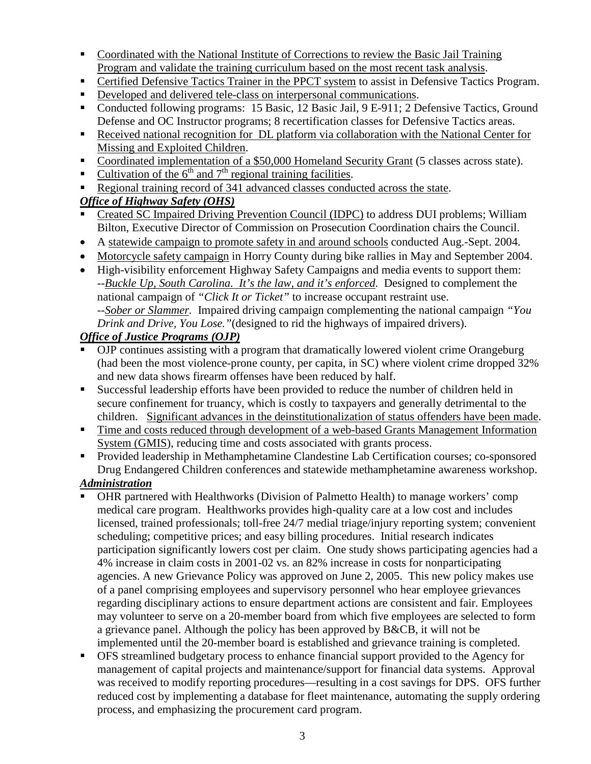- Coordinated with the National Institute of Corrections to review the Basic Jail Training Program and validate the training curriculum based on the most recent task analysis.
- Certified Defensive Tactics Trainer in the PPCT system to assist in Defensive Tactics Program.
- Developed and delivered tele-class on interpersonal communications.
- Conducted following programs: 15 Basic, 12 Basic Jail, 9 E-911; 2 Defensive Tactics, Ground Defense and OC Instructor programs; 8 recertification classes for Defensive Tactics areas.
- Received national recognition for DL platform via collaboration with the National Center for Missing and Exploited Children.
- Coordinated implementation of a $50,000 Homeland Security Grant (5 classes across state).
- Cultivation of the 6th and 7th regional training facilities.
- Regional training record of 341 advanced classes conducted across the state.

***Office of Highway Safety (OHS)***

- Created SC Impaired Driving Prevention Council (IDPC) to address DUI problems; William Bilton, Executive Director of Commission on Prosecution Coordination chairs the Council.
- A statewide campaign to promote safety in and around schools conducted Aug.-Sept. 2004.
- Motorcycle safety campaign in Horry County during bike rallies in May and September 2004.
- High-visibility enforcement Highway Safety Campaigns and media events to support them:
  --*Buckle Up, South Carolina. It's the law, and it's enforced.* Designed to complement the national campaign of *"Click It or Ticket"* to increase occupant restraint use.
  --*Sober or Slammer.* Impaired driving campaign complementing the national campaign *"You Drink and Drive, You Lose."*(designed to rid the highways of impaired drivers).

***Office of Justice Programs (OJP)***

- OJP continues assisting with a program that dramatically lowered violent crime Orangeburg (had been the most violence-prone county, per capita, in SC) where violent crime dropped 32% and new data shows firearm offenses have been reduced by half.
- Successful leadership efforts have been provided to reduce the number of children held in secure confinement for truancy, which is costly to taxpayers and generally detrimental to the children. Significant advances in the deinstitutionalization of status offenders have been made.
- Time and costs reduced through development of a web-based Grants Management Information System (GMIS), reducing time and costs associated with grants process.
- Provided leadership in Methamphetamine Clandestine Lab Certification courses; co-sponsored Drug Endangered Children conferences and statewide methamphetamine awareness workshop.

***Administration***

- OHR partnered with Healthworks (Division of Palmetto Health) to manage workers' comp medical care program. Healthworks provides high-quality care at a low cost and includes licensed, trained professionals; toll-free 24/7 medial triage/injury reporting system; convenient scheduling; competitive prices; and easy billing procedures. Initial research indicates participation significantly lowers cost per claim. One study shows participating agencies had a 4% increase in claim costs in 2001-02 vs. an 82% increase in costs for nonparticipating agencies. A new Grievance Policy was approved on June 2, 2005. This new policy makes use of a panel comprising employees and supervisory personnel who hear employee grievances regarding disciplinary actions to ensure department actions are consistent and fair. Employees may volunteer to serve on a 20-member board from which five employees are selected to form a grievance panel. Although the policy has been approved by B&CB, it will not be implemented until the 20-member board is established and grievance training is completed.
- OFS streamlined budgetary process to enhance financial support provided to the Agency for management of capital projects and maintenance/support for financial data systems. Approval was received to modify reporting procedures—resulting in a cost savings for DPS. OFS further reduced cost by implementing a database for fleet maintenance, automating the supply ordering process, and emphasizing the procurement card program.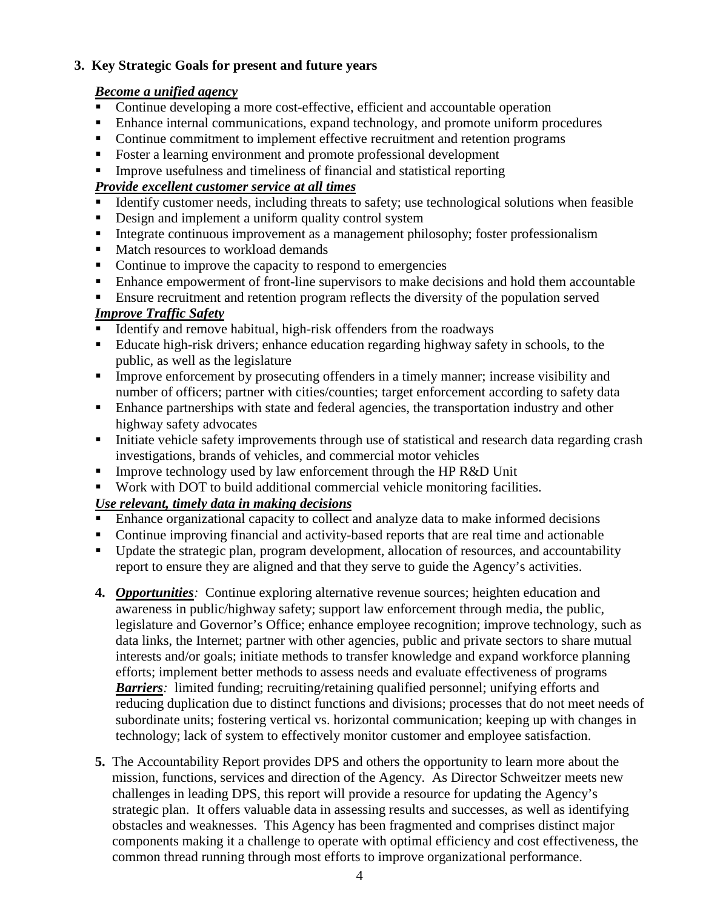**3. Key Strategic Goals for present and future years**

***Become a unified agency***

- Continue developing a more cost-effective, efficient and accountable operation
- Enhance internal communications, expand technology, and promote uniform procedures
- Continue commitment to implement effective recruitment and retention programs
- Foster a learning environment and promote professional development
- Improve usefulness and timeliness of financial and statistical reporting

***Provide excellent customer service at all times***

- Identify customer needs, including threats to safety; use technological solutions when feasible
- Design and implement a uniform quality control system
- Integrate continuous improvement as a management philosophy; foster professionalism
- Match resources to workload demands
- Continue to improve the capacity to respond to emergencies
- Enhance empowerment of front-line supervisors to make decisions and hold them accountable
- Ensure recruitment and retention program reflects the diversity of the population served

***Improve Traffic Safety***

- Identify and remove habitual, high-risk offenders from the roadways
- Educate high-risk drivers; enhance education regarding highway safety in schools, to the public, as well as the legislature
- Improve enforcement by prosecuting offenders in a timely manner; increase visibility and number of officers; partner with cities/counties; target enforcement according to safety data
- Enhance partnerships with state and federal agencies, the transportation industry and other highway safety advocates
- Initiate vehicle safety improvements through use of statistical and research data regarding crash investigations, brands of vehicles, and commercial motor vehicles
- Improve technology used by law enforcement through the HP R&D Unit
- Work with DOT to build additional commercial vehicle monitoring facilities.

***Use relevant, timely data in making decisions***

- Enhance organizational capacity to collect and analyze data to make informed decisions
- Continue improving financial and activity-based reports that are real time and actionable
- Update the strategic plan, program development, allocation of resources, and accountability report to ensure they are aligned and that they serve to guide the Agency's activities.

**4.** ***Opportunities**:* Continue exploring alternative revenue sources; heighten education and awareness in public/highway safety; support law enforcement through media, the public, legislature and Governor's Office; enhance employee recognition; improve technology, such as data links, the Internet; partner with other agencies, public and private sectors to share mutual interests and/or goals; initiate methods to transfer knowledge and expand workforce planning efforts; implement better methods to assess needs and evaluate effectiveness of programs
***Barriers**:* limited funding; recruiting/retaining qualified personnel; unifying efforts and reducing duplication due to distinct functions and divisions; processes that do not meet needs of subordinate units; fostering vertical vs. horizontal communication; keeping up with changes in technology; lack of system to effectively monitor customer and employee satisfaction.

**5.** The Accountability Report provides DPS and others the opportunity to learn more about the mission, functions, services and direction of the Agency. As Director Schweitzer meets new challenges in leading DPS, this report will provide a resource for updating the Agency's strategic plan. It offers valuable data in assessing results and successes, as well as identifying obstacles and weaknesses. This Agency has been fragmented and comprises distinct major components making it a challenge to operate with optimal efficiency and cost effectiveness, the common thread running through most efforts to improve organizational performance.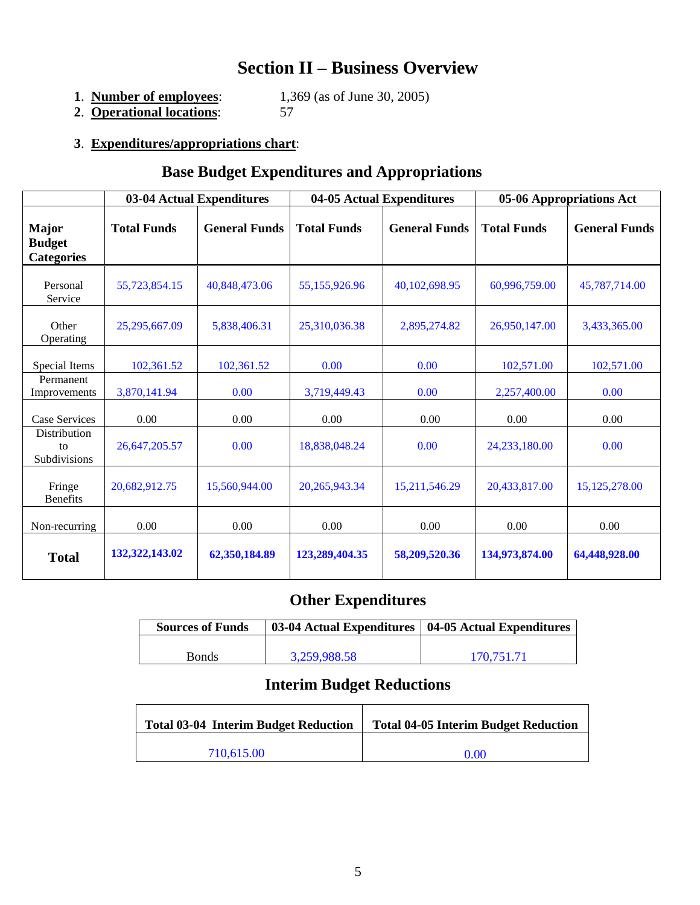# Section II – Business Overview

1. **Number of employees**: 1,369 (as of June 30, 2005)
2. **Operational locations**: 57

3. **Expenditures/appropriations chart**:

## Base Budget Expenditures and Appropriations

| | 03-04 Actual Expenditures | | 04-05 Actual Expenditures | | 05-06 Appropriations Act | |
|---|---|---|---|---|---|---|
| **Major Budget Categories** | **Total Funds** | **General Funds** | **Total Funds** | **General Funds** | **Total Funds** | **General Funds** |
| Personal Service | 55,723,854.15 | 40,848,473.06 | 55,155,926.96 | 40,102,698.95 | 60,996,759.00 | 45,787,714.00 |
| Other Operating | 25,295,667.09 | 5,838,406.31 | 25,310,036.38 | 2,895,274.82 | 26,950,147.00 | 3,433,365.00 |
| Special Items | 102,361.52 | 102,361.52 | 0.00 | 0.00 | 102,571.00 | 102,571.00 |
| Permanent Improvements | 3,870,141.94 | 0.00 | 3,719,449.43 | 0.00 | 2,257,400.00 | 0.00 |
| Case Services | 0.00 | 0.00 | 0.00 | 0.00 | 0.00 | 0.00 |
| Distribution to Subdivisions | 26,647,205.57 | 0.00 | 18,838,048.24 | 0.00 | 24,233,180.00 | 0.00 |
| Fringe Benefits | 20,682,912.75 | 15,560,944.00 | 20,265,943.34 | 15,211,546.29 | 20,433,817.00 | 15,125,278.00 |
| Non-recurring | 0.00 | 0.00 | 0.00 | 0.00 | 0.00 | 0.00 |
| **Total** | **132,322,143.02** | **62,350,184.89** | **123,289,404.35** | **58,209,520.36** | **134,973,874.00** | **64,448,928.00** |

## Other Expenditures

| Sources of Funds | 03-04 Actual Expenditures | 04-05 Actual Expenditures |
|---|---|---|
| Bonds | 3,259,988.58 | 170,751.71 |

## Interim Budget Reductions

| Total 03-04 Interim Budget Reduction | Total 04-05 Interim Budget Reduction |
|---|---|
| 710,615.00 | 0.00 |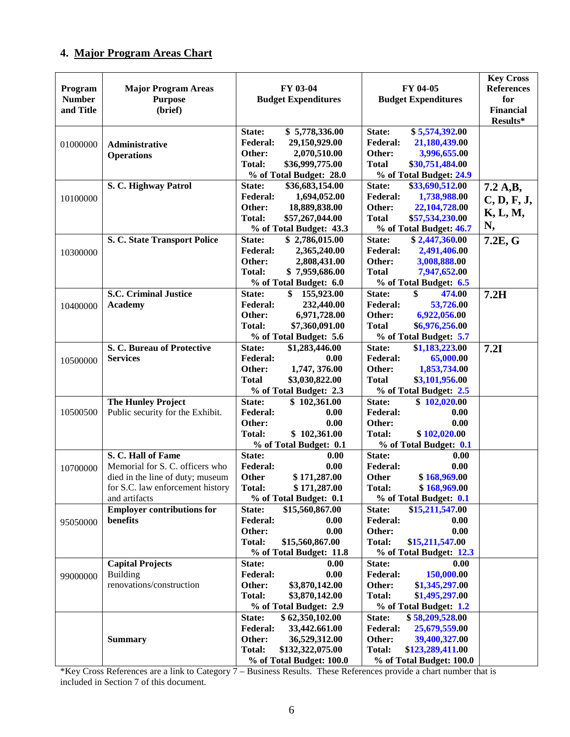## 4. Major Program Areas Chart

| Program Number and Title | Major Program Areas Purpose (brief) | FY 03-04 Budget Expenditures | FY 04-05 Budget Expenditures | Key Cross References for Financial Results* |
|---|---|---|---|---|
| 01000000 | **Administrative Operations** | **State:** $ 5,778,336.00<br>**Federal:** 29,150,929.00<br>**Other:** 2,070,510.00<br>**Total:** $36,999,775.00<br>**% of Total Budget: 28.0** | **State:** $ 5,574,392.00<br>**Federal:** 21,180,439.00<br>**Other:** 3,996,655.00<br>**Total** $30,751,484.00<br>**% of Total Budget: 24.9** | |
| 10100000 | **S. C. Highway Patrol** | **State:** $36,683,154.00<br>**Federal:** 1,694,052.00<br>**Other:** 18,889,838.00<br>**Total:** $57,267,044.00<br>**% of Total Budget: 43.3** | **State:** $33,690,512.00<br>**Federal:** 1,738,988.00<br>**Other:** 22,104,728.00<br>**Total** $57,534,230.00<br>**% of Total Budget: 46.7** | **7.2 A,B, C, D, F, J, K, L, M, N,** |
| 10300000 | **S. C. State Transport Police** | **State:** $ 2,786,015.00<br>**Federal:** 2,365,240.00<br>**Other:** 2,808,431.00<br>**Total:** $ 7,959,686.00<br>**% of Total Budget: 6.0** | **State:** $ 2,447,360.00<br>**Federal:** 2,491,406.00<br>**Other:** 3,008,888.00<br>**Total** 7,947,652.00<br>**% of Total Budget: 6.5** | **7.2E, G** |
| 10400000 | **S.C. Criminal Justice Academy** | **State:** $ 155,923.00<br>**Federal:** 232,440.00<br>**Other:** 6,971,728.00<br>**Total:** $7,360,091.00<br>**% of Total Budget: 5.6** | **State:** $ 474.00<br>**Federal:** 53,726.00<br>**Other:** 6,922,056.00<br>**Total** $6,976,256.00<br>**% of Total Budget: 5.7** | **7.2H** |
| 10500000 | **S. C. Bureau of Protective Services** | **State:** $1,283,446.00<br>**Federal:** 0.00<br>**Other:** 1,747, 376.00<br>**Total** $3,030,822.00<br>**% of Total Budget: 2.3** | **State:** $1,183,223.00<br>**Federal:** 65,000.00<br>**Other:** 1,853,734.00<br>**Total** $3,101,956.00<br>**% of Total Budget: 2.5** | **7.2I** |
| 10500500 | **The Hunley Project**<br>Public security for the Exhibit. | **State:** $ 102,361.00<br>**Federal:** 0.00<br>**Other:** 0.00<br>**Total:** $ 102,361.00<br>**% of Total Budget: 0.1** | **State:** $ 102,020.00<br>**Federal:** 0.00<br>**Other:** 0.00<br>**Total:** $ 102,020.00<br>**% of Total Budget: 0.1** | |
| 10700000 | **S. C. Hall of Fame**<br>Memorial for S. C. officers who died in the line of duty; museum for S.C. law enforcement history and artifacts | **State:** 0.00<br>**Federal:** 0.00<br>**Other** $ 171,287.00<br>**Total:** $ 171,287.00<br>**% of Total Budget: 0.1** | **State:** 0.00<br>**Federal:** 0.00<br>**Other** $ 168,969.00<br>**Total:** $ 168,969.00<br>**% of Total Budget: 0.1** | |
| 95050000 | **Employer contributions for benefits** | **State:** $15,560,867.00<br>**Federal:** 0.00<br>**Other:** 0.00<br>**Total:** $15,560,867.00<br>**% of Total Budget: 11.8** | **State:** $15,211,547.00<br>**Federal:** 0.00<br>**Other:** 0.00<br>**Total:** $15,211,547.00<br>**% of Total Budget: 12.3** | |
| 99000000 | **Capital Projects**<br>Building renovations/construction | **State:** 0.00<br>**Federal:** 0.00<br>**Other:** $3,870,142.00<br>**Total:** $3,870,142.00<br>**% of Total Budget: 2.9** | **State:** 0.00<br>**Federal:** 150,000.00<br>**Other:** $1,345,297.00<br>**Total:** $1,495,297.00<br>**% of Total Budget: 1.2** | |
| | **Summary** | **State:** $ 62,350,102.00<br>**Federal:** 33,442.661.00<br>**Other:** 36,529,312.00<br>**Total:** $132,322,075.00<br>**% of Total Budget: 100.0** | **State:** $ 58,209,528.00<br>**Federal:** 25,679,559.00<br>**Other:** 39,400,327.00<br>**Total:** $123,289,411.00<br>**% of Total Budget: 100.0** | |

*Key Cross References are a link to Category 7 – Business Results. These References provide a chart number that is included in Section 7 of this document.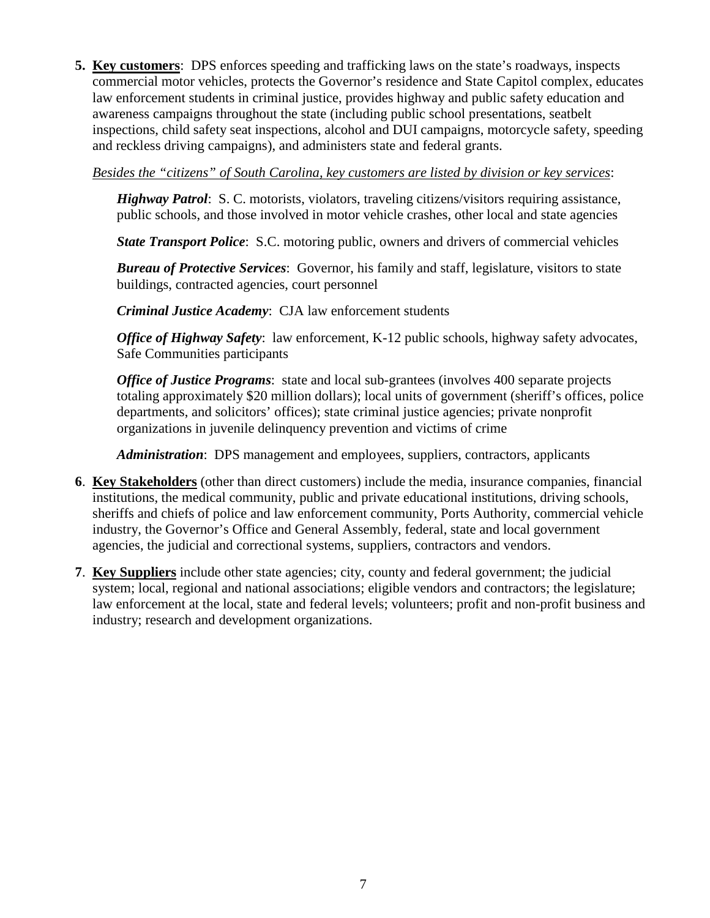**5. <u>Key customers</u>**: DPS enforces speeding and trafficking laws on the state's roadways, inspects commercial motor vehicles, protects the Governor's residence and State Capitol complex, educates law enforcement students in criminal justice, provides highway and public safety education and awareness campaigns throughout the state (including public school presentations, seatbelt inspections, child safety seat inspections, alcohol and DUI campaigns, motorcycle safety, speeding and reckless driving campaigns), and administers state and federal grants.

*<u>Besides the "citizens" of South Carolina, key customers are listed by division or key services</u>*:

***Highway Patrol***: S. C. motorists, violators, traveling citizens/visitors requiring assistance, public schools, and those involved in motor vehicle crashes, other local and state agencies

***State Transport Police***: S.C. motoring public, owners and drivers of commercial vehicles

***Bureau of Protective Services***: Governor, his family and staff, legislature, visitors to state buildings, contracted agencies, court personnel

***Criminal Justice Academy***: CJA law enforcement students

***Office of Highway Safety***: law enforcement, K-12 public schools, highway safety advocates, Safe Communities participants

***Office of Justice Programs***: state and local sub-grantees (involves 400 separate projects totaling approximately $20 million dollars); local units of government (sheriff's offices, police departments, and solicitors' offices); state criminal justice agencies; private nonprofit organizations in juvenile delinquency prevention and victims of crime

***Administration***: DPS management and employees, suppliers, contractors, applicants

**6**. **<u>Key Stakeholders</u>** (other than direct customers) include the media, insurance companies, financial institutions, the medical community, public and private educational institutions, driving schools, sheriffs and chiefs of police and law enforcement community, Ports Authority, commercial vehicle industry, the Governor's Office and General Assembly, federal, state and local government agencies, the judicial and correctional systems, suppliers, contractors and vendors.

**7**. **<u>Key Suppliers</u>** include other state agencies; city, county and federal government; the judicial system; local, regional and national associations; eligible vendors and contractors; the legislature; law enforcement at the local, state and federal levels; volunteers; profit and non-profit business and industry; research and development organizations.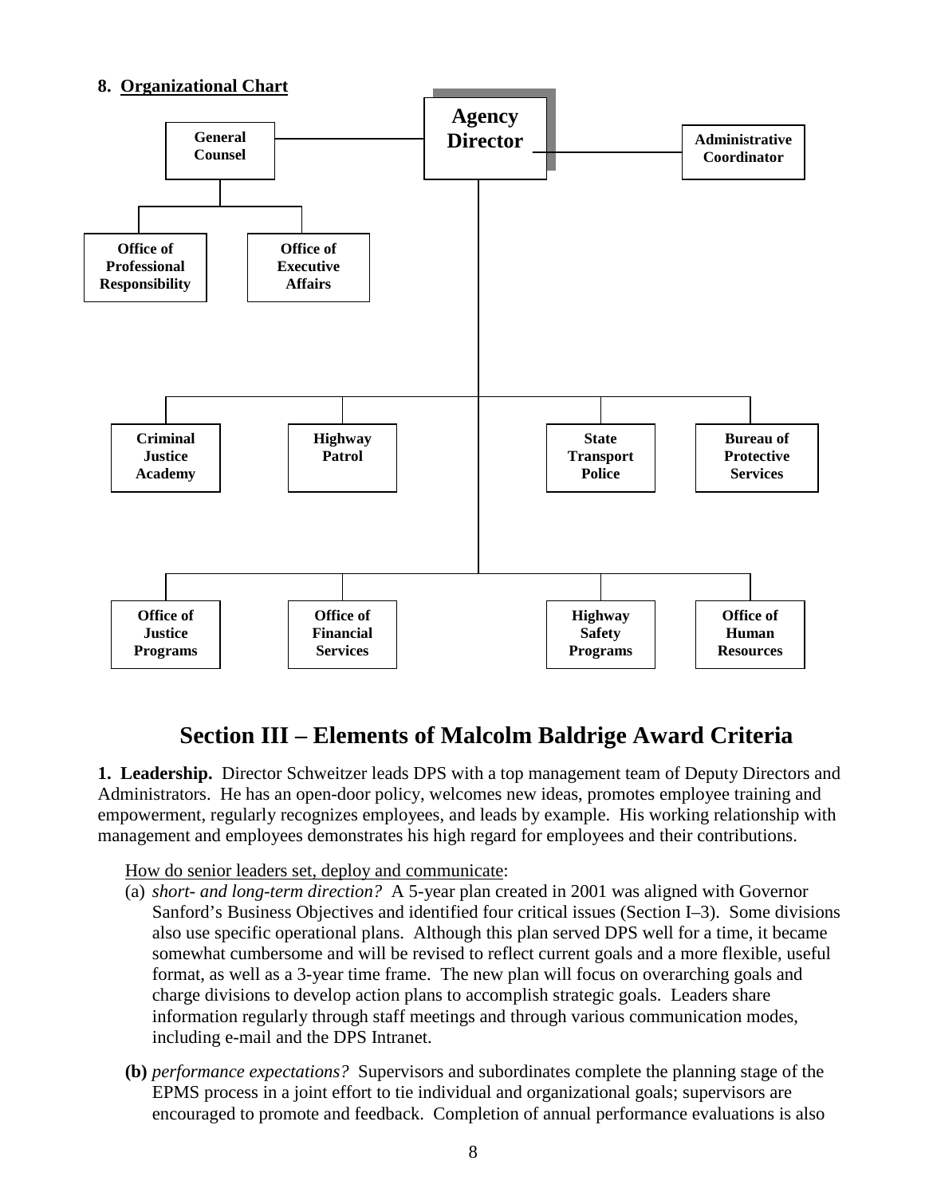**8. Organizational Chart**

- **Agency Director**
  - **General Counsel**
    - **Office of Professional Responsibility**
    - **Office of Executive Affairs**
  - **Administrative Coordinator**
  - **Criminal Justice Academy**
  - **Highway Patrol**
  - **State Transport Police**
  - **Bureau of Protective Services**
  - **Office of Justice Programs**
  - **Office of Financial Services**
  - **Highway Safety Programs**
  - **Office of Human Resources**

## Section III – Elements of Malcolm Baldrige Award Criteria

**1. Leadership.** Director Schweitzer leads DPS with a top management team of Deputy Directors and Administrators. He has an open-door policy, welcomes new ideas, promotes employee training and empowerment, regularly recognizes employees, and leads by example. His working relationship with management and employees demonstrates his high regard for employees and their contributions.

How do senior leaders set, deploy and communicate:

(a) *short- and long-term direction?* A 5-year plan created in 2001 was aligned with Governor Sanford's Business Objectives and identified four critical issues (Section I–3). Some divisions also use specific operational plans. Although this plan served DPS well for a time, it became somewhat cumbersome and will be revised to reflect current goals and a more flexible, useful format, as well as a 3-year time frame. The new plan will focus on overarching goals and charge divisions to develop action plans to accomplish strategic goals. Leaders share information regularly through staff meetings and through various communication modes, including e-mail and the DPS Intranet.

**(b)** *performance expectations?* Supervisors and subordinates complete the planning stage of the EPMS process in a joint effort to tie individual and organizational goals; supervisors are encouraged to promote and feedback. Completion of annual performance evaluations is also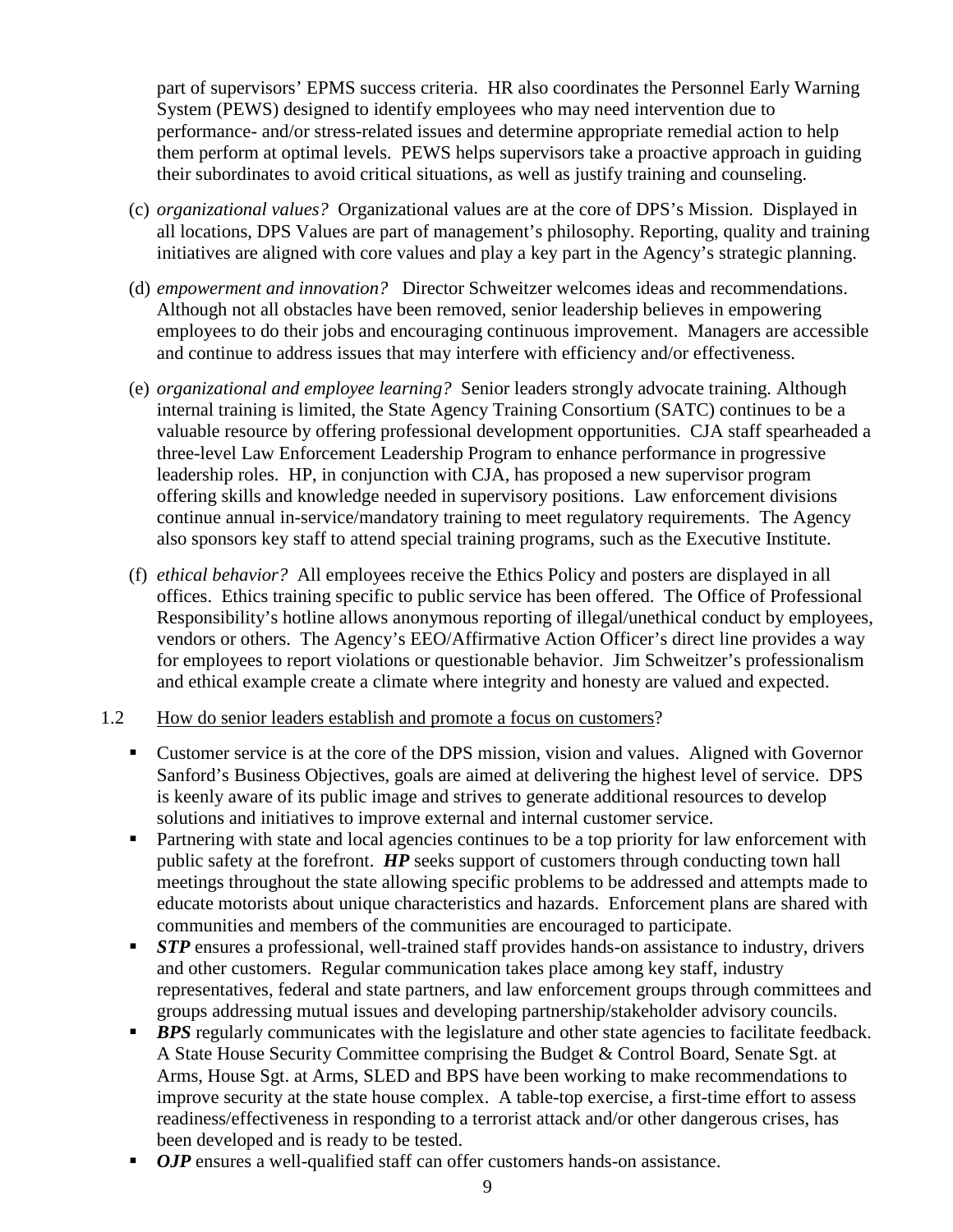part of supervisors' EPMS success criteria. HR also coordinates the Personnel Early Warning System (PEWS) designed to identify employees who may need intervention due to performance- and/or stress-related issues and determine appropriate remedial action to help them perform at optimal levels. PEWS helps supervisors take a proactive approach in guiding their subordinates to avoid critical situations, as well as justify training and counseling.

(c) *organizational values?* Organizational values are at the core of DPS's Mission. Displayed in all locations, DPS Values are part of management's philosophy. Reporting, quality and training initiatives are aligned with core values and play a key part in the Agency's strategic planning.

(d) *empowerment and innovation?* Director Schweitzer welcomes ideas and recommendations. Although not all obstacles have been removed, senior leadership believes in empowering employees to do their jobs and encouraging continuous improvement. Managers are accessible and continue to address issues that may interfere with efficiency and/or effectiveness.

(e) *organizational and employee learning?* Senior leaders strongly advocate training. Although internal training is limited, the State Agency Training Consortium (SATC) continues to be a valuable resource by offering professional development opportunities. CJA staff spearheaded a three-level Law Enforcement Leadership Program to enhance performance in progressive leadership roles. HP, in conjunction with CJA, has proposed a new supervisor program offering skills and knowledge needed in supervisory positions. Law enforcement divisions continue annual in-service/mandatory training to meet regulatory requirements. The Agency also sponsors key staff to attend special training programs, such as the Executive Institute.

(f) *ethical behavior?* All employees receive the Ethics Policy and posters are displayed in all offices. Ethics training specific to public service has been offered. The Office of Professional Responsibility's hotline allows anonymous reporting of illegal/unethical conduct by employees, vendors or others. The Agency's EEO/Affirmative Action Officer's direct line provides a way for employees to report violations or questionable behavior. Jim Schweitzer's professionalism and ethical example create a climate where integrity and honesty are valued and expected.

1.2 How do senior leaders establish and promote a focus on customers?

- Customer service is at the core of the DPS mission, vision and values. Aligned with Governor Sanford's Business Objectives, goals are aimed at delivering the highest level of service. DPS is keenly aware of its public image and strives to generate additional resources to develop solutions and initiatives to improve external and internal customer service.
- Partnering with state and local agencies continues to be a top priority for law enforcement with public safety at the forefront. ***HP*** seeks support of customers through conducting town hall meetings throughout the state allowing specific problems to be addressed and attempts made to educate motorists about unique characteristics and hazards. Enforcement plans are shared with communities and members of the communities are encouraged to participate.
- ***STP*** ensures a professional, well-trained staff provides hands-on assistance to industry, drivers and other customers. Regular communication takes place among key staff, industry representatives, federal and state partners, and law enforcement groups through committees and groups addressing mutual issues and developing partnership/stakeholder advisory councils.
- ***BPS*** regularly communicates with the legislature and other state agencies to facilitate feedback. A State House Security Committee comprising the Budget & Control Board, Senate Sgt. at Arms, House Sgt. at Arms, SLED and BPS have been working to make recommendations to improve security at the state house complex. A table-top exercise, a first-time effort to assess readiness/effectiveness in responding to a terrorist attack and/or other dangerous crises, has been developed and is ready to be tested.
- ***OJP*** ensures a well-qualified staff can offer customers hands-on assistance.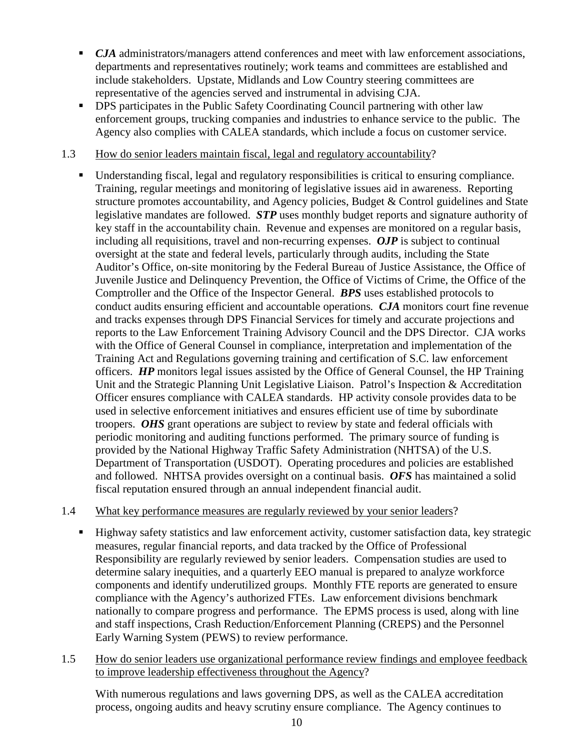- ***CJA*** administrators/managers attend conferences and meet with law enforcement associations, departments and representatives routinely; work teams and committees are established and include stakeholders. Upstate, Midlands and Low Country steering committees are representative of the agencies served and instrumental in advising CJA.
- DPS participates in the Public Safety Coordinating Council partnering with other law enforcement groups, trucking companies and industries to enhance service to the public. The Agency also complies with CALEA standards, which include a focus on customer service.

1.3 How do senior leaders maintain fiscal, legal and regulatory accountability?

- Understanding fiscal, legal and regulatory responsibilities is critical to ensuring compliance. Training, regular meetings and monitoring of legislative issues aid in awareness. Reporting structure promotes accountability, and Agency policies, Budget & Control guidelines and State legislative mandates are followed. ***STP*** uses monthly budget reports and signature authority of key staff in the accountability chain. Revenue and expenses are monitored on a regular basis, including all requisitions, travel and non-recurring expenses. ***OJP*** is subject to continual oversight at the state and federal levels, particularly through audits, including the State Auditor's Office, on-site monitoring by the Federal Bureau of Justice Assistance, the Office of Juvenile Justice and Delinquency Prevention, the Office of Victims of Crime, the Office of the Comptroller and the Office of the Inspector General. ***BPS*** uses established protocols to conduct audits ensuring efficient and accountable operations. ***CJA*** monitors court fine revenue and tracks expenses through DPS Financial Services for timely and accurate projections and reports to the Law Enforcement Training Advisory Council and the DPS Director. CJA works with the Office of General Counsel in compliance, interpretation and implementation of the Training Act and Regulations governing training and certification of S.C. law enforcement officers. ***HP*** monitors legal issues assisted by the Office of General Counsel, the HP Training Unit and the Strategic Planning Unit Legislative Liaison. Patrol's Inspection & Accreditation Officer ensures compliance with CALEA standards. HP activity console provides data to be used in selective enforcement initiatives and ensures efficient use of time by subordinate troopers. ***OHS*** grant operations are subject to review by state and federal officials with periodic monitoring and auditing functions performed. The primary source of funding is provided by the National Highway Traffic Safety Administration (NHTSA) of the U.S. Department of Transportation (USDOT). Operating procedures and policies are established and followed. NHTSA provides oversight on a continual basis. ***OFS*** has maintained a solid fiscal reputation ensured through an annual independent financial audit.

1.4 What key performance measures are regularly reviewed by your senior leaders?

- Highway safety statistics and law enforcement activity, customer satisfaction data, key strategic measures, regular financial reports, and data tracked by the Office of Professional Responsibility are regularly reviewed by senior leaders. Compensation studies are used to determine salary inequities, and a quarterly EEO manual is prepared to analyze workforce components and identify underutilized groups. Monthly FTE reports are generated to ensure compliance with the Agency's authorized FTEs. Law enforcement divisions benchmark nationally to compare progress and performance. The EPMS process is used, along with line and staff inspections, Crash Reduction/Enforcement Planning (CREPS) and the Personnel Early Warning System (PEWS) to review performance.

1.5 How do senior leaders use organizational performance review findings and employee feedback to improve leadership effectiveness throughout the Agency?

With numerous regulations and laws governing DPS, as well as the CALEA accreditation process, ongoing audits and heavy scrutiny ensure compliance. The Agency continues to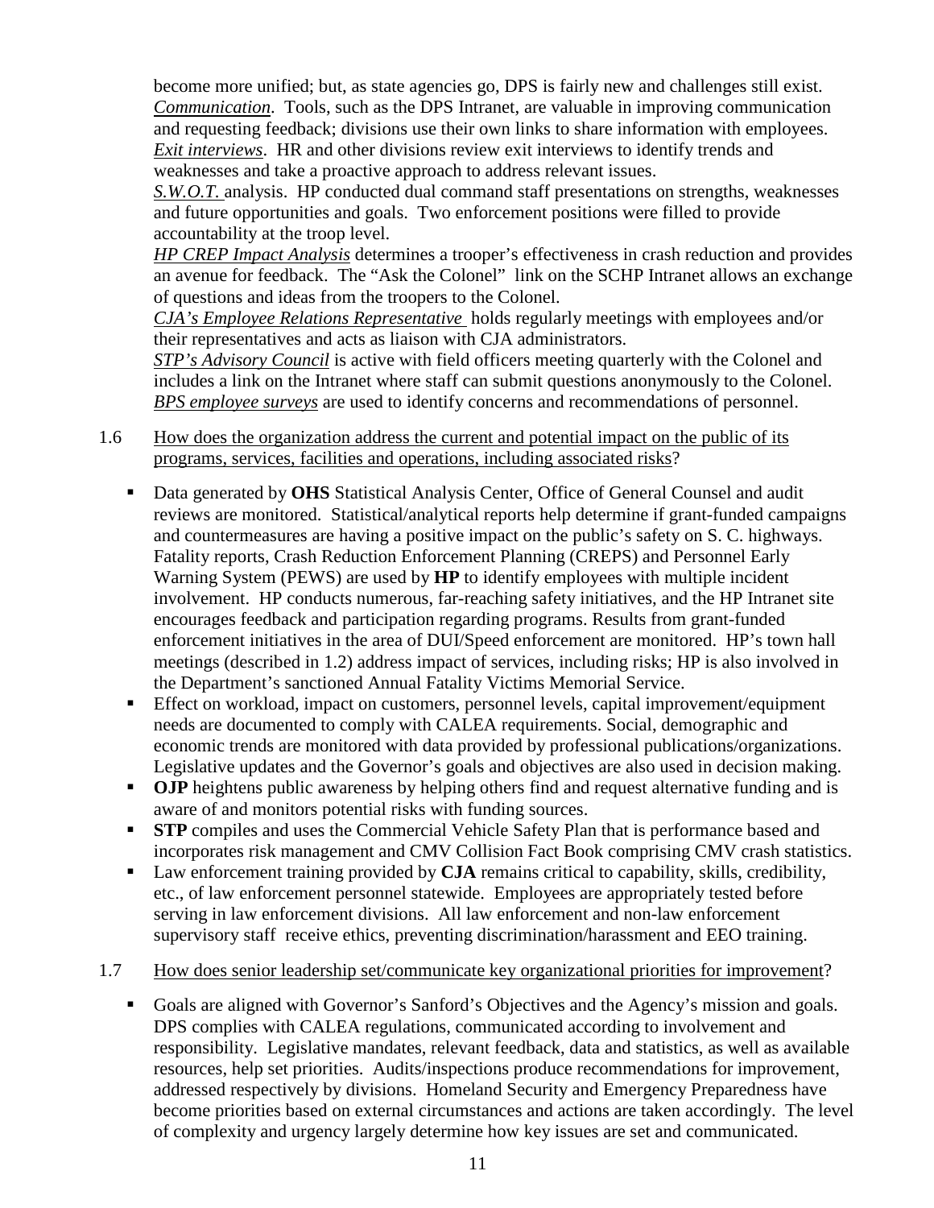become more unified; but, as state agencies go, DPS is fairly new and challenges still exist.
*Communication*. Tools, such as the DPS Intranet, are valuable in improving communication and requesting feedback; divisions use their own links to share information with employees.
*Exit interviews*. HR and other divisions review exit interviews to identify trends and weaknesses and take a proactive approach to address relevant issues.
*S.W.O.T.* analysis. HP conducted dual command staff presentations on strengths, weaknesses and future opportunities and goals. Two enforcement positions were filled to provide accountability at the troop level.
*HP CREP Impact Analysis* determines a trooper's effectiveness in crash reduction and provides an avenue for feedback. The "Ask the Colonel" link on the SCHP Intranet allows an exchange of questions and ideas from the troopers to the Colonel.
*CJA's Employee Relations Representative* holds regularly meetings with employees and/or their representatives and acts as liaison with CJA administrators.
*STP's Advisory Council* is active with field officers meeting quarterly with the Colonel and includes a link on the Intranet where staff can submit questions anonymously to the Colonel.
*BPS employee surveys* are used to identify concerns and recommendations of personnel.

1.6 How does the organization address the current and potential impact on the public of its programs, services, facilities and operations, including associated risks?

- Data generated by **OHS** Statistical Analysis Center, Office of General Counsel and audit reviews are monitored. Statistical/analytical reports help determine if grant-funded campaigns and countermeasures are having a positive impact on the public's safety on S. C. highways. Fatality reports, Crash Reduction Enforcement Planning (CREPS) and Personnel Early Warning System (PEWS) are used by **HP** to identify employees with multiple incident involvement. HP conducts numerous, far-reaching safety initiatives, and the HP Intranet site encourages feedback and participation regarding programs. Results from grant-funded enforcement initiatives in the area of DUI/Speed enforcement are monitored. HP's town hall meetings (described in 1.2) address impact of services, including risks; HP is also involved in the Department's sanctioned Annual Fatality Victims Memorial Service.
- Effect on workload, impact on customers, personnel levels, capital improvement/equipment needs are documented to comply with CALEA requirements. Social, demographic and economic trends are monitored with data provided by professional publications/organizations. Legislative updates and the Governor's goals and objectives are also used in decision making.
- **OJP** heightens public awareness by helping others find and request alternative funding and is aware of and monitors potential risks with funding sources.
- **STP** compiles and uses the Commercial Vehicle Safety Plan that is performance based and incorporates risk management and CMV Collision Fact Book comprising CMV crash statistics.
- Law enforcement training provided by **CJA** remains critical to capability, skills, credibility, etc., of law enforcement personnel statewide. Employees are appropriately tested before serving in law enforcement divisions. All law enforcement and non-law enforcement supervisory staff receive ethics, preventing discrimination/harassment and EEO training.

1.7 How does senior leadership set/communicate key organizational priorities for improvement?

- Goals are aligned with Governor's Sanford's Objectives and the Agency's mission and goals. DPS complies with CALEA regulations, communicated according to involvement and responsibility. Legislative mandates, relevant feedback, data and statistics, as well as available resources, help set priorities. Audits/inspections produce recommendations for improvement, addressed respectively by divisions. Homeland Security and Emergency Preparedness have become priorities based on external circumstances and actions are taken accordingly. The level of complexity and urgency largely determine how key issues are set and communicated.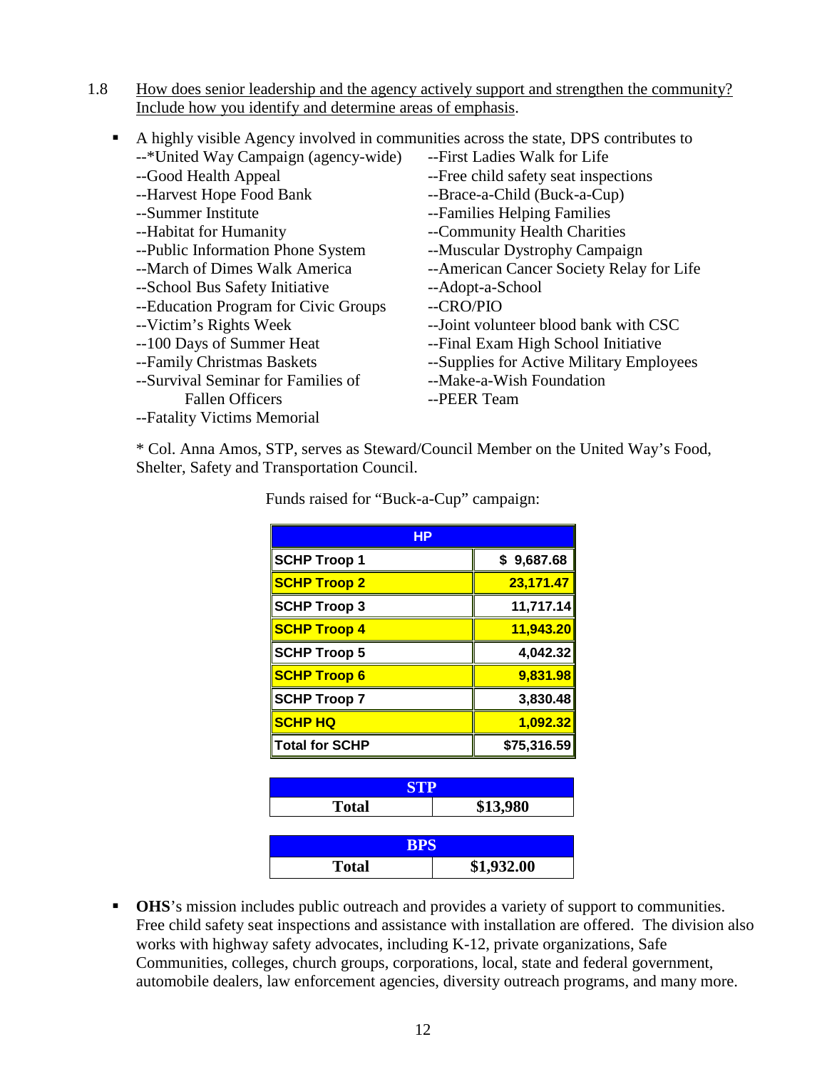1.8 How does senior leadership and the agency actively support and strengthen the community? Include how you identify and determine areas of emphasis.

- A highly visible Agency involved in communities across the state, DPS contributes to
  - --*United Way Campaign (agency-wide)
  - --Good Health Appeal
  - --Harvest Hope Food Bank
  - --Summer Institute
  - --Habitat for Humanity
  - --Public Information Phone System
  - --March of Dimes Walk America
  - --School Bus Safety Initiative
  - --Education Program for Civic Groups
  - --Victim's Rights Week
  - --100 Days of Summer Heat
  - --Family Christmas Baskets
  - --Survival Seminar for Families of Fallen Officers
  - --Fatality Victims Memorial
  - --First Ladies Walk for Life
  - --Free child safety seat inspections
  - --Brace-a-Child (Buck-a-Cup)
  - --Families Helping Families
  - --Community Health Charities
  - --Muscular Dystrophy Campaign
  - --American Cancer Society Relay for Life
  - --Adopt-a-School
  - --CRO/PIO
  - --Joint volunteer blood bank with CSC
  - --Final Exam High School Initiative
  - --Supplies for Active Military Employees
  - --Make-a-Wish Foundation
  - --PEER Team

  \* Col. Anna Amos, STP, serves as Steward/Council Member on the United Way's Food, Shelter, Safety and Transportation Council.

  Funds raised for "Buck-a-Cup" campaign:

| HP | |
|---|---|
| SCHP Troop 1 | $ 9,687.68 |
| SCHP Troop 2 | 23,171.47 |
| SCHP Troop 3 | 11,717.14 |
| SCHP Troop 4 | 11,943.20 |
| SCHP Troop 5 | 4,042.32 |
| SCHP Troop 6 | 9,831.98 |
| SCHP Troop 7 | 3,830.48 |
| SCHP HQ | 1,092.32 |
| Total for SCHP | $75,316.59 |

| STP | |
|---|---|
| Total | $13,980 |

| BPS | |
|---|---|
| Total | $1,932.00 |

- **OHS**'s mission includes public outreach and provides a variety of support to communities. Free child safety seat inspections and assistance with installation are offered. The division also works with highway safety advocates, including K-12, private organizations, Safe Communities, colleges, church groups, corporations, local, state and federal government, automobile dealers, law enforcement agencies, diversity outreach programs, and many more.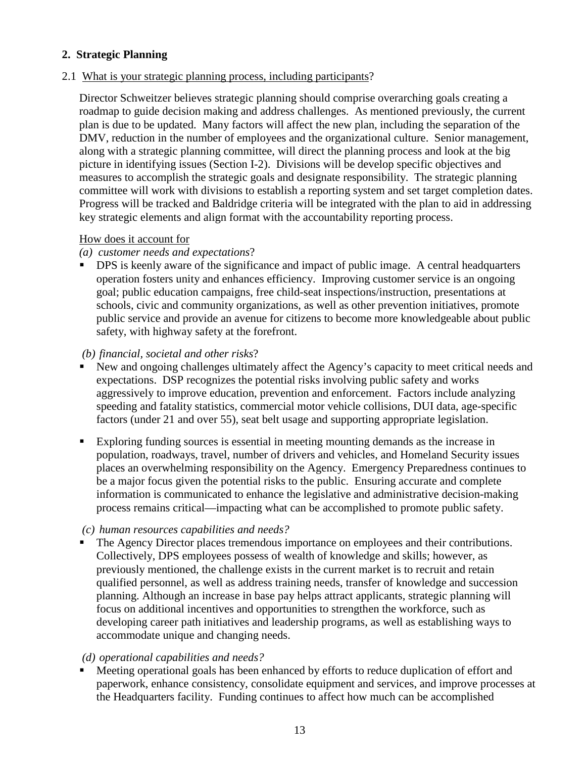## 2. Strategic Planning

2.1 <u>What is your strategic planning process, including participants</u>?

Director Schweitzer believes strategic planning should comprise overarching goals creating a roadmap to guide decision making and address challenges. As mentioned previously, the current plan is due to be updated. Many factors will affect the new plan, including the separation of the DMV, reduction in the number of employees and the organizational culture. Senior management, along with a strategic planning committee, will direct the planning process and look at the big picture in identifying issues (Section I-2). Divisions will be develop specific objectives and measures to accomplish the strategic goals and designate responsibility. The strategic planning committee will work with divisions to establish a reporting system and set target completion dates. Progress will be tracked and Baldridge criteria will be integrated with the plan to aid in addressing key strategic elements and align format with the accountability reporting process.

<u>How does it account for</u>

*(a) customer needs and expectations*?

- DPS is keenly aware of the significance and impact of public image. A central headquarters operation fosters unity and enhances efficiency. Improving customer service is an ongoing goal; public education campaigns, free child-seat inspections/instruction, presentations at schools, civic and community organizations, as well as other prevention initiatives, promote public service and provide an avenue for citizens to become more knowledgeable about public safety, with highway safety at the forefront.

*(b) financial, societal and other risks*?

- New and ongoing challenges ultimately affect the Agency's capacity to meet critical needs and expectations. DSP recognizes the potential risks involving public safety and works aggressively to improve education, prevention and enforcement. Factors include analyzing speeding and fatality statistics, commercial motor vehicle collisions, DUI data, age-specific factors (under 21 and over 55), seat belt usage and supporting appropriate legislation.
- Exploring funding sources is essential in meeting mounting demands as the increase in population, roadways, travel, number of drivers and vehicles, and Homeland Security issues places an overwhelming responsibility on the Agency. Emergency Preparedness continues to be a major focus given the potential risks to the public. Ensuring accurate and complete information is communicated to enhance the legislative and administrative decision-making process remains critical—impacting what can be accomplished to promote public safety.

*(c) human resources capabilities and needs?*

- The Agency Director places tremendous importance on employees and their contributions. Collectively, DPS employees possess of wealth of knowledge and skills; however, as previously mentioned, the challenge exists in the current market is to recruit and retain qualified personnel, as well as address training needs, transfer of knowledge and succession planning. Although an increase in base pay helps attract applicants, strategic planning will focus on additional incentives and opportunities to strengthen the workforce, such as developing career path initiatives and leadership programs, as well as establishing ways to accommodate unique and changing needs.

*(d) operational capabilities and needs?*

- Meeting operational goals has been enhanced by efforts to reduce duplication of effort and paperwork, enhance consistency, consolidate equipment and services, and improve processes at the Headquarters facility. Funding continues to affect how much can be accomplished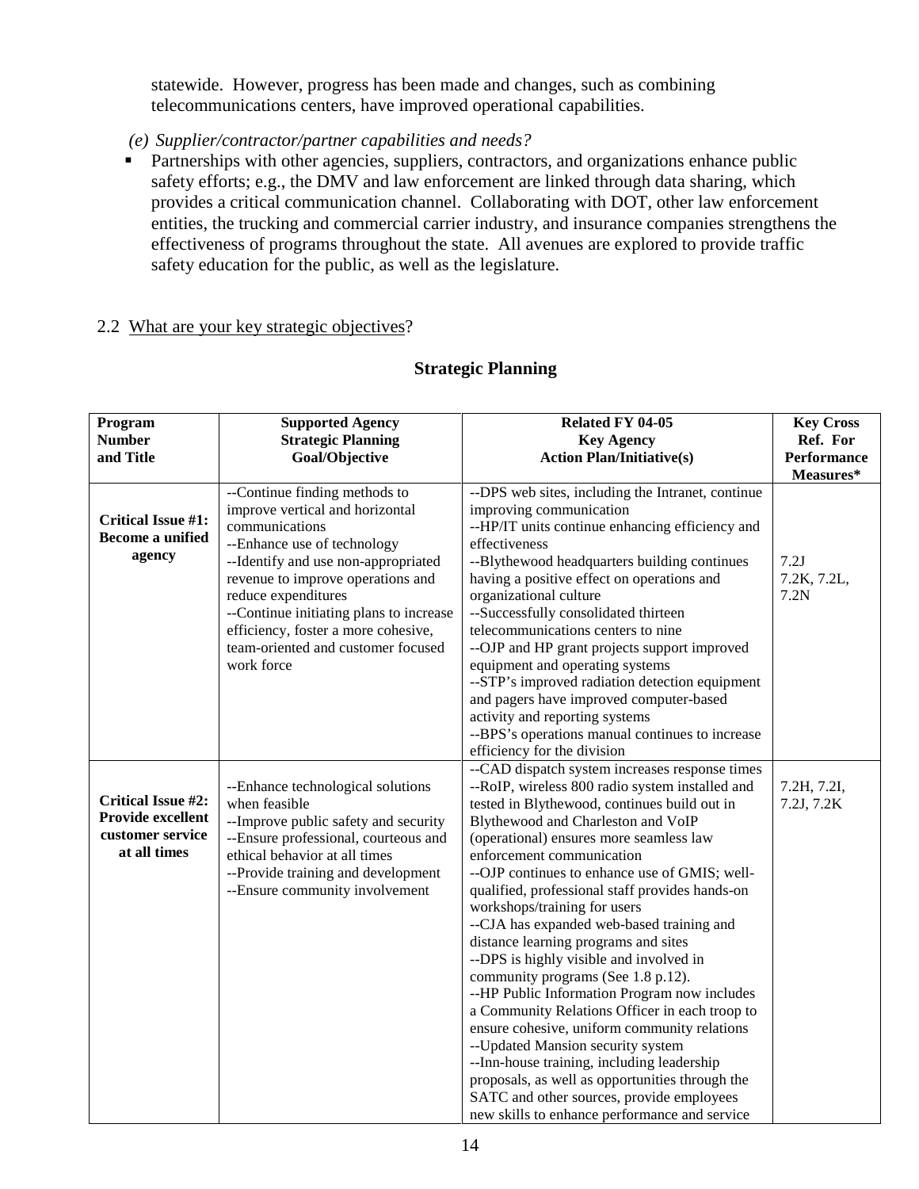statewide. However, progress has been made and changes, such as combining telecommunications centers, have improved operational capabilities.

*(e) Supplier/contractor/partner capabilities and needs?*

- Partnerships with other agencies, suppliers, contractors, and organizations enhance public safety efforts; e.g., the DMV and law enforcement are linked through data sharing, which provides a critical communication channel. Collaborating with DOT, other law enforcement entities, the trucking and commercial carrier industry, and insurance companies strengthens the effectiveness of programs throughout the state. All avenues are explored to provide traffic safety education for the public, as well as the legislature.

2.2 What are your key strategic objectives?

## Strategic Planning

| Program Number and Title | Supported Agency Strategic Planning Goal/Objective | Related FY 04-05 Key Agency Action Plan/Initiative(s) | Key Cross Ref. For Performance Measures* |
|---|---|---|---|
| **Critical Issue #1: Become a unified agency** | --Continue finding methods to improve vertical and horizontal communications<br>--Enhance use of technology<br>--Identify and use non-appropriated revenue to improve operations and reduce expenditures<br>--Continue initiating plans to increase efficiency, foster a more cohesive, team-oriented and customer focused work force | --DPS web sites, including the Intranet, continue improving communication<br>--HP/IT units continue enhancing efficiency and effectiveness<br>--Blythewood headquarters building continues having a positive effect on operations and organizational culture<br>--Successfully consolidated thirteen telecommunications centers to nine<br>--OJP and HP grant projects support improved equipment and operating systems<br>--STP's improved radiation detection equipment and pagers have improved computer-based activity and reporting systems<br>--BPS's operations manual continues to increase efficiency for the division | 7.2J<br>7.2K, 7.2L, 7.2N |
| **Critical Issue #2: Provide excellent customer service at all times** | --Enhance technological solutions when feasible<br>--Improve public safety and security<br>--Ensure professional, courteous and ethical behavior at all times<br>--Provide training and development<br>--Ensure community involvement | --CAD dispatch system increases response times<br>--RoIP, wireless 800 radio system installed and tested in Blythewood, continues build out in Blythewood and Charleston and VoIP (operational) ensures more seamless law enforcement communication<br>--OJP continues to enhance use of GMIS; well-qualified, professional staff provides hands-on workshops/training for users<br>--CJA has expanded web-based training and distance learning programs and sites<br>--DPS is highly visible and involved in community programs (See 1.8 p.12).<br>--HP Public Information Program now includes a Community Relations Officer in each troop to ensure cohesive, uniform community relations<br>--Updated Mansion security system<br>--Inn-house training, including leadership proposals, as well as opportunities through the SATC and other sources, provide employees new skills to enhance performance and service | 7.2H, 7.2I, 7.2J, 7.2K |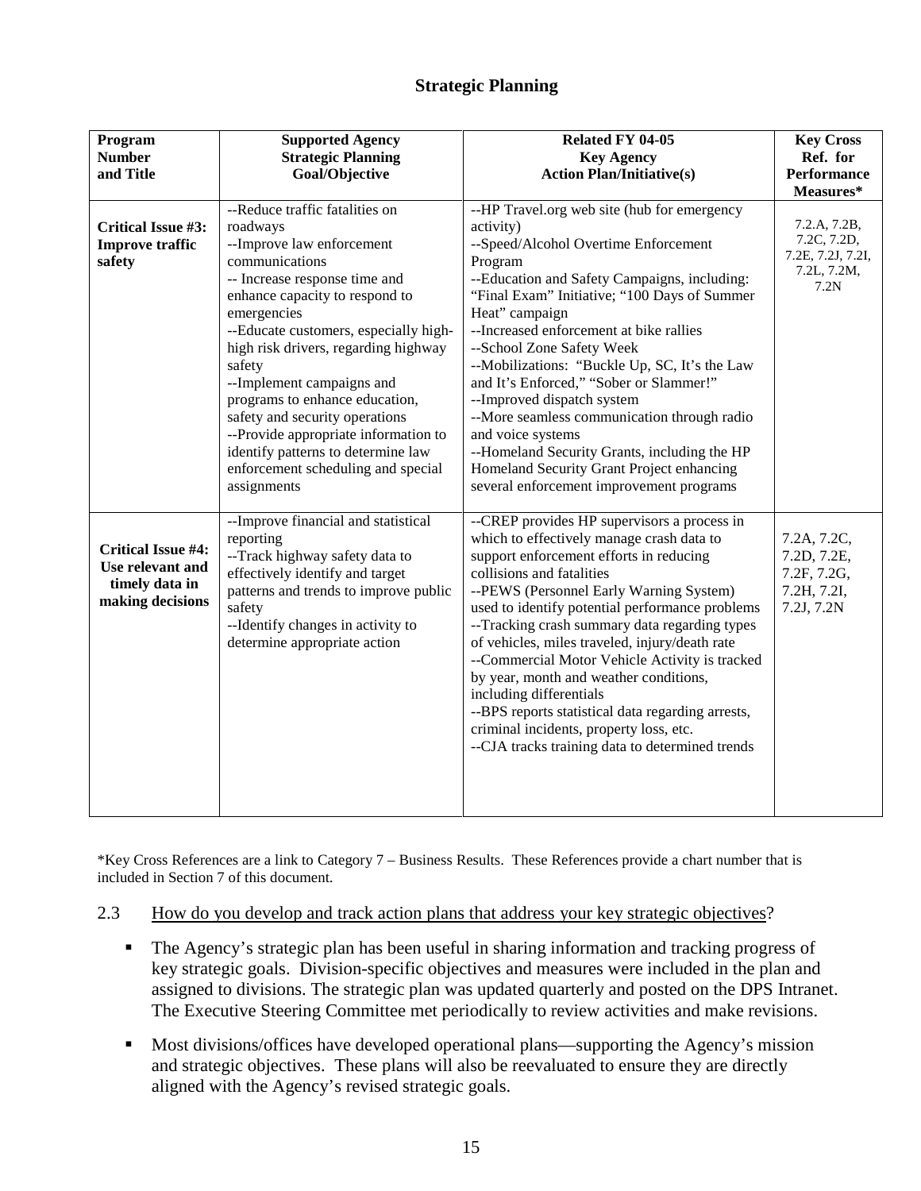## Strategic Planning

| Program Number and Title | Supported Agency Strategic Planning Goal/Objective | Related FY 04-05 Key Agency Action Plan/Initiative(s) | Key Cross Ref. for Performance Measures* |
|---|---|---|---|
| **Critical Issue #3: Improve traffic safety** | --Reduce traffic fatalities on roadways<br>--Improve law enforcement communications<br>-- Increase response time and enhance capacity to respond to emergencies<br>--Educate customers, especially high-high risk drivers, regarding highway safety<br>--Implement campaigns and programs to enhance education, safety and security operations<br>--Provide appropriate information to identify patterns to determine law enforcement scheduling and special assignments | --HP Travel.org web site (hub for emergency activity)<br>--Speed/Alcohol Overtime Enforcement Program<br>--Education and Safety Campaigns, including: "Final Exam" Initiative; "100 Days of Summer Heat" campaign<br>--Increased enforcement at bike rallies<br>--School Zone Safety Week<br>--Mobilizations: "Buckle Up, SC, It's the Law and It's Enforced," "Sober or Slammer!"<br>--Improved dispatch system<br>--More seamless communication through radio and voice systems<br>--Homeland Security Grants, including the HP Homeland Security Grant Project enhancing several enforcement improvement programs | 7.2.A, 7.2B, 7.2C, 7.2D, 7.2E, 7.2J, 7.2I, 7.2L, 7.2M, 7.2N |
| **Critical Issue #4: Use relevant and timely data in making decisions** | --Improve financial and statistical reporting<br>--Track highway safety data to effectively identify and target patterns and trends to improve public safety<br>--Identify changes in activity to determine appropriate action | --CREP provides HP supervisors a process in which to effectively manage crash data to support enforcement efforts in reducing collisions and fatalities<br>--PEWS (Personnel Early Warning System) used to identify potential performance problems<br>--Tracking crash summary data regarding types of vehicles, miles traveled, injury/death rate<br>--Commercial Motor Vehicle Activity is tracked by year, month and weather conditions, including differentials<br>--BPS reports statistical data regarding arrests, criminal incidents, property loss, etc.<br>--CJA tracks training data to determined trends | 7.2A, 7.2C, 7.2D, 7.2E, 7.2F, 7.2G, 7.2H, 7.2I, 7.2J, 7.2N |

*Key Cross References are a link to Category 7 – Business Results. These References provide a chart number that is included in Section 7 of this document.

2.3 How do you develop and track action plans that address your key strategic objectives?

- The Agency's strategic plan has been useful in sharing information and tracking progress of key strategic goals. Division-specific objectives and measures were included in the plan and assigned to divisions. The strategic plan was updated quarterly and posted on the DPS Intranet. The Executive Steering Committee met periodically to review activities and make revisions.
- Most divisions/offices have developed operational plans—supporting the Agency's mission and strategic objectives. These plans will also be reevaluated to ensure they are directly aligned with the Agency's revised strategic goals.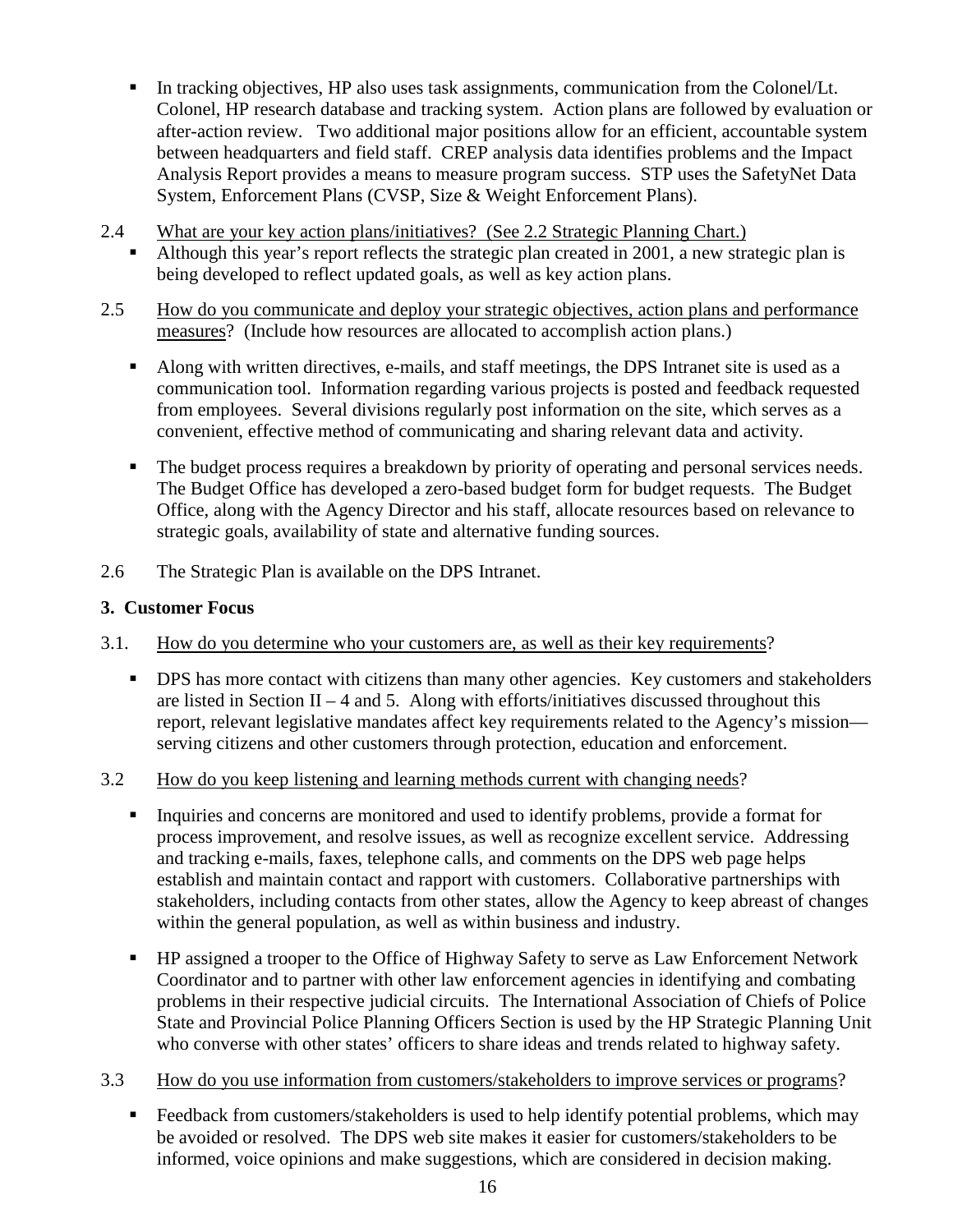- In tracking objectives, HP also uses task assignments, communication from the Colonel/Lt. Colonel, HP research database and tracking system. Action plans are followed by evaluation or after-action review. Two additional major positions allow for an efficient, accountable system between headquarters and field staff. CREP analysis data identifies problems and the Impact Analysis Report provides a means to measure program success. STP uses the SafetyNet Data System, Enforcement Plans (CVSP, Size & Weight Enforcement Plans).

2.4 What are your key action plans/initiatives? (See 2.2 Strategic Planning Chart.)

- Although this year's report reflects the strategic plan created in 2001, a new strategic plan is being developed to reflect updated goals, as well as key action plans.

2.5 How do you communicate and deploy your strategic objectives, action plans and performance measures? (Include how resources are allocated to accomplish action plans.)

- Along with written directives, e-mails, and staff meetings, the DPS Intranet site is used as a communication tool. Information regarding various projects is posted and feedback requested from employees. Several divisions regularly post information on the site, which serves as a convenient, effective method of communicating and sharing relevant data and activity.

- The budget process requires a breakdown by priority of operating and personal services needs. The Budget Office has developed a zero-based budget form for budget requests. The Budget Office, along with the Agency Director and his staff, allocate resources based on relevance to strategic goals, availability of state and alternative funding sources.

2.6 The Strategic Plan is available on the DPS Intranet.

### 3. Customer Focus

3.1. How do you determine who your customers are, as well as their key requirements?

- DPS has more contact with citizens than many other agencies. Key customers and stakeholders are listed in Section II – 4 and 5. Along with efforts/initiatives discussed throughout this report, relevant legislative mandates affect key requirements related to the Agency's mission—serving citizens and other customers through protection, education and enforcement.

3.2 How do you keep listening and learning methods current with changing needs?

- Inquiries and concerns are monitored and used to identify problems, provide a format for process improvement, and resolve issues, as well as recognize excellent service. Addressing and tracking e-mails, faxes, telephone calls, and comments on the DPS web page helps establish and maintain contact and rapport with customers. Collaborative partnerships with stakeholders, including contacts from other states, allow the Agency to keep abreast of changes within the general population, as well as within business and industry.

- HP assigned a trooper to the Office of Highway Safety to serve as Law Enforcement Network Coordinator and to partner with other law enforcement agencies in identifying and combating problems in their respective judicial circuits. The International Association of Chiefs of Police State and Provincial Police Planning Officers Section is used by the HP Strategic Planning Unit who converse with other states' officers to share ideas and trends related to highway safety.

3.3 How do you use information from customers/stakeholders to improve services or programs?

- Feedback from customers/stakeholders is used to help identify potential problems, which may be avoided or resolved. The DPS web site makes it easier for customers/stakeholders to be informed, voice opinions and make suggestions, which are considered in decision making.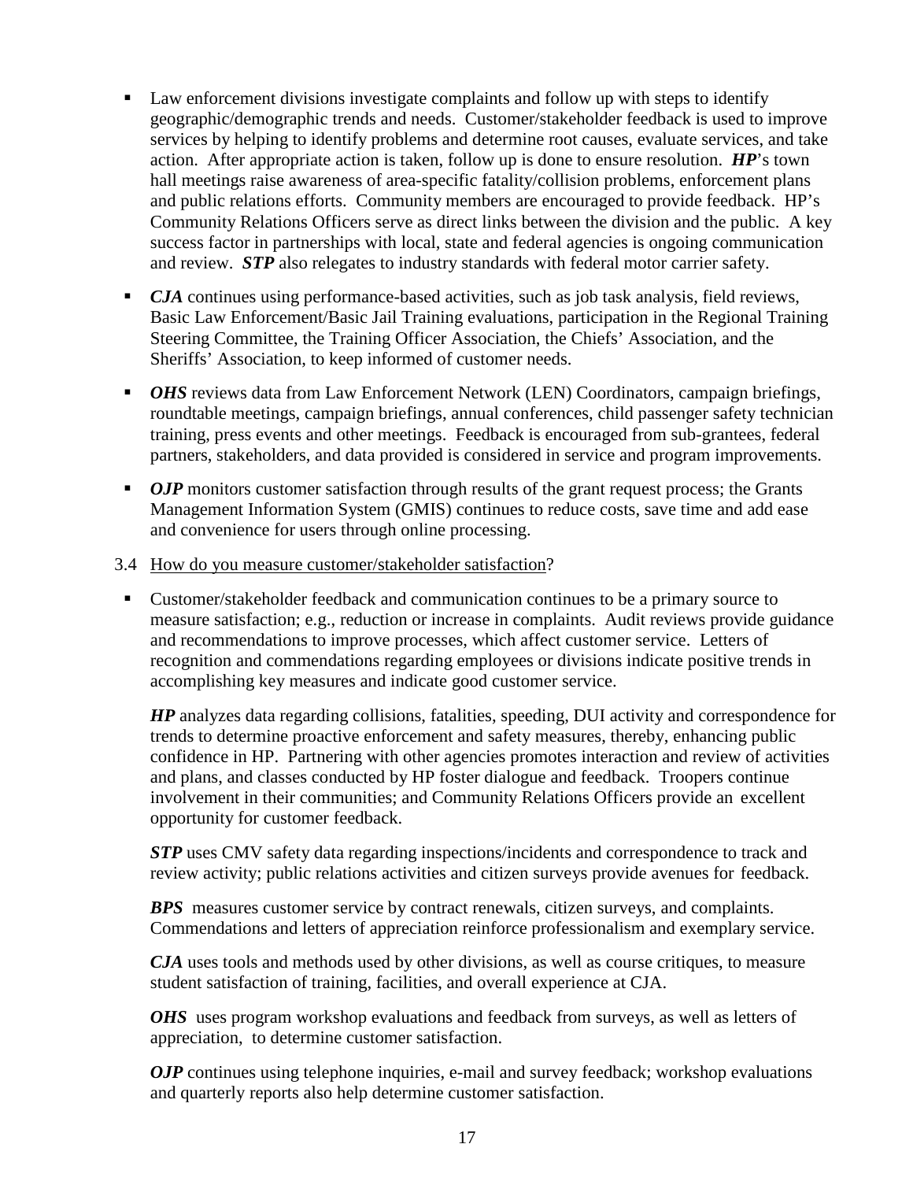- Law enforcement divisions investigate complaints and follow up with steps to identify geographic/demographic trends and needs. Customer/stakeholder feedback is used to improve services by helping to identify problems and determine root causes, evaluate services, and take action. After appropriate action is taken, follow up is done to ensure resolution. ***HP***'s town hall meetings raise awareness of area-specific fatality/collision problems, enforcement plans and public relations efforts. Community members are encouraged to provide feedback. HP's Community Relations Officers serve as direct links between the division and the public. A key success factor in partnerships with local, state and federal agencies is ongoing communication and review. ***STP*** also relegates to industry standards with federal motor carrier safety.

- ***CJA*** continues using performance-based activities, such as job task analysis, field reviews, Basic Law Enforcement/Basic Jail Training evaluations, participation in the Regional Training Steering Committee, the Training Officer Association, the Chiefs' Association, and the Sheriffs' Association, to keep informed of customer needs.

- ***OHS*** reviews data from Law Enforcement Network (LEN) Coordinators, campaign briefings, roundtable meetings, campaign briefings, annual conferences, child passenger safety technician training, press events and other meetings. Feedback is encouraged from sub-grantees, federal partners, stakeholders, and data provided is considered in service and program improvements.

- ***OJP*** monitors customer satisfaction through results of the grant request process; the Grants Management Information System (GMIS) continues to reduce costs, save time and add ease and convenience for users through online processing.

3.4 <u>How do you measure customer/stakeholder satisfaction</u>?

- Customer/stakeholder feedback and communication continues to be a primary source to measure satisfaction; e.g., reduction or increase in complaints. Audit reviews provide guidance and recommendations to improve processes, which affect customer service. Letters of recognition and commendations regarding employees or divisions indicate positive trends in accomplishing key measures and indicate good customer service.

  ***HP*** analyzes data regarding collisions, fatalities, speeding, DUI activity and correspondence for trends to determine proactive enforcement and safety measures, thereby, enhancing public confidence in HP. Partnering with other agencies promotes interaction and review of activities and plans, and classes conducted by HP foster dialogue and feedback. Troopers continue involvement in their communities; and Community Relations Officers provide an excellent opportunity for customer feedback.

  ***STP*** uses CMV safety data regarding inspections/incidents and correspondence to track and review activity; public relations activities and citizen surveys provide avenues for feedback.

  ***BPS*** measures customer service by contract renewals, citizen surveys, and complaints. Commendations and letters of appreciation reinforce professionalism and exemplary service.

  ***CJA*** uses tools and methods used by other divisions, as well as course critiques, to measure student satisfaction of training, facilities, and overall experience at CJA.

  ***OHS*** uses program workshop evaluations and feedback from surveys, as well as letters of appreciation, to determine customer satisfaction.

  ***OJP*** continues using telephone inquiries, e-mail and survey feedback; workshop evaluations and quarterly reports also help determine customer satisfaction.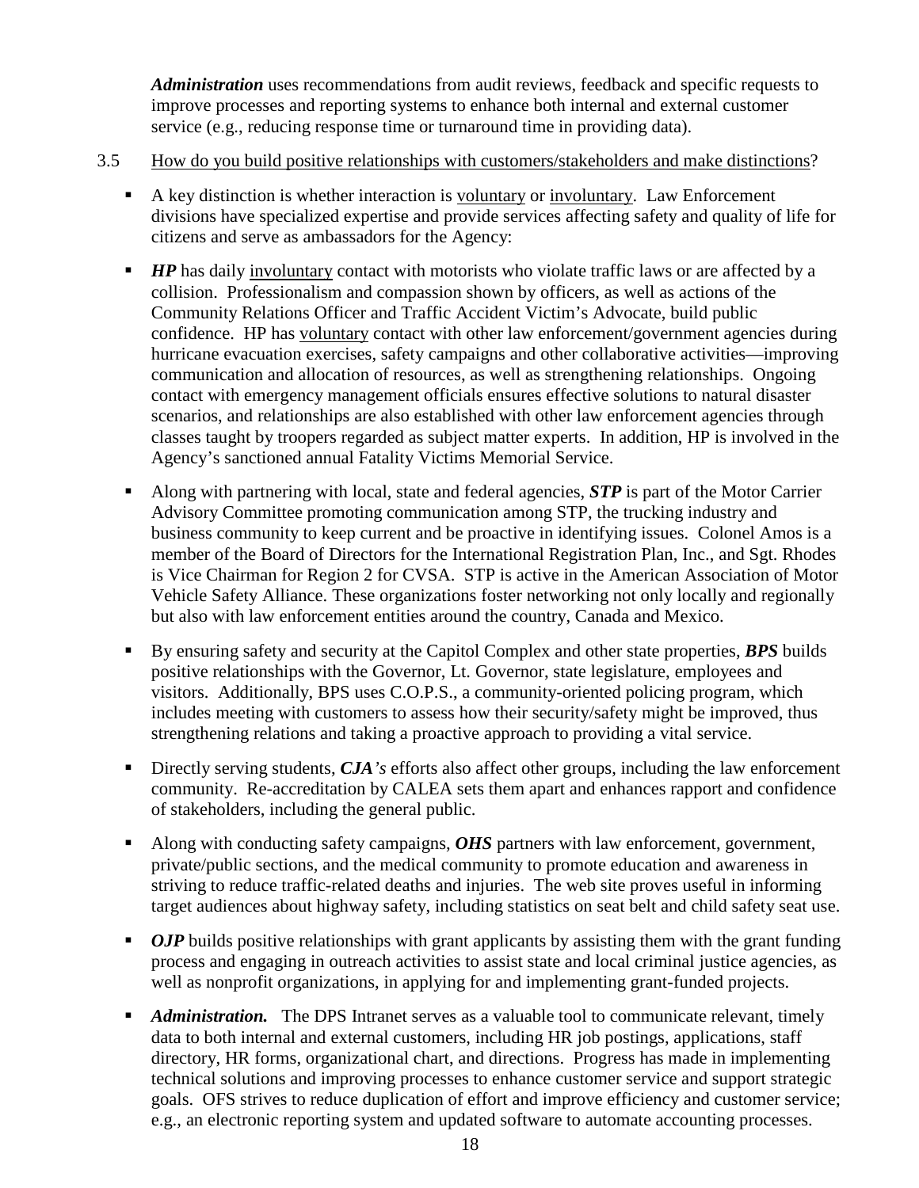***Administration*** uses recommendations from audit reviews, feedback and specific requests to improve processes and reporting systems to enhance both internal and external customer service (e.g., reducing response time or turnaround time in providing data).

3.5 <u>How do you build positive relationships with customers/stakeholders and make distinctions</u>?

- A key distinction is whether interaction is <u>voluntary</u> or <u>involuntary</u>. Law Enforcement divisions have specialized expertise and provide services affecting safety and quality of life for citizens and serve as ambassadors for the Agency:
- ***HP*** has daily <u>involuntary</u> contact with motorists who violate traffic laws or are affected by a collision. Professionalism and compassion shown by officers, as well as actions of the Community Relations Officer and Traffic Accident Victim's Advocate, build public confidence. HP has <u>voluntary</u> contact with other law enforcement/government agencies during hurricane evacuation exercises, safety campaigns and other collaborative activities—improving communication and allocation of resources, as well as strengthening relationships. Ongoing contact with emergency management officials ensures effective solutions to natural disaster scenarios, and relationships are also established with other law enforcement agencies through classes taught by troopers regarded as subject matter experts. In addition, HP is involved in the Agency's sanctioned annual Fatality Victims Memorial Service.
- Along with partnering with local, state and federal agencies, ***STP*** is part of the Motor Carrier Advisory Committee promoting communication among STP, the trucking industry and business community to keep current and be proactive in identifying issues. Colonel Amos is a member of the Board of Directors for the International Registration Plan, Inc., and Sgt. Rhodes is Vice Chairman for Region 2 for CVSA. STP is active in the American Association of Motor Vehicle Safety Alliance. These organizations foster networking not only locally and regionally but also with law enforcement entities around the country, Canada and Mexico.
- By ensuring safety and security at the Capitol Complex and other state properties, ***BPS*** builds positive relationships with the Governor, Lt. Governor, state legislature, employees and visitors. Additionally, BPS uses C.O.P.S., a community-oriented policing program, which includes meeting with customers to assess how their security/safety might be improved, thus strengthening relations and taking a proactive approach to providing a vital service.
- Directly serving students, ***CJA's*** efforts also affect other groups, including the law enforcement community. Re-accreditation by CALEA sets them apart and enhances rapport and confidence of stakeholders, including the general public.
- Along with conducting safety campaigns, ***OHS*** partners with law enforcement, government, private/public sections, and the medical community to promote education and awareness in striving to reduce traffic-related deaths and injuries. The web site proves useful in informing target audiences about highway safety, including statistics on seat belt and child safety seat use.
- ***OJP*** builds positive relationships with grant applicants by assisting them with the grant funding process and engaging in outreach activities to assist state and local criminal justice agencies, as well as nonprofit organizations, in applying for and implementing grant-funded projects.
- ***Administration.*** The DPS Intranet serves as a valuable tool to communicate relevant, timely data to both internal and external customers, including HR job postings, applications, staff directory, HR forms, organizational chart, and directions. Progress has made in implementing technical solutions and improving processes to enhance customer service and support strategic goals. OFS strives to reduce duplication of effort and improve efficiency and customer service; e.g., an electronic reporting system and updated software to automate accounting processes.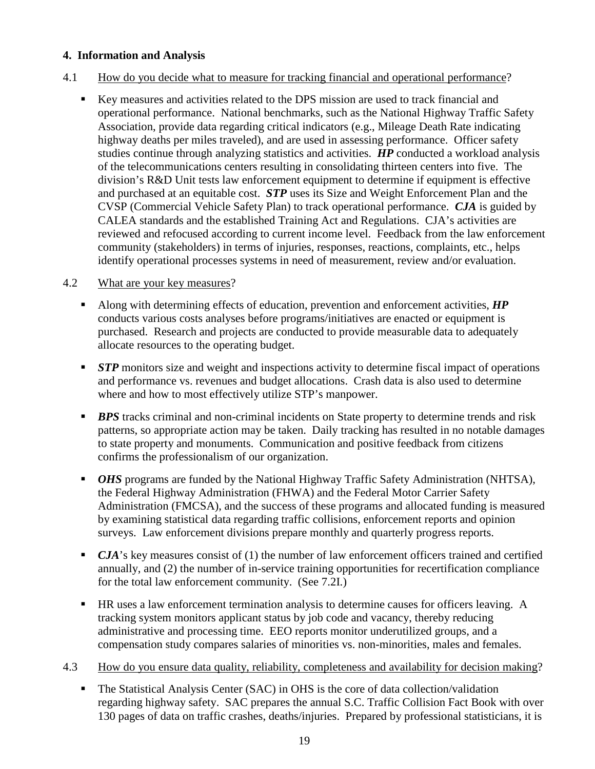## 4. Information and Analysis

4.1 How do you decide what to measure for tracking financial and operational performance?

- Key measures and activities related to the DPS mission are used to track financial and operational performance. National benchmarks, such as the National Highway Traffic Safety Association, provide data regarding critical indicators (e.g., Mileage Death Rate indicating highway deaths per miles traveled), and are used in assessing performance. Officer safety studies continue through analyzing statistics and activities. ***HP*** conducted a workload analysis of the telecommunications centers resulting in consolidating thirteen centers into five. The division's R&D Unit tests law enforcement equipment to determine if equipment is effective and purchased at an equitable cost. ***STP*** uses its Size and Weight Enforcement Plan and the CVSP (Commercial Vehicle Safety Plan) to track operational performance. ***CJA*** is guided by CALEA standards and the established Training Act and Regulations. CJA's activities are reviewed and refocused according to current income level. Feedback from the law enforcement community (stakeholders) in terms of injuries, responses, reactions, complaints, etc., helps identify operational processes systems in need of measurement, review and/or evaluation.

4.2 What are your key measures?

- Along with determining effects of education, prevention and enforcement activities, ***HP*** conducts various costs analyses before programs/initiatives are enacted or equipment is purchased. Research and projects are conducted to provide measurable data to adequately allocate resources to the operating budget.
- ***STP*** monitors size and weight and inspections activity to determine fiscal impact of operations and performance vs. revenues and budget allocations. Crash data is also used to determine where and how to most effectively utilize STP's manpower.
- ***BPS*** tracks criminal and non-criminal incidents on State property to determine trends and risk patterns, so appropriate action may be taken. Daily tracking has resulted in no notable damages to state property and monuments. Communication and positive feedback from citizens confirms the professionalism of our organization.
- ***OHS*** programs are funded by the National Highway Traffic Safety Administration (NHTSA), the Federal Highway Administration (FHWA) and the Federal Motor Carrier Safety Administration (FMCSA), and the success of these programs and allocated funding is measured by examining statistical data regarding traffic collisions, enforcement reports and opinion surveys. Law enforcement divisions prepare monthly and quarterly progress reports.
- ***CJA***'s key measures consist of (1) the number of law enforcement officers trained and certified annually, and (2) the number of in-service training opportunities for recertification compliance for the total law enforcement community. (See 7.2I.)
- HR uses a law enforcement termination analysis to determine causes for officers leaving. A tracking system monitors applicant status by job code and vacancy, thereby reducing administrative and processing time. EEO reports monitor underutilized groups, and a compensation study compares salaries of minorities vs. non-minorities, males and females.

4.3 How do you ensure data quality, reliability, completeness and availability for decision making?

- The Statistical Analysis Center (SAC) in OHS is the core of data collection/validation regarding highway safety. SAC prepares the annual S.C. Traffic Collision Fact Book with over 130 pages of data on traffic crashes, deaths/injuries. Prepared by professional statisticians, it is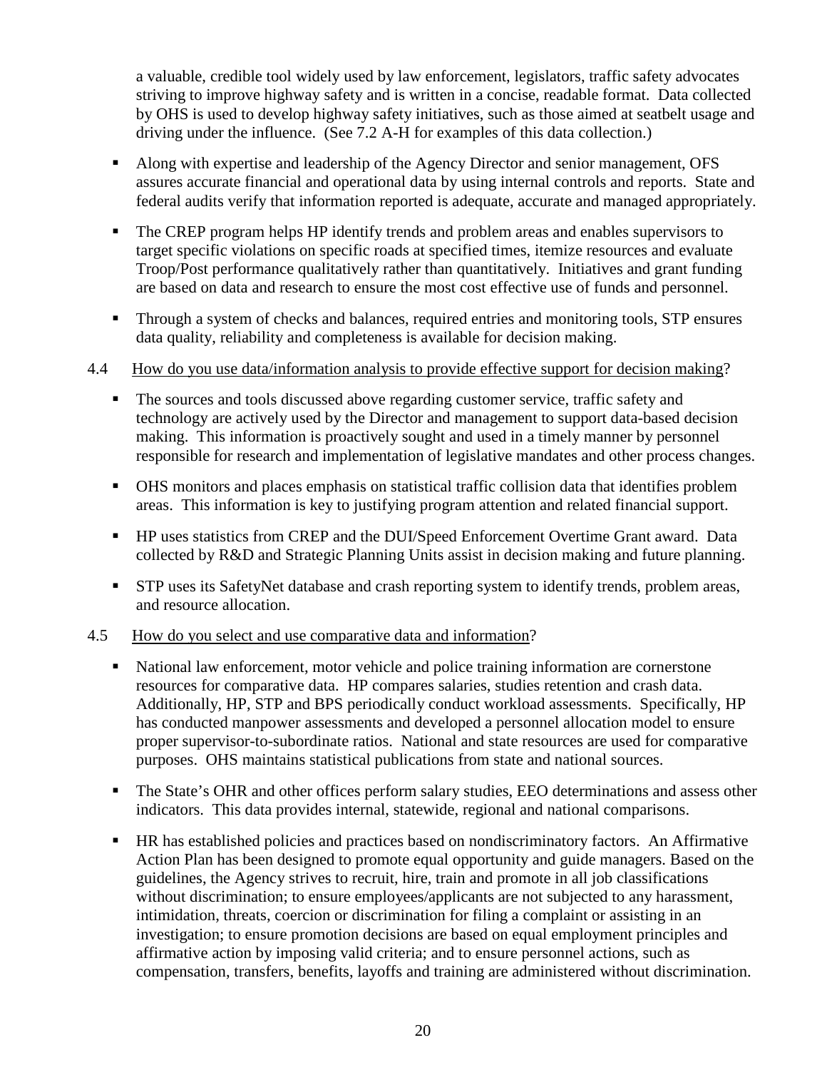a valuable, credible tool widely used by law enforcement, legislators, traffic safety advocates striving to improve highway safety and is written in a concise, readable format. Data collected by OHS is used to develop highway safety initiatives, such as those aimed at seatbelt usage and driving under the influence. (See 7.2 A-H for examples of this data collection.)

- Along with expertise and leadership of the Agency Director and senior management, OFS assures accurate financial and operational data by using internal controls and reports. State and federal audits verify that information reported is adequate, accurate and managed appropriately.
- The CREP program helps HP identify trends and problem areas and enables supervisors to target specific violations on specific roads at specified times, itemize resources and evaluate Troop/Post performance qualitatively rather than quantitatively. Initiatives and grant funding are based on data and research to ensure the most cost effective use of funds and personnel.
- Through a system of checks and balances, required entries and monitoring tools, STP ensures data quality, reliability and completeness is available for decision making.

4.4 How do you use data/information analysis to provide effective support for decision making?

- The sources and tools discussed above regarding customer service, traffic safety and technology are actively used by the Director and management to support data-based decision making. This information is proactively sought and used in a timely manner by personnel responsible for research and implementation of legislative mandates and other process changes.
- OHS monitors and places emphasis on statistical traffic collision data that identifies problem areas. This information is key to justifying program attention and related financial support.
- HP uses statistics from CREP and the DUI/Speed Enforcement Overtime Grant award. Data collected by R&D and Strategic Planning Units assist in decision making and future planning.
- STP uses its SafetyNet database and crash reporting system to identify trends, problem areas, and resource allocation.

4.5 How do you select and use comparative data and information?

- National law enforcement, motor vehicle and police training information are cornerstone resources for comparative data. HP compares salaries, studies retention and crash data. Additionally, HP, STP and BPS periodically conduct workload assessments. Specifically, HP has conducted manpower assessments and developed a personnel allocation model to ensure proper supervisor-to-subordinate ratios. National and state resources are used for comparative purposes. OHS maintains statistical publications from state and national sources.
- The State's OHR and other offices perform salary studies, EEO determinations and assess other indicators. This data provides internal, statewide, regional and national comparisons.
- HR has established policies and practices based on nondiscriminatory factors. An Affirmative Action Plan has been designed to promote equal opportunity and guide managers. Based on the guidelines, the Agency strives to recruit, hire, train and promote in all job classifications without discrimination; to ensure employees/applicants are not subjected to any harassment, intimidation, threats, coercion or discrimination for filing a complaint or assisting in an investigation; to ensure promotion decisions are based on equal employment principles and affirmative action by imposing valid criteria; and to ensure personnel actions, such as compensation, transfers, benefits, layoffs and training are administered without discrimination.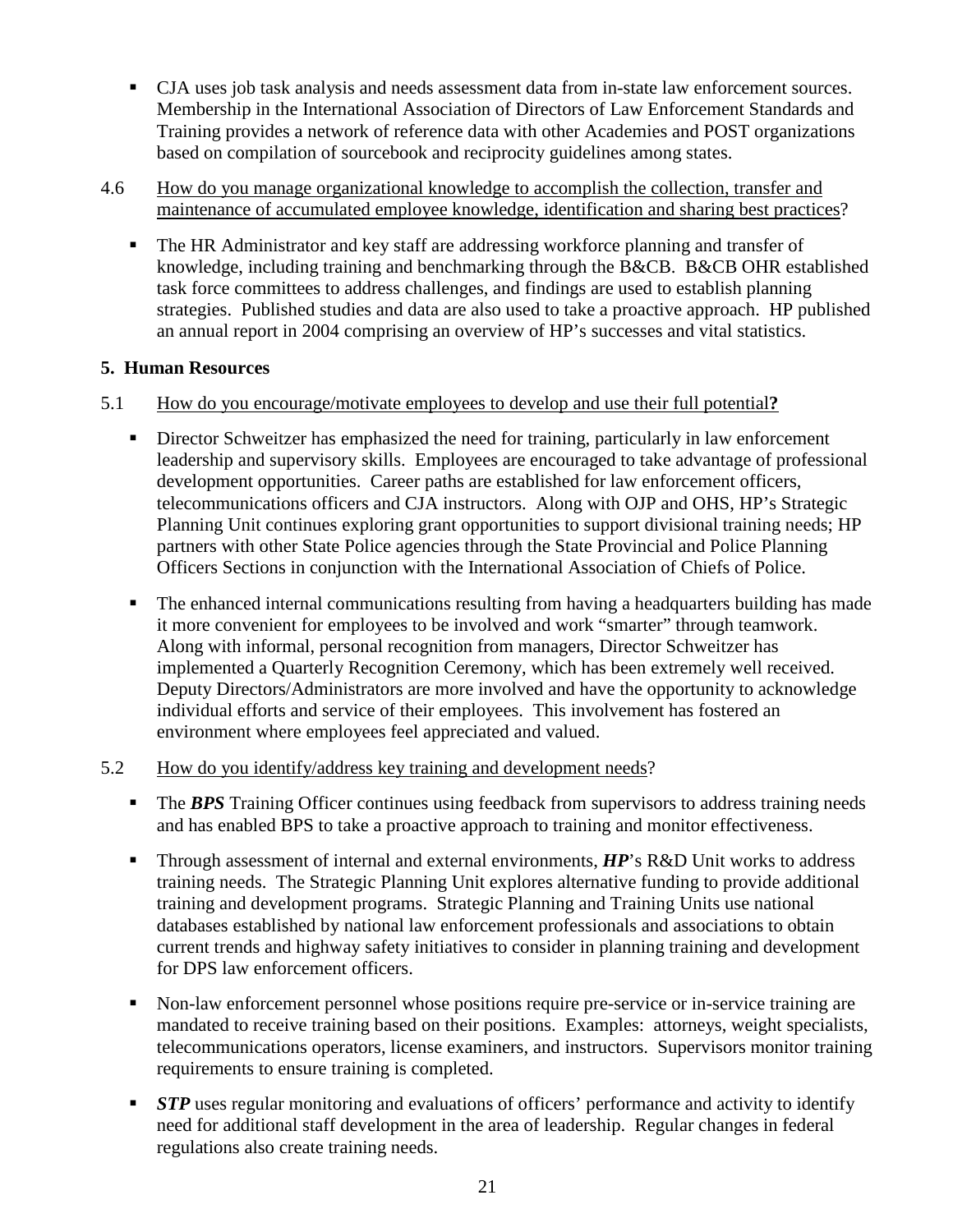- CJA uses job task analysis and needs assessment data from in-state law enforcement sources. Membership in the International Association of Directors of Law Enforcement Standards and Training provides a network of reference data with other Academies and POST organizations based on compilation of sourcebook and reciprocity guidelines among states.

4.6 How do you manage organizational knowledge to accomplish the collection, transfer and maintenance of accumulated employee knowledge, identification and sharing best practices?

- The HR Administrator and key staff are addressing workforce planning and transfer of knowledge, including training and benchmarking through the B&CB. B&CB OHR established task force committees to address challenges, and findings are used to establish planning strategies. Published studies and data are also used to take a proactive approach. HP published an annual report in 2004 comprising an overview of HP's successes and vital statistics.

**5. Human Resources**

5.1 How do you encourage/motivate employees to develop and use their full potential**?**

- Director Schweitzer has emphasized the need for training, particularly in law enforcement leadership and supervisory skills. Employees are encouraged to take advantage of professional development opportunities. Career paths are established for law enforcement officers, telecommunications officers and CJA instructors. Along with OJP and OHS, HP's Strategic Planning Unit continues exploring grant opportunities to support divisional training needs; HP partners with other State Police agencies through the State Provincial and Police Planning Officers Sections in conjunction with the International Association of Chiefs of Police.

- The enhanced internal communications resulting from having a headquarters building has made it more convenient for employees to be involved and work "smarter" through teamwork. Along with informal, personal recognition from managers, Director Schweitzer has implemented a Quarterly Recognition Ceremony, which has been extremely well received. Deputy Directors/Administrators are more involved and have the opportunity to acknowledge individual efforts and service of their employees. This involvement has fostered an environment where employees feel appreciated and valued.

5.2 How do you identify/address key training and development needs?

- The ***BPS*** Training Officer continues using feedback from supervisors to address training needs and has enabled BPS to take a proactive approach to training and monitor effectiveness.

- Through assessment of internal and external environments, ***HP***'s R&D Unit works to address training needs. The Strategic Planning Unit explores alternative funding to provide additional training and development programs. Strategic Planning and Training Units use national databases established by national law enforcement professionals and associations to obtain current trends and highway safety initiatives to consider in planning training and development for DPS law enforcement officers.

- Non-law enforcement personnel whose positions require pre-service or in-service training are mandated to receive training based on their positions. Examples: attorneys, weight specialists, telecommunications operators, license examiners, and instructors. Supervisors monitor training requirements to ensure training is completed.

- ***STP*** uses regular monitoring and evaluations of officers' performance and activity to identify need for additional staff development in the area of leadership. Regular changes in federal regulations also create training needs.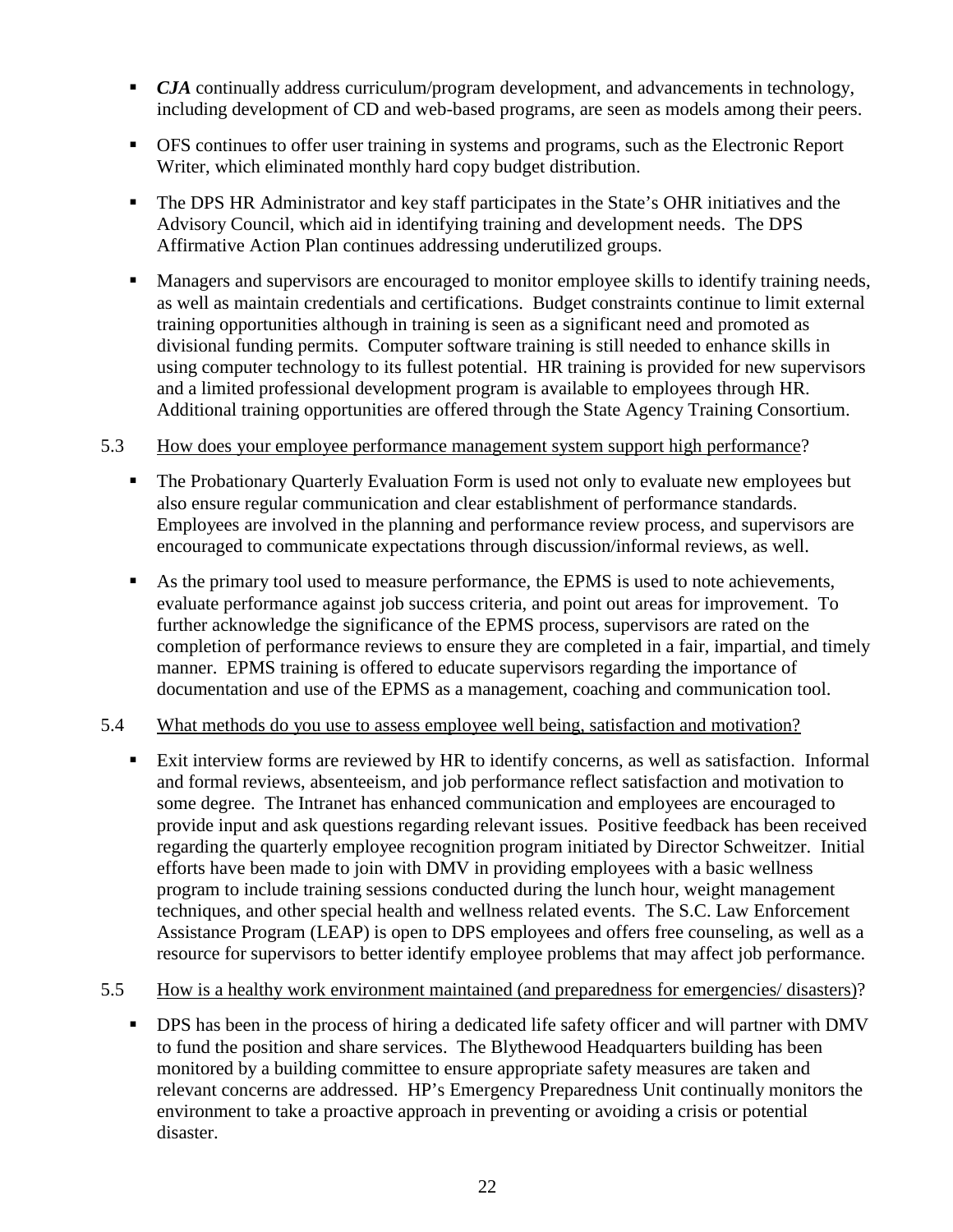- ***CJA*** continually address curriculum/program development, and advancements in technology, including development of CD and web-based programs, are seen as models among their peers.

- OFS continues to offer user training in systems and programs, such as the Electronic Report Writer, which eliminated monthly hard copy budget distribution.

- The DPS HR Administrator and key staff participates in the State's OHR initiatives and the Advisory Council, which aid in identifying training and development needs. The DPS Affirmative Action Plan continues addressing underutilized groups.

- Managers and supervisors are encouraged to monitor employee skills to identify training needs, as well as maintain credentials and certifications. Budget constraints continue to limit external training opportunities although in training is seen as a significant need and promoted as divisional funding permits. Computer software training is still needed to enhance skills in using computer technology to its fullest potential. HR training is provided for new supervisors and a limited professional development program is available to employees through HR. Additional training opportunities are offered through the State Agency Training Consortium.

5.3 How does your employee performance management system support high performance?

- The Probationary Quarterly Evaluation Form is used not only to evaluate new employees but also ensure regular communication and clear establishment of performance standards. Employees are involved in the planning and performance review process, and supervisors are encouraged to communicate expectations through discussion/informal reviews, as well.

- As the primary tool used to measure performance, the EPMS is used to note achievements, evaluate performance against job success criteria, and point out areas for improvement. To further acknowledge the significance of the EPMS process, supervisors are rated on the completion of performance reviews to ensure they are completed in a fair, impartial, and timely manner. EPMS training is offered to educate supervisors regarding the importance of documentation and use of the EPMS as a management, coaching and communication tool.

5.4 What methods do you use to assess employee well being, satisfaction and motivation?

- Exit interview forms are reviewed by HR to identify concerns, as well as satisfaction. Informal and formal reviews, absenteeism, and job performance reflect satisfaction and motivation to some degree. The Intranet has enhanced communication and employees are encouraged to provide input and ask questions regarding relevant issues. Positive feedback has been received regarding the quarterly employee recognition program initiated by Director Schweitzer. Initial efforts have been made to join with DMV in providing employees with a basic wellness program to include training sessions conducted during the lunch hour, weight management techniques, and other special health and wellness related events. The S.C. Law Enforcement Assistance Program (LEAP) is open to DPS employees and offers free counseling, as well as a resource for supervisors to better identify employee problems that may affect job performance.

5.5 How is a healthy work environment maintained (and preparedness for emergencies/ disasters)?

- DPS has been in the process of hiring a dedicated life safety officer and will partner with DMV to fund the position and share services. The Blythewood Headquarters building has been monitored by a building committee to ensure appropriate safety measures are taken and relevant concerns are addressed. HP's Emergency Preparedness Unit continually monitors the environment to take a proactive approach in preventing or avoiding a crisis or potential disaster.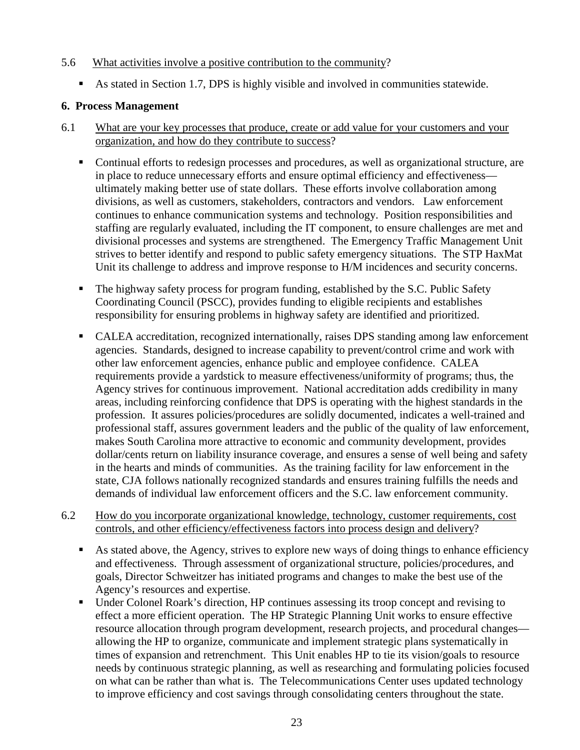5.6 What activities involve a positive contribution to the community?

- As stated in Section 1.7, DPS is highly visible and involved in communities statewide.

**6. Process Management**

6.1 What are your key processes that produce, create or add value for your customers and your organization, and how do they contribute to success?

- Continual efforts to redesign processes and procedures, as well as organizational structure, are in place to reduce unnecessary efforts and ensure optimal efficiency and effectiveness—ultimately making better use of state dollars. These efforts involve collaboration among divisions, as well as customers, stakeholders, contractors and vendors. Law enforcement continues to enhance communication systems and technology. Position responsibilities and staffing are regularly evaluated, including the IT component, to ensure challenges are met and divisional processes and systems are strengthened. The Emergency Traffic Management Unit strives to better identify and respond to public safety emergency situations. The STP HaxMat Unit its challenge to address and improve response to H/M incidences and security concerns.

- The highway safety process for program funding, established by the S.C. Public Safety Coordinating Council (PSCC), provides funding to eligible recipients and establishes responsibility for ensuring problems in highway safety are identified and prioritized.

- CALEA accreditation, recognized internationally, raises DPS standing among law enforcement agencies. Standards, designed to increase capability to prevent/control crime and work with other law enforcement agencies, enhance public and employee confidence. CALEA requirements provide a yardstick to measure effectiveness/uniformity of programs; thus, the Agency strives for continuous improvement. National accreditation adds credibility in many areas, including reinforcing confidence that DPS is operating with the highest standards in the profession. It assures policies/procedures are solidly documented, indicates a well-trained and professional staff, assures government leaders and the public of the quality of law enforcement, makes South Carolina more attractive to economic and community development, provides dollar/cents return on liability insurance coverage, and ensures a sense of well being and safety in the hearts and minds of communities. As the training facility for law enforcement in the state, CJA follows nationally recognized standards and ensures training fulfills the needs and demands of individual law enforcement officers and the S.C. law enforcement community.

6.2 How do you incorporate organizational knowledge, technology, customer requirements, cost controls, and other efficiency/effectiveness factors into process design and delivery?

- As stated above, the Agency, strives to explore new ways of doing things to enhance efficiency and effectiveness. Through assessment of organizational structure, policies/procedures, and goals, Director Schweitzer has initiated programs and changes to make the best use of the Agency's resources and expertise.
- Under Colonel Roark's direction, HP continues assessing its troop concept and revising to effect a more efficient operation. The HP Strategic Planning Unit works to ensure effective resource allocation through program development, research projects, and procedural changes—allowing the HP to organize, communicate and implement strategic plans systematically in times of expansion and retrenchment. This Unit enables HP to tie its vision/goals to resource needs by continuous strategic planning, as well as researching and formulating policies focused on what can be rather than what is. The Telecommunications Center uses updated technology to improve efficiency and cost savings through consolidating centers throughout the state.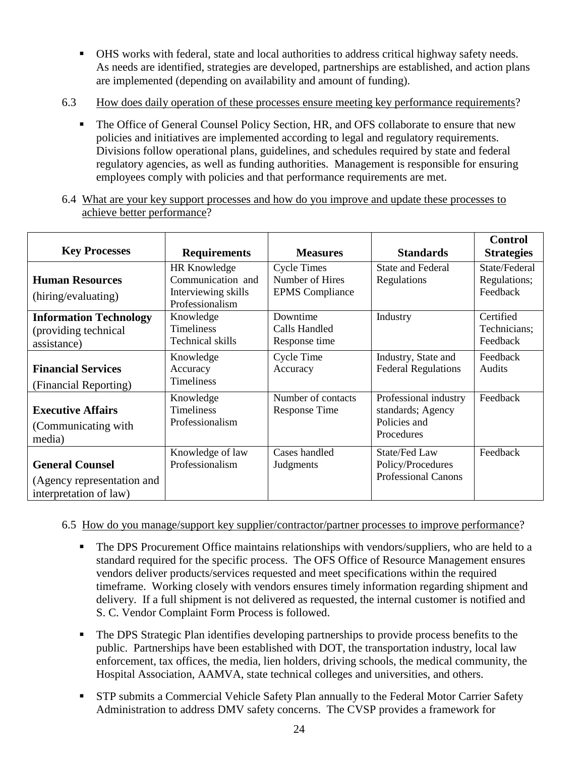- OHS works with federal, state and local authorities to address critical highway safety needs. As needs are identified, strategies are developed, partnerships are established, and action plans are implemented (depending on availability and amount of funding).

6.3 How does daily operation of these processes ensure meeting key performance requirements?

- The Office of General Counsel Policy Section, HR, and OFS collaborate to ensure that new policies and initiatives are implemented according to legal and regulatory requirements. Divisions follow operational plans, guidelines, and schedules required by state and federal regulatory agencies, as well as funding authorities. Management is responsible for ensuring employees comply with policies and that performance requirements are met.

6.4 What are your key support processes and how do you improve and update these processes to achieve better performance?

| Key Processes | Requirements | Measures | Standards | Control Strategies |
|---|---|---|---|---|
| **Human Resources** (hiring/evaluating) | HR Knowledge<br>Communication and Interviewing skills<br>Professionalism | Cycle Times<br>Number of Hires<br>EPMS Compliance | State and Federal Regulations | State/Federal Regulations; Feedback |
| **Information Technology** (providing technical assistance) | Knowledge<br>Timeliness<br>Technical skills | Downtime<br>Calls Handled<br>Response time | Industry | Certified Technicians; Feedback |
| **Financial Services** (Financial Reporting) | Knowledge<br>Accuracy<br>Timeliness | Cycle Time<br>Accuracy | Industry, State and Federal Regulations | Feedback<br>Audits |
| **Executive Affairs** (Communicating with media) | Knowledge<br>Timeliness<br>Professionalism | Number of contacts<br>Response Time | Professional industry standards; Agency Policies and Procedures | Feedback |
| **General Counsel** (Agency representation and interpretation of law) | Knowledge of law<br>Professionalism | Cases handled<br>Judgments | State/Fed Law<br>Policy/Procedures<br>Professional Canons | Feedback |

6.5 How do you manage/support key supplier/contractor/partner processes to improve performance?

- The DPS Procurement Office maintains relationships with vendors/suppliers, who are held to a standard required for the specific process. The OFS Office of Resource Management ensures vendors deliver products/services requested and meet specifications within the required timeframe. Working closely with vendors ensures timely information regarding shipment and delivery. If a full shipment is not delivered as requested, the internal customer is notified and S. C. Vendor Complaint Form Process is followed.

- The DPS Strategic Plan identifies developing partnerships to provide process benefits to the public. Partnerships have been established with DOT, the transportation industry, local law enforcement, tax offices, the media, lien holders, driving schools, the medical community, the Hospital Association, AAMVA, state technical colleges and universities, and others.

- STP submits a Commercial Vehicle Safety Plan annually to the Federal Motor Carrier Safety Administration to address DMV safety concerns. The CVSP provides a framework for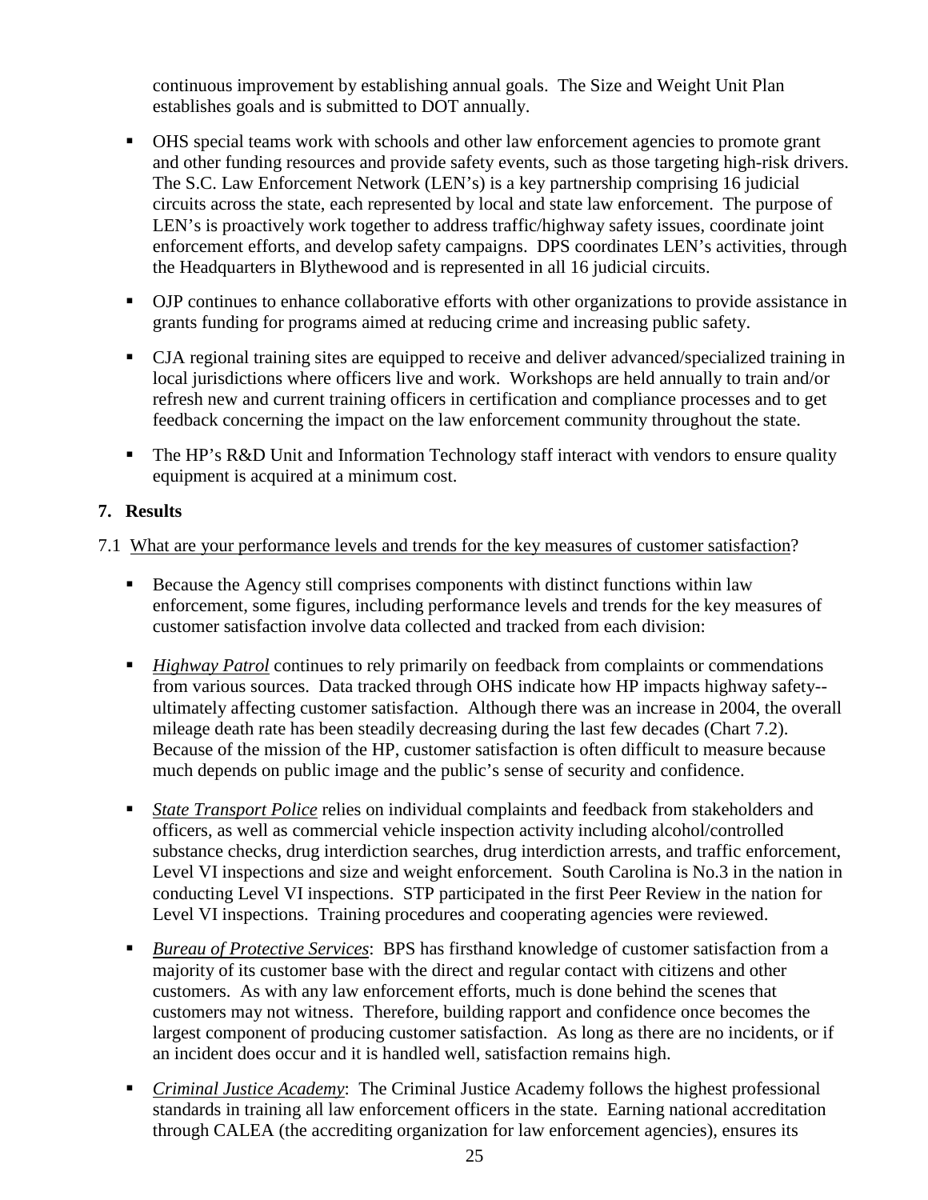continuous improvement by establishing annual goals. The Size and Weight Unit Plan establishes goals and is submitted to DOT annually.

- OHS special teams work with schools and other law enforcement agencies to promote grant and other funding resources and provide safety events, such as those targeting high-risk drivers. The S.C. Law Enforcement Network (LEN's) is a key partnership comprising 16 judicial circuits across the state, each represented by local and state law enforcement. The purpose of LEN's is proactively work together to address traffic/highway safety issues, coordinate joint enforcement efforts, and develop safety campaigns. DPS coordinates LEN's activities, through the Headquarters in Blythewood and is represented in all 16 judicial circuits.

- OJP continues to enhance collaborative efforts with other organizations to provide assistance in grants funding for programs aimed at reducing crime and increasing public safety.

- CJA regional training sites are equipped to receive and deliver advanced/specialized training in local jurisdictions where officers live and work. Workshops are held annually to train and/or refresh new and current training officers in certification and compliance processes and to get feedback concerning the impact on the law enforcement community throughout the state.

- The HP's R&D Unit and Information Technology staff interact with vendors to ensure quality equipment is acquired at a minimum cost.

## 7. Results

7.1 <u>What are your performance levels and trends for the key measures of customer satisfaction</u>?

- Because the Agency still comprises components with distinct functions within law enforcement, some figures, including performance levels and trends for the key measures of customer satisfaction involve data collected and tracked from each division:

- *<u>Highway Patrol</u>* continues to rely primarily on feedback from complaints or commendations from various sources. Data tracked through OHS indicate how HP impacts highway safety--ultimately affecting customer satisfaction. Although there was an increase in 2004, the overall mileage death rate has been steadily decreasing during the last few decades (Chart 7.2). Because of the mission of the HP, customer satisfaction is often difficult to measure because much depends on public image and the public's sense of security and confidence.

- *<u>State Transport Police</u>* relies on individual complaints and feedback from stakeholders and officers, as well as commercial vehicle inspection activity including alcohol/controlled substance checks, drug interdiction searches, drug interdiction arrests, and traffic enforcement, Level VI inspections and size and weight enforcement. South Carolina is No.3 in the nation in conducting Level VI inspections. STP participated in the first Peer Review in the nation for Level VI inspections. Training procedures and cooperating agencies were reviewed.

- *<u>Bureau of Protective Services</u>*: BPS has firsthand knowledge of customer satisfaction from a majority of its customer base with the direct and regular contact with citizens and other customers. As with any law enforcement efforts, much is done behind the scenes that customers may not witness. Therefore, building rapport and confidence once becomes the largest component of producing customer satisfaction. As long as there are no incidents, or if an incident does occur and it is handled well, satisfaction remains high.

- *<u>Criminal Justice Academy</u>*: The Criminal Justice Academy follows the highest professional standards in training all law enforcement officers in the state. Earning national accreditation through CALEA (the accrediting organization for law enforcement agencies), ensures its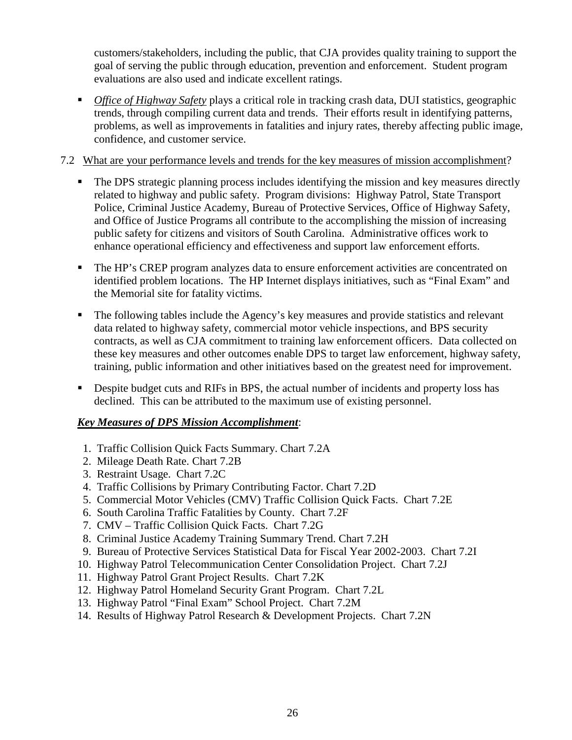customers/stakeholders, including the public, that CJA provides quality training to support the goal of serving the public through education, prevention and enforcement. Student program evaluations are also used and indicate excellent ratings.

- *Office of Highway Safety* plays a critical role in tracking crash data, DUI statistics, geographic trends, through compiling current data and trends. Their efforts result in identifying patterns, problems, as well as improvements in fatalities and injury rates, thereby affecting public image, confidence, and customer service.

7.2 What are your performance levels and trends for the key measures of mission accomplishment?

- The DPS strategic planning process includes identifying the mission and key measures directly related to highway and public safety. Program divisions: Highway Patrol, State Transport Police, Criminal Justice Academy, Bureau of Protective Services, Office of Highway Safety, and Office of Justice Programs all contribute to the accomplishing the mission of increasing public safety for citizens and visitors of South Carolina. Administrative offices work to enhance operational efficiency and effectiveness and support law enforcement efforts.

- The HP's CREP program analyzes data to ensure enforcement activities are concentrated on identified problem locations. The HP Internet displays initiatives, such as "Final Exam" and the Memorial site for fatality victims.

- The following tables include the Agency's key measures and provide statistics and relevant data related to highway safety, commercial motor vehicle inspections, and BPS security contracts, as well as CJA commitment to training law enforcement officers. Data collected on these key measures and other outcomes enable DPS to target law enforcement, highway safety, training, public information and other initiatives based on the greatest need for improvement.

- Despite budget cuts and RIFs in BPS, the actual number of incidents and property loss has declined. This can be attributed to the maximum use of existing personnel.

***Key Measures of DPS Mission Accomplishment***:

1. Traffic Collision Quick Facts Summary. Chart 7.2A
2. Mileage Death Rate. Chart 7.2B
3. Restraint Usage. Chart 7.2C
4. Traffic Collisions by Primary Contributing Factor. Chart 7.2D
5. Commercial Motor Vehicles (CMV) Traffic Collision Quick Facts. Chart 7.2E
6. South Carolina Traffic Fatalities by County. Chart 7.2F
7. CMV – Traffic Collision Quick Facts. Chart 7.2G
8. Criminal Justice Academy Training Summary Trend. Chart 7.2H
9. Bureau of Protective Services Statistical Data for Fiscal Year 2002-2003. Chart 7.2I
10. Highway Patrol Telecommunication Center Consolidation Project. Chart 7.2J
11. Highway Patrol Grant Project Results. Chart 7.2K
12. Highway Patrol Homeland Security Grant Program. Chart 7.2L
13. Highway Patrol "Final Exam" School Project. Chart 7.2M
14. Results of Highway Patrol Research & Development Projects. Chart 7.2N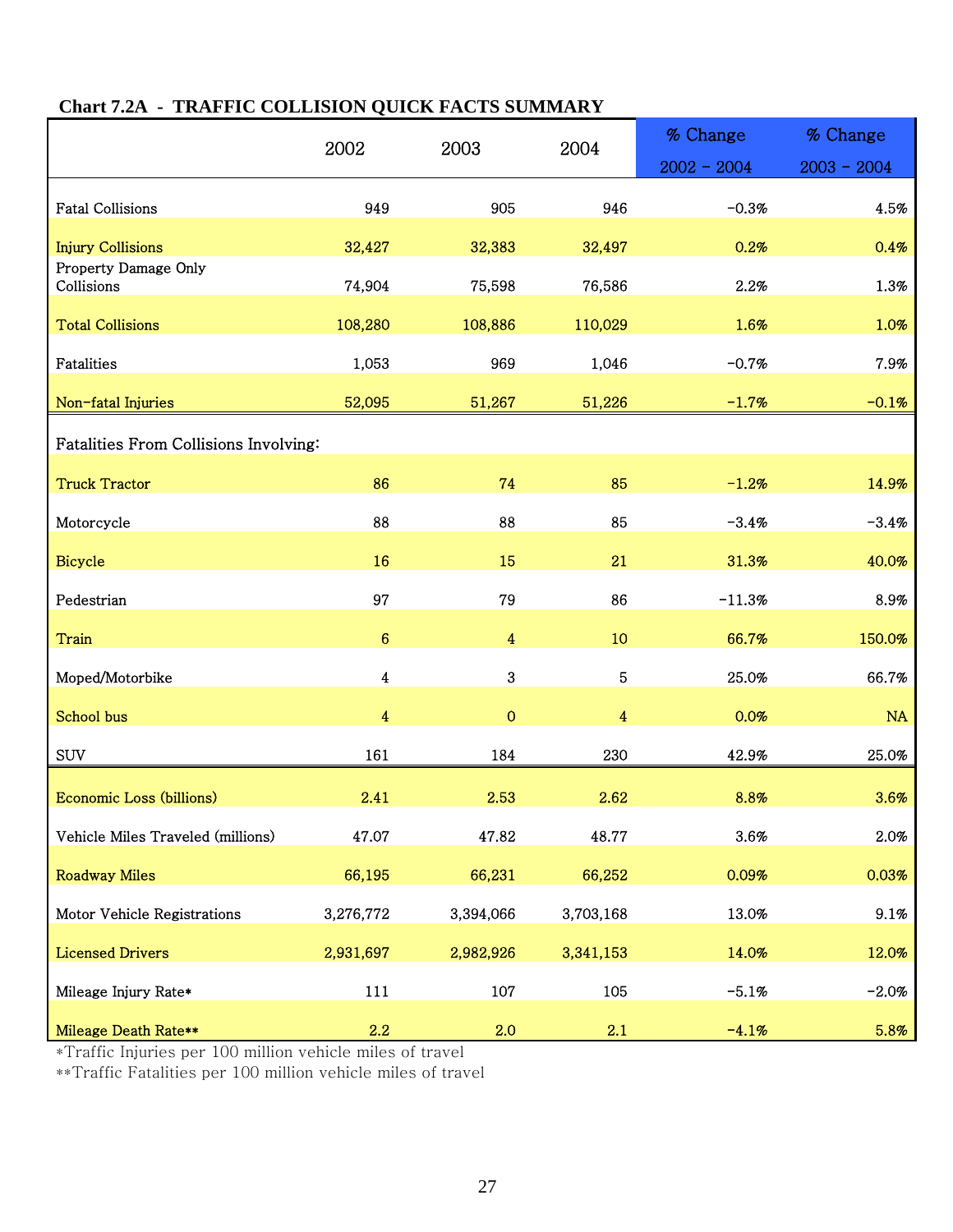**Chart 7.2A - TRAFFIC COLLISION QUICK FACTS SUMMARY**

| | 2002 | 2003 | 2004 | % Change 2002 - 2004 | % Change 2003 - 2004 |
|---|---|---|---|---|---|
| Fatal Collisions | 949 | 905 | 946 | -0.3% | 4.5% |
| Injury Collisions | 32,427 | 32,383 | 32,497 | 0.2% | 0.4% |
| Property Damage Only Collisions | 74,904 | 75,598 | 76,586 | 2.2% | 1.3% |
| Total Collisions | 108,280 | 108,886 | 110,029 | 1.6% | 1.0% |
| Fatalities | 1,053 | 969 | 1,046 | -0.7% | 7.9% |
| Non-fatal Injuries | 52,095 | 51,267 | 51,226 | -1.7% | -0.1% |
| Fatalities From Collisions Involving: | | | | | |
| Truck Tractor | 86 | 74 | 85 | -1.2% | 14.9% |
| Motorcycle | 88 | 88 | 85 | -3.4% | -3.4% |
| Bicycle | 16 | 15 | 21 | 31.3% | 40.0% |
| Pedestrian | 97 | 79 | 86 | -11.3% | 8.9% |
| Train | 6 | 4 | 10 | 66.7% | 150.0% |
| Moped/Motorbike | 4 | 3 | 5 | 25.0% | 66.7% |
| School bus | 4 | 0 | 4 | 0.0% | NA |
| SUV | 161 | 184 | 230 | 42.9% | 25.0% |
| Economic Loss (billions) | 2.41 | 2.53 | 2.62 | 8.8% | 3.6% |
| Vehicle Miles Traveled (millions) | 47.07 | 47.82 | 48.77 | 3.6% | 2.0% |
| Roadway Miles | 66,195 | 66,231 | 66,252 | 0.09% | 0.03% |
| Motor Vehicle Registrations | 3,276,772 | 3,394,066 | 3,703,168 | 13.0% | 9.1% |
| Licensed Drivers | 2,931,697 | 2,982,926 | 3,341,153 | 14.0% | 12.0% |
| Mileage Injury Rate* | 111 | 107 | 105 | -5.1% | -2.0% |
| Mileage Death Rate** | 2.2 | 2.0 | 2.1 | -4.1% | 5.8% |

*Traffic Injuries per 100 million vehicle miles of travel

**Traffic Fatalities per 100 million vehicle miles of travel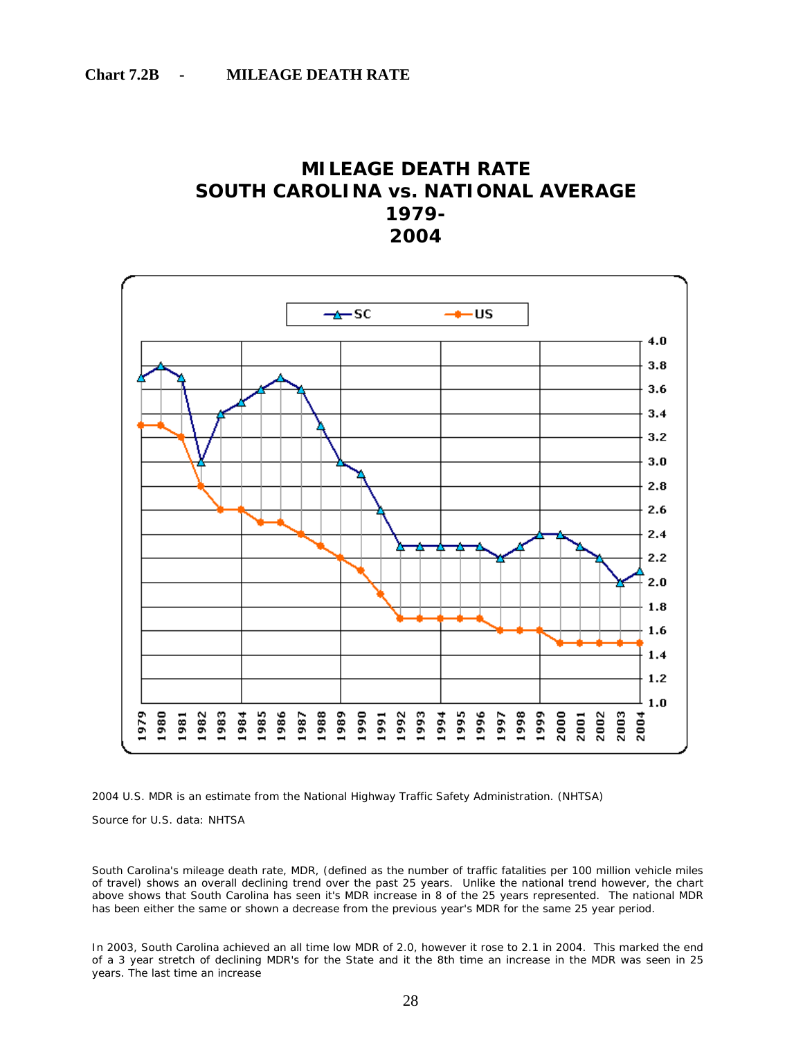**Chart 7.2B - MILEAGE DEATH RATE**

## MILEAGE DEATH RATE SOUTH CAROLINA vs. NATIONAL AVERAGE 1979-2004

2004 U.S. MDR is an estimate from the National Highway Traffic Safety Administration. (NHTSA)

Source for U.S. data: NHTSA

South Carolina's mileage death rate, MDR, (defined as the number of traffic fatalities per 100 million vehicle miles of travel) shows an overall declining trend over the past 25 years. Unlike the national trend however, the chart above shows that South Carolina has seen it's MDR increase in 8 of the 25 years represented. The national MDR has been either the same or shown a decrease from the previous year's MDR for the same 25 year period.

In 2003, South Carolina achieved an all time low MDR of 2.0, however it rose to 2.1 in 2004. This marked the end of a 3 year stretch of declining MDR's for the State and it the 8th time an increase in the MDR was seen in 25 years. The last time an increase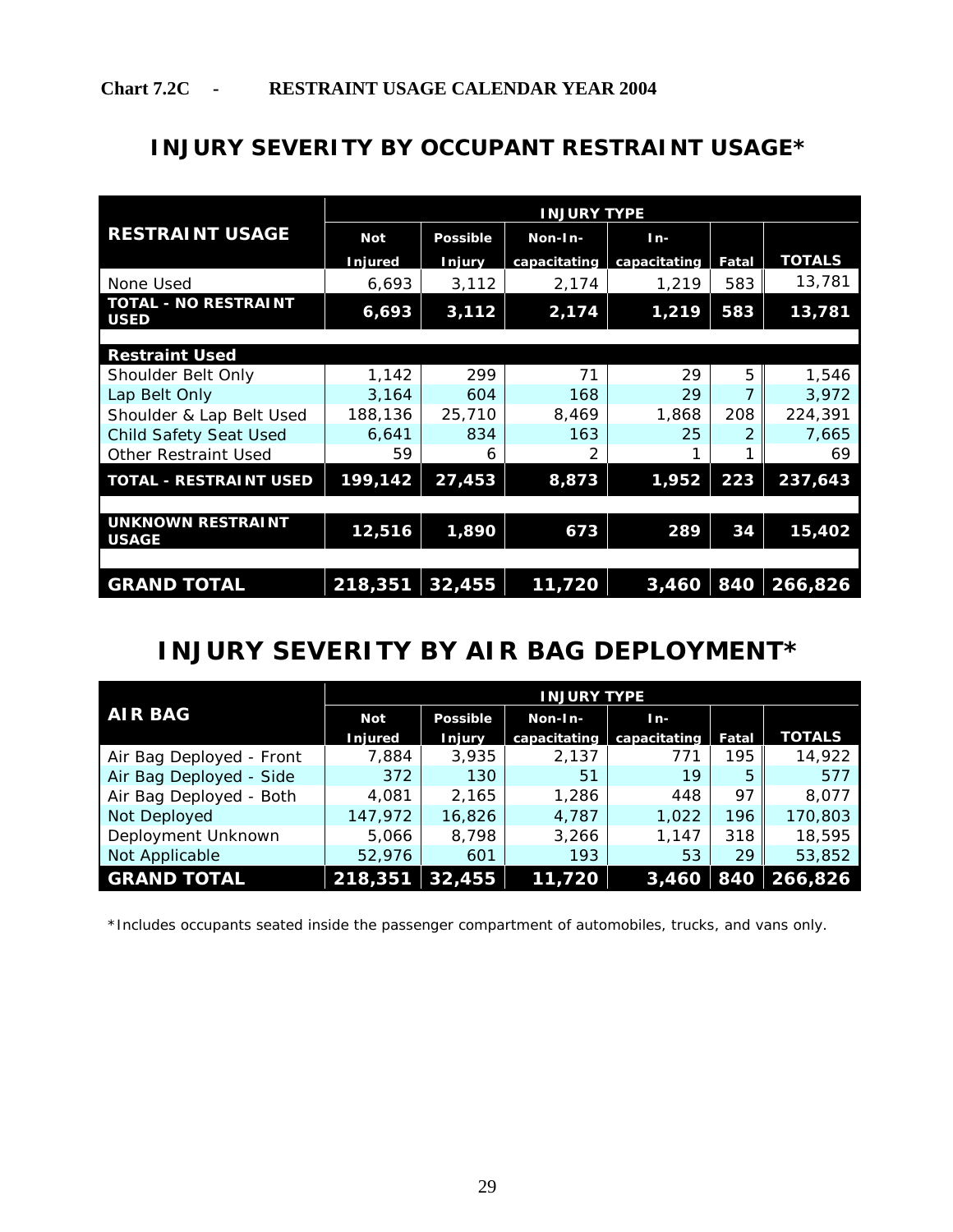**Chart 7.2C - RESTRAINT USAGE CALENDAR YEAR 2004**

## INJURY SEVERITY BY OCCUPANT RESTRAINT USAGE*

| RESTRAINT USAGE | INJURY TYPE | | | | | |
|---|---|---|---|---|---|---|
| | Not Injured | Possible Injury | Non-In-capacitating | In-capacitating | Fatal | TOTALS |
| None Used | 6,693 | 3,112 | 2,174 | 1,219 | 583 | 13,781 |
| **TOTAL - NO RESTRAINT USED** | **6,693** | **3,112** | **2,174** | **1,219** | **583** | **13,781** |
| **Restraint Used** | | | | | | |
| Shoulder Belt Only | 1,142 | 299 | 71 | 29 | 5 | 1,546 |
| Lap Belt Only | 3,164 | 604 | 168 | 29 | 7 | 3,972 |
| Shoulder & Lap Belt Used | 188,136 | 25,710 | 8,469 | 1,868 | 208 | 224,391 |
| Child Safety Seat Used | 6,641 | 834 | 163 | 25 | 2 | 7,665 |
| Other Restraint Used | 59 | 6 | 2 | 1 | 1 | 69 |
| **TOTAL - RESTRAINT USED** | **199,142** | **27,453** | **8,873** | **1,952** | **223** | **237,643** |
| **UNKNOWN RESTRAINT USAGE** | **12,516** | **1,890** | **673** | **289** | **34** | **15,402** |
| **GRAND TOTAL** | **218,351** | **32,455** | **11,720** | **3,460** | **840** | **266,826** |

## INJURY SEVERITY BY AIR BAG DEPLOYMENT*

| AIR BAG | INJURY TYPE | | | | | |
|---|---|---|---|---|---|---|
| | Not Injured | Possible Injury | Non-In-capacitating | In-capacitating | Fatal | TOTALS |
| Air Bag Deployed - Front | 7,884 | 3,935 | 2,137 | 771 | 195 | 14,922 |
| Air Bag Deployed - Side | 372 | 130 | 51 | 19 | 5 | 577 |
| Air Bag Deployed - Both | 4,081 | 2,165 | 1,286 | 448 | 97 | 8,077 |
| Not Deployed | 147,972 | 16,826 | 4,787 | 1,022 | 196 | 170,803 |
| Deployment Unknown | 5,066 | 8,798 | 3,266 | 1,147 | 318 | 18,595 |
| Not Applicable | 52,976 | 601 | 193 | 53 | 29 | 53,852 |
| **GRAND TOTAL** | **218,351** | **32,455** | **11,720** | **3,460** | **840** | **266,826** |

*Includes occupants seated inside the passenger compartment of automobiles, trucks, and vans only.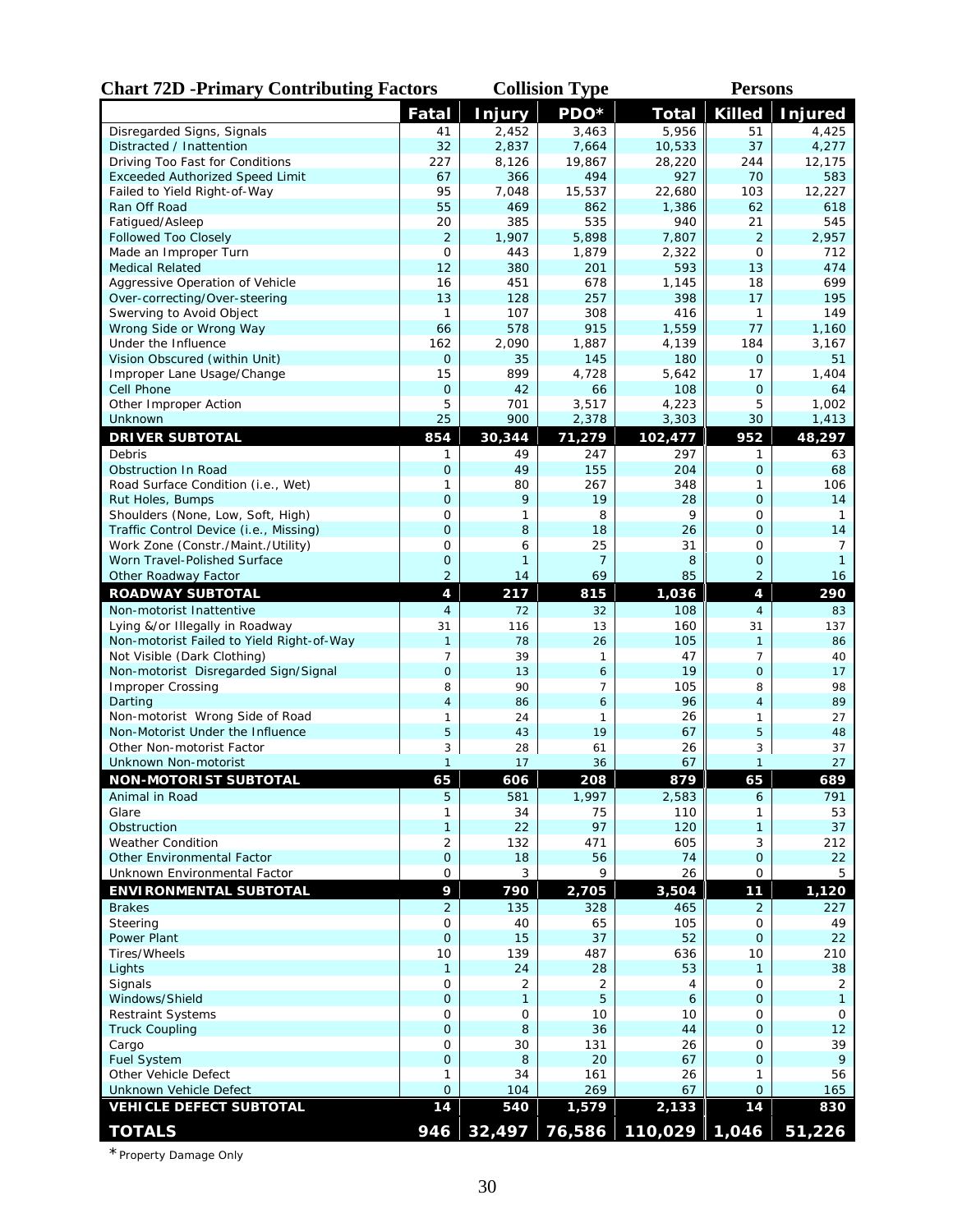# Chart 72D - Primary Contributing Factors

| | Collision Type | | | | Persons | |
|---|---|---|---|---|---|---|
| | Fatal | Injury | PDO* | Total | Killed | Injured |
| Disregarded Signs, Signals | 41 | 2,452 | 3,463 | 5,956 | 51 | 4,425 |
| Distracted / Inattention | 32 | 2,837 | 7,664 | 10,533 | 37 | 4,277 |
| Driving Too Fast for Conditions | 227 | 8,126 | 19,867 | 28,220 | 244 | 12,175 |
| Exceeded Authorized Speed Limit | 67 | 366 | 494 | 927 | 70 | 583 |
| Failed to Yield Right-of-Way | 95 | 7,048 | 15,537 | 22,680 | 103 | 12,227 |
| Ran Off Road | 55 | 469 | 862 | 1,386 | 62 | 618 |
| Fatigued/Asleep | 20 | 385 | 535 | 940 | 21 | 545 |
| Followed Too Closely | 2 | 1,907 | 5,898 | 7,807 | 2 | 2,957 |
| Made an Improper Turn | 0 | 443 | 1,879 | 2,322 | 0 | 712 |
| Medical Related | 12 | 380 | 201 | 593 | 13 | 474 |
| Aggressive Operation of Vehicle | 16 | 451 | 678 | 1,145 | 18 | 699 |
| Over-correcting/Over-steering | 13 | 128 | 257 | 398 | 17 | 195 |
| Swerving to Avoid Object | 1 | 107 | 308 | 416 | 1 | 149 |
| Wrong Side or Wrong Way | 66 | 578 | 915 | 1,559 | 77 | 1,160 |
| Under the Influence | 162 | 2,090 | 1,887 | 4,139 | 184 | 3,167 |
| Vision Obscured (within Unit) | 0 | 35 | 145 | 180 | 0 | 51 |
| Improper Lane Usage/Change | 15 | 899 | 4,728 | 5,642 | 17 | 1,404 |
| Cell Phone | 0 | 42 | 66 | 108 | 0 | 64 |
| Other Improper Action | 5 | 701 | 3,517 | 4,223 | 5 | 1,002 |
| Unknown | 25 | 900 | 2,378 | 3,303 | 30 | 1,413 |
| **DRIVER SUBTOTAL** | **854** | **30,344** | **71,279** | **102,477** | **952** | **48,297** |
| Debris | 1 | 49 | 247 | 297 | 1 | 63 |
| Obstruction In Road | 0 | 49 | 155 | 204 | 0 | 68 |
| Road Surface Condition (i.e., Wet) | 1 | 80 | 267 | 348 | 1 | 106 |
| Rut Holes, Bumps | 0 | 9 | 19 | 28 | 0 | 14 |
| Shoulders (None, Low, Soft, High) | 0 | 1 | 8 | 9 | 0 | 1 |
| Traffic Control Device (i.e., Missing) | 0 | 8 | 18 | 26 | 0 | 14 |
| Work Zone (Constr./Maint./Utility) | 0 | 6 | 25 | 31 | 0 | 7 |
| Worn Travel-Polished Surface | 0 | 1 | 7 | 8 | 0 | 1 |
| Other Roadway Factor | 2 | 14 | 69 | 85 | 2 | 16 |
| **ROADWAY SUBTOTAL** | **4** | **217** | **815** | **1,036** | **4** | **290** |
| Non-motorist Inattentive | 4 | 72 | 32 | 108 | 4 | 83 |
| Lying &/or Illegally in Roadway | 31 | 116 | 13 | 160 | 31 | 137 |
| Non-motorist Failed to Yield Right-of-Way | 1 | 78 | 26 | 105 | 1 | 86 |
| Not Visible (Dark Clothing) | 7 | 39 | 1 | 47 | 7 | 40 |
| Non-motorist Disregarded Sign/Signal | 0 | 13 | 6 | 19 | 0 | 17 |
| Improper Crossing | 8 | 90 | 7 | 105 | 8 | 98 |
| Darting | 4 | 86 | 6 | 96 | 4 | 89 |
| Non-motorist Wrong Side of Road | 1 | 24 | 1 | 26 | 1 | 27 |
| Non-Motorist Under the Influence | 5 | 43 | 19 | 67 | 5 | 48 |
| Other Non-motorist Factor | 3 | 28 | 61 | 26 | 3 | 37 |
| Unknown Non-motorist | 1 | 17 | 36 | 67 | 1 | 27 |
| **NON-MOTORIST SUBTOTAL** | **65** | **606** | **208** | **879** | **65** | **689** |
| Animal in Road | 5 | 581 | 1,997 | 2,583 | 6 | 791 |
| Glare | 1 | 34 | 75 | 110 | 1 | 53 |
| Obstruction | 1 | 22 | 97 | 120 | 1 | 37 |
| Weather Condition | 2 | 132 | 471 | 605 | 3 | 212 |
| Other Environmental Factor | 0 | 18 | 56 | 74 | 0 | 22 |
| Unknown Environmental Factor | 0 | 3 | 9 | 26 | 0 | 5 |
| **ENVIRONMENTAL SUBTOTAL** | **9** | **790** | **2,705** | **3,504** | **11** | **1,120** |
| Brakes | 2 | 135 | 328 | 465 | 2 | 227 |
| Steering | 0 | 40 | 65 | 105 | 0 | 49 |
| Power Plant | 0 | 15 | 37 | 52 | 0 | 22 |
| Tires/Wheels | 10 | 139 | 487 | 636 | 10 | 210 |
| Lights | 1 | 24 | 28 | 53 | 1 | 38 |
| Signals | 0 | 2 | 2 | 4 | 0 | 2 |
| Windows/Shield | 0 | 1 | 5 | 6 | 0 | 1 |
| Restraint Systems | 0 | 0 | 10 | 10 | 0 | 0 |
| Truck Coupling | 0 | 8 | 36 | 44 | 0 | 12 |
| Cargo | 0 | 30 | 131 | 26 | 0 | 39 |
| Fuel System | 0 | 8 | 20 | 67 | 0 | 9 |
| Other Vehicle Defect | 1 | 34 | 161 | 26 | 1 | 56 |
| Unknown Vehicle Defect | 0 | 104 | 269 | 67 | 0 | 165 |
| **VEHICLE DEFECT SUBTOTAL** | **14** | **540** | **1,579** | **2,133** | **14** | **830** |
| **TOTALS** | **946** | **32,497** | **76,586** | **110,029** | **1,046** | **51,226** |

*Property Damage Only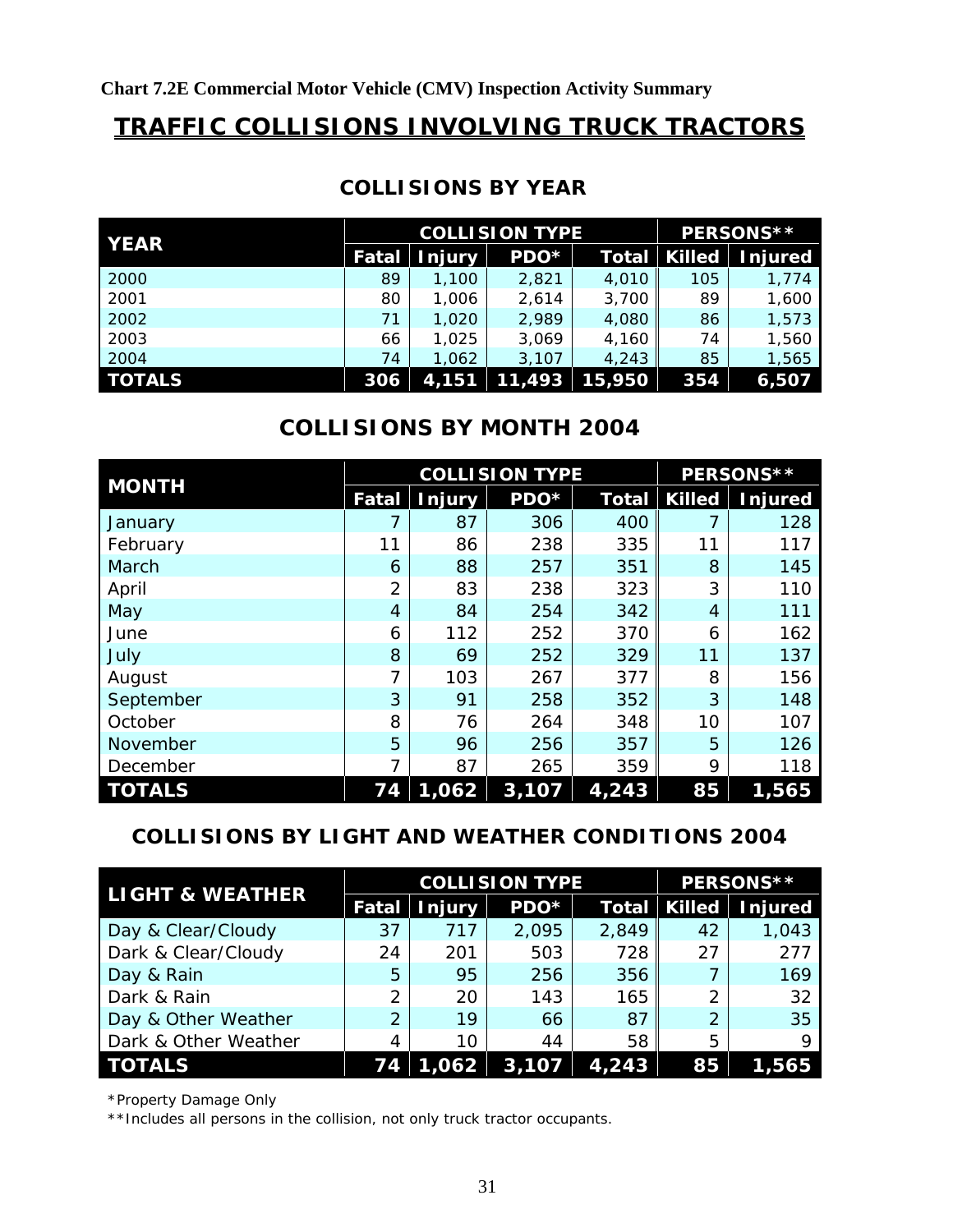**Chart 7.2E Commercial Motor Vehicle (CMV) Inspection Activity Summary**

# TRAFFIC COLLISIONS INVOLVING TRUCK TRACTORS

## COLLISIONS BY YEAR

| YEAR | COLLISION TYPE | | | | PERSONS** | |
|---|---|---|---|---|---|---|
| | Fatal | Injury | PDO* | Total | Killed | Injured |
| 2000 | 89 | 1,100 | 2,821 | 4,010 | 105 | 1,774 |
| 2001 | 80 | 1,006 | 2,614 | 3,700 | 89 | 1,600 |
| 2002 | 71 | 1,020 | 2,989 | 4,080 | 86 | 1,573 |
| 2003 | 66 | 1,025 | 3,069 | 4,160 | 74 | 1,560 |
| 2004 | 74 | 1,062 | 3,107 | 4,243 | 85 | 1,565 |
| **TOTALS** | **306** | **4,151** | **11,493** | **15,950** | **354** | **6,507** |

## COLLISIONS BY MONTH 2004

| MONTH | COLLISION TYPE | | | | PERSONS** | |
|---|---|---|---|---|---|---|
| | Fatal | Injury | PDO* | Total | Killed | Injured |
| January | 7 | 87 | 306 | 400 | 7 | 128 |
| February | 11 | 86 | 238 | 335 | 11 | 117 |
| March | 6 | 88 | 257 | 351 | 8 | 145 |
| April | 2 | 83 | 238 | 323 | 3 | 110 |
| May | 4 | 84 | 254 | 342 | 4 | 111 |
| June | 6 | 112 | 252 | 370 | 6 | 162 |
| July | 8 | 69 | 252 | 329 | 11 | 137 |
| August | 7 | 103 | 267 | 377 | 8 | 156 |
| September | 3 | 91 | 258 | 352 | 3 | 148 |
| October | 8 | 76 | 264 | 348 | 10 | 107 |
| November | 5 | 96 | 256 | 357 | 5 | 126 |
| December | 7 | 87 | 265 | 359 | 9 | 118 |
| **TOTALS** | **74** | **1,062** | **3,107** | **4,243** | **85** | **1,565** |

## COLLISIONS BY LIGHT AND WEATHER CONDITIONS 2004

| LIGHT & WEATHER | COLLISION TYPE | | | | PERSONS** | |
|---|---|---|---|---|---|---|
| | Fatal | Injury | PDO* | Total | Killed | Injured |
| Day & Clear/Cloudy | 37 | 717 | 2,095 | 2,849 | 42 | 1,043 |
| Dark & Clear/Cloudy | 24 | 201 | 503 | 728 | 27 | 277 |
| Day & Rain | 5 | 95 | 256 | 356 | 7 | 169 |
| Dark & Rain | 2 | 20 | 143 | 165 | 2 | 32 |
| Day & Other Weather | 2 | 19 | 66 | 87 | 2 | 35 |
| Dark & Other Weather | 4 | 10 | 44 | 58 | 5 | 9 |
| **TOTALS** | **74** | **1,062** | **3,107** | **4,243** | **85** | **1,565** |

*Property Damage Only

**Includes all persons in the collision, not only truck tractor occupants.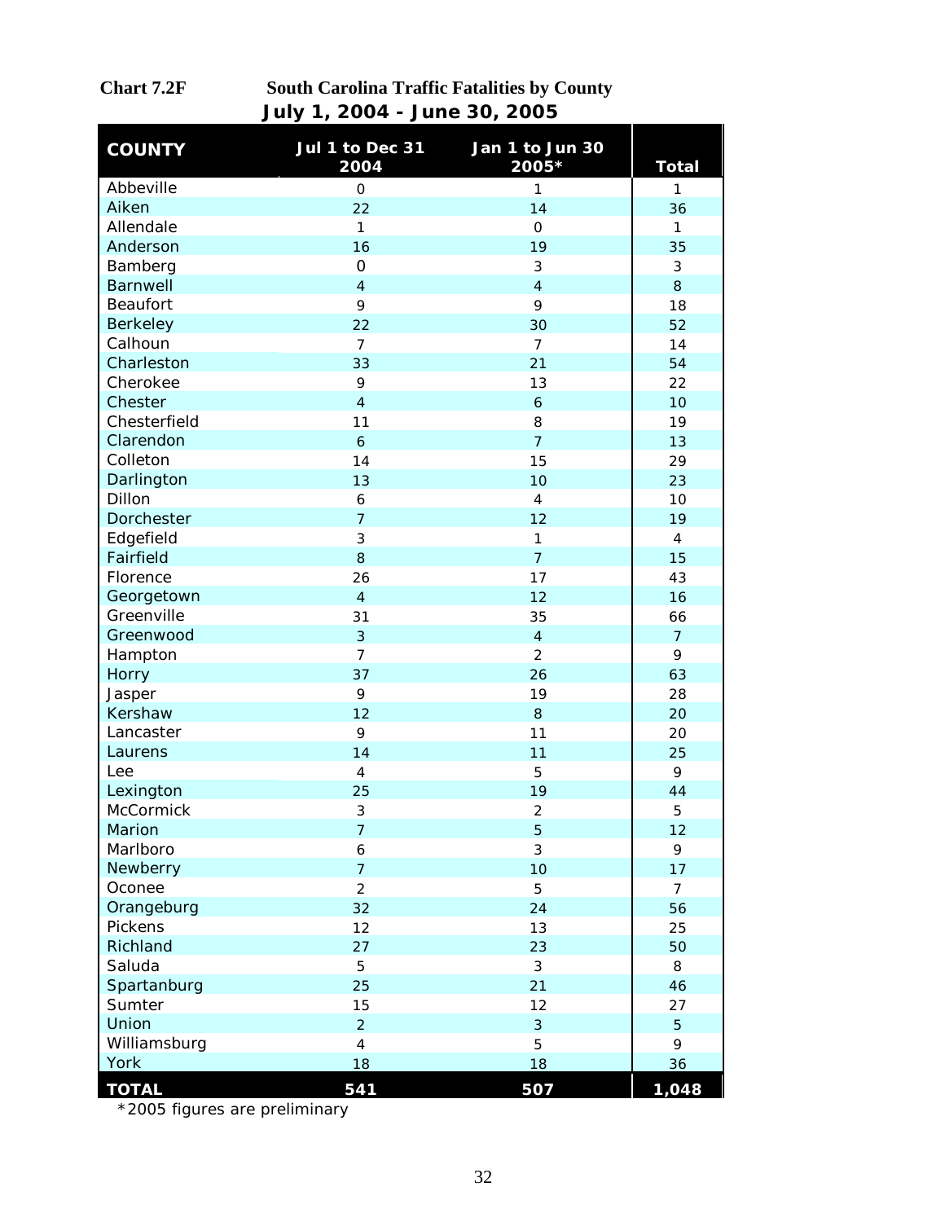**Chart 7.2F South Carolina Traffic Fatalities by County**

**July 1, 2004 - June 30, 2005**

| COUNTY | Jul 1 to Dec 31 2004 | Jan 1 to Jun 30 2005* | Total |
|---|---|---|---|
| Abbeville | 0 | 1 | 1 |
| Aiken | 22 | 14 | 36 |
| Allendale | 1 | 0 | 1 |
| Anderson | 16 | 19 | 35 |
| Bamberg | 0 | 3 | 3 |
| Barnwell | 4 | 4 | 8 |
| Beaufort | 9 | 9 | 18 |
| Berkeley | 22 | 30 | 52 |
| Calhoun | 7 | 7 | 14 |
| Charleston | 33 | 21 | 54 |
| Cherokee | 9 | 13 | 22 |
| Chester | 4 | 6 | 10 |
| Chesterfield | 11 | 8 | 19 |
| Clarendon | 6 | 7 | 13 |
| Colleton | 14 | 15 | 29 |
| Darlington | 13 | 10 | 23 |
| Dillon | 6 | 4 | 10 |
| Dorchester | 7 | 12 | 19 |
| Edgefield | 3 | 1 | 4 |
| Fairfield | 8 | 7 | 15 |
| Florence | 26 | 17 | 43 |
| Georgetown | 4 | 12 | 16 |
| Greenville | 31 | 35 | 66 |
| Greenwood | 3 | 4 | 7 |
| Hampton | 7 | 2 | 9 |
| Horry | 37 | 26 | 63 |
| Jasper | 9 | 19 | 28 |
| Kershaw | 12 | 8 | 20 |
| Lancaster | 9 | 11 | 20 |
| Laurens | 14 | 11 | 25 |
| Lee | 4 | 5 | 9 |
| Lexington | 25 | 19 | 44 |
| McCormick | 3 | 2 | 5 |
| Marion | 7 | 5 | 12 |
| Marlboro | 6 | 3 | 9 |
| Newberry | 7 | 10 | 17 |
| Oconee | 2 | 5 | 7 |
| Orangeburg | 32 | 24 | 56 |
| Pickens | 12 | 13 | 25 |
| Richland | 27 | 23 | 50 |
| Saluda | 5 | 3 | 8 |
| Spartanburg | 25 | 21 | 46 |
| Sumter | 15 | 12 | 27 |
| Union | 2 | 3 | 5 |
| Williamsburg | 4 | 5 | 9 |
| York | 18 | 18 | 36 |
| **TOTAL** | **541** | **507** | **1,048** |

*2005 figures are preliminary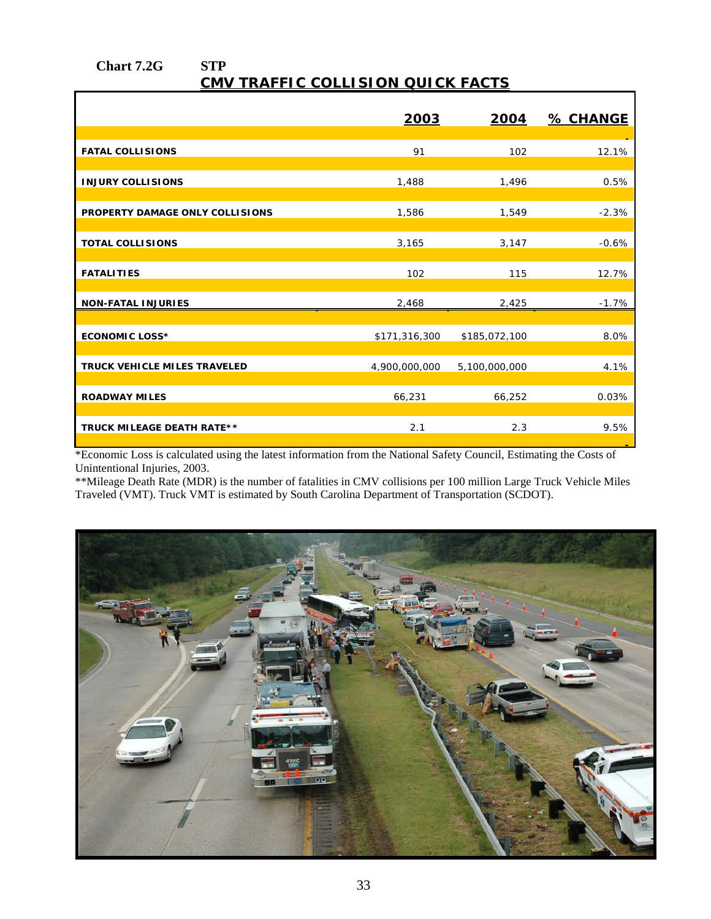**Chart 7.2G STP**

## CMV TRAFFIC COLLISION QUICK FACTS

| | 2003 | 2004 | % CHANGE |
|---|---|---|---|
| FATAL COLLISIONS | 91 | 102 | 12.1% |
| INJURY COLLISIONS | 1,488 | 1,496 | 0.5% |
| PROPERTY DAMAGE ONLY COLLISIONS | 1,586 | 1,549 | -2.3% |
| TOTAL COLLISIONS | 3,165 | 3,147 | -0.6% |
| FATALITIES | 102 | 115 | 12.7% |
| NON-FATAL INJURIES | 2,468 | 2,425 | -1.7% |
| ECONOMIC LOSS* | $171,316,300 | $185,072,100 | 8.0% |
| TRUCK VEHICLE MILES TRAVELED | 4,900,000,000 | 5,100,000,000 | 4.1% |
| ROADWAY MILES | 66,231 | 66,252 | 0.03% |
| TRUCK MILEAGE DEATH RATE** | 2.1 | 2.3 | 9.5% |

*Economic Loss is calculated using the latest information from the National Safety Council, Estimating the Costs of Unintentional Injuries, 2003.

**Mileage Death Rate (MDR) is the number of fatalities in CMV collisions per 100 million Large Truck Vehicle Miles Traveled (VMT). Truck VMT is estimated by South Carolina Department of Transportation (SCDOT).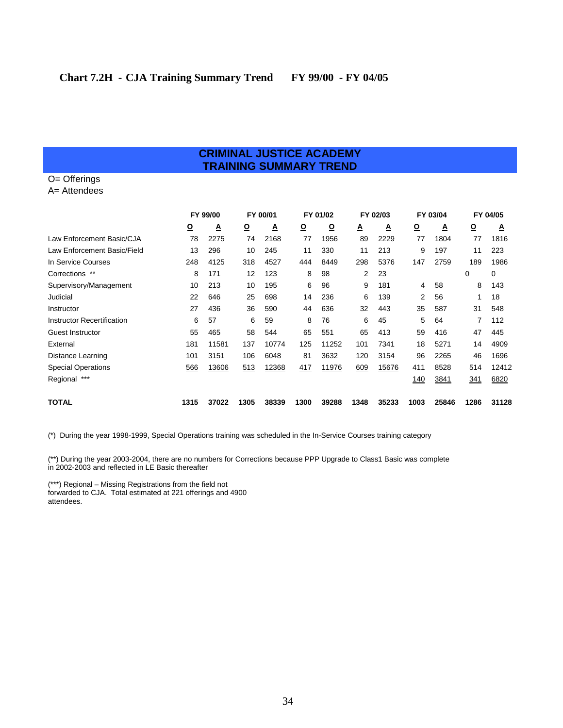## Chart 7.2H - CJA Training Summary Trend FY 99/00 - FY 04/05

**CRIMINAL JUSTICE ACADEMY**
**TRAINING SUMMARY TREND**

O= Offerings
A= Attendees

| | FY 99/00 | | FY 00/01 | | FY 01/02 | | FY 02/03 | | FY 03/04 | | FY 04/05 | |
|---|---|---|---|---|---|---|---|---|---|---|---|---|
| | O | A | O | A | O | O | A | A | O | A | O | A |
| Law Enforcement Basic/CJA | 78 | 2275 | 74 | 2168 | 77 | 1956 | 89 | 2229 | 77 | 1804 | 77 | 1816 |
| Law Enforcement Basic/Field | 13 | 296 | 10 | 245 | 11 | 330 | 11 | 213 | 9 | 197 | 11 | 223 |
| In Service Courses | 248 | 4125 | 318 | 4527 | 444 | 8449 | 298 | 5376 | 147 | 2759 | 189 | 1986 |
| Corrections ** | 8 | 171 | 12 | 123 | 8 | 98 | 2 | 23 | | | 0 | 0 |
| Supervisory/Management | 10 | 213 | 10 | 195 | 6 | 96 | 9 | 181 | 4 | 58 | 8 | 143 |
| Judicial | 22 | 646 | 25 | 698 | 14 | 236 | 6 | 139 | 2 | 56 | 1 | 18 |
| Instructor | 27 | 436 | 36 | 590 | 44 | 636 | 32 | 443 | 35 | 587 | 31 | 548 |
| Instructor Recertification | 6 | 57 | 6 | 59 | 8 | 76 | 6 | 45 | 5 | 64 | 7 | 112 |
| Guest Instructor | 55 | 465 | 58 | 544 | 65 | 551 | 65 | 413 | 59 | 416 | 47 | 445 |
| External | 181 | 11581 | 137 | 10774 | 125 | 11252 | 101 | 7341 | 18 | 5271 | 14 | 4909 |
| Distance Learning | 101 | 3151 | 106 | 6048 | 81 | 3632 | 120 | 3154 | 96 | 2265 | 46 | 1696 |
| Special Operations | 566 | 13606 | 513 | 12368 | 417 | 11976 | 609 | 15676 | 411 | 8528 | 514 | 12412 |
| Regional *** | | | | | | | | | 140 | 3841 | 341 | 6820 |
| **TOTAL** | **1315** | **37022** | **1305** | **38339** | **1300** | **39288** | **1348** | **35233** | **1003** | **25846** | **1286** | **31128** |

(*) During the year 1998-1999, Special Operations training was scheduled in the In-Service Courses training category

(**) During the year 2003-2004, there are no numbers for Corrections because PPP Upgrade to Class1 Basic was complete in 2002-2003 and reflected in LE Basic thereafter

(***) Regional – Missing Registrations from the field not forwarded to CJA. Total estimated at 221 offerings and 4900 attendees.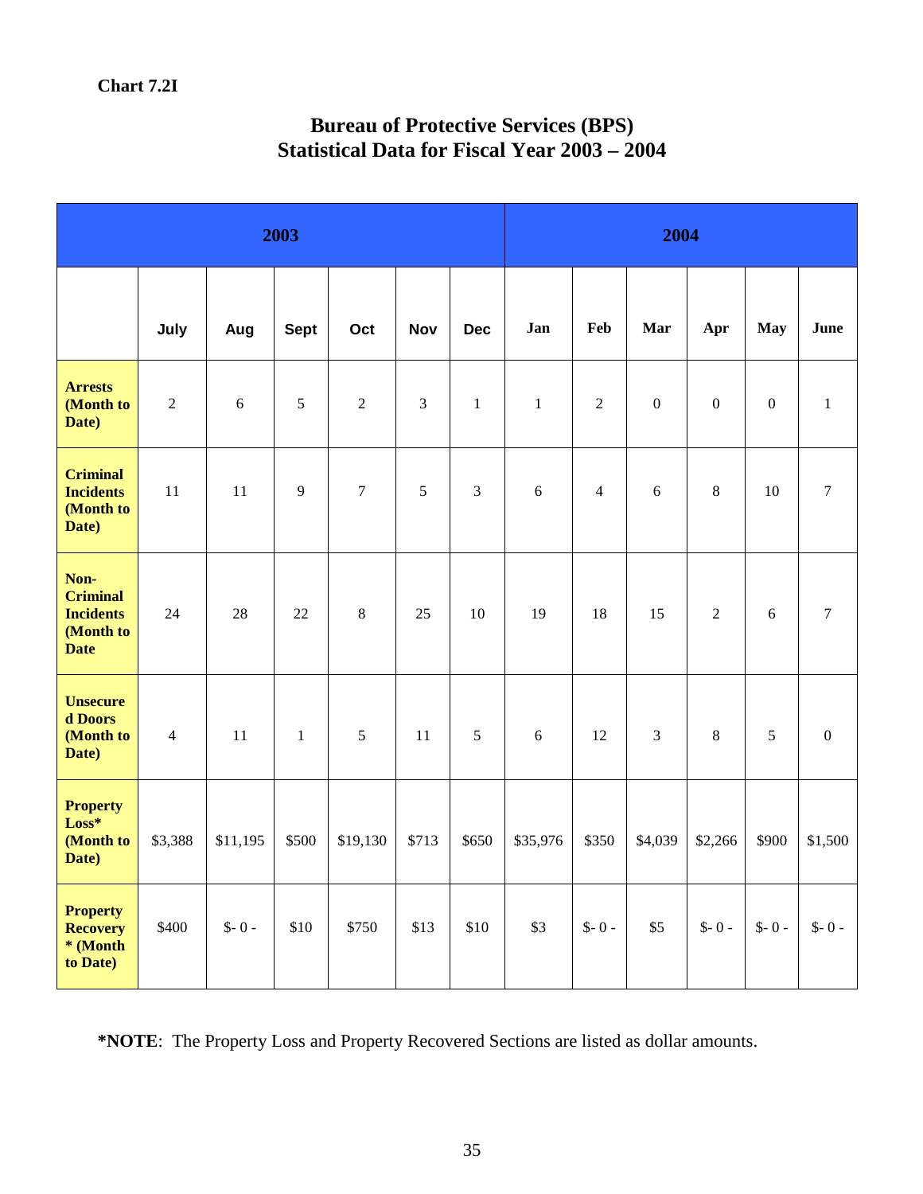**Chart 7.2I**

## Bureau of Protective Services (BPS)
## Statistical Data for Fiscal Year 2003 – 2004

| | 2003 | | | | | | 2004 | | | | | |
|---|---|---|---|---|---|---|---|---|---|---|---|---|
| | July | Aug | Sept | Oct | Nov | Dec | Jan | Feb | Mar | Apr | May | June |
| **Arrests (Month to Date)** | 2 | 6 | 5 | 2 | 3 | 1 | 1 | 2 | 0 | 0 | 0 | 1 |
| **Criminal Incidents (Month to Date)** | 11 | 11 | 9 | 7 | 5 | 3 | 6 | 4 | 6 | 8 | 10 | 7 |
| **Non-Criminal Incidents (Month to Date** | 24 | 28 | 22 | 8 | 25 | 10 | 19 | 18 | 15 | 2 | 6 | 7 |
| **Unsecured Doors (Month to Date)** | 4 | 11 | 1 | 5 | 11 | 5 | 6 | 12 | 3 | 8 | 5 | 0 |
| **Property Loss* (Month to Date)** | $3,388 | $11,195 | $500 | $19,130 | $713 | $650 | $35,976 | $350 | $4,039 | $2,266 | $900 | $1,500 |
| **Property Recovery * (Month to Date)** | $400 | $- 0 - | $10 | $750 | $13 | $10 | $3 | $- 0 - | $5 | $- 0 - | $- 0 - | $- 0 - |

***NOTE**: The Property Loss and Property Recovered Sections are listed as dollar amounts.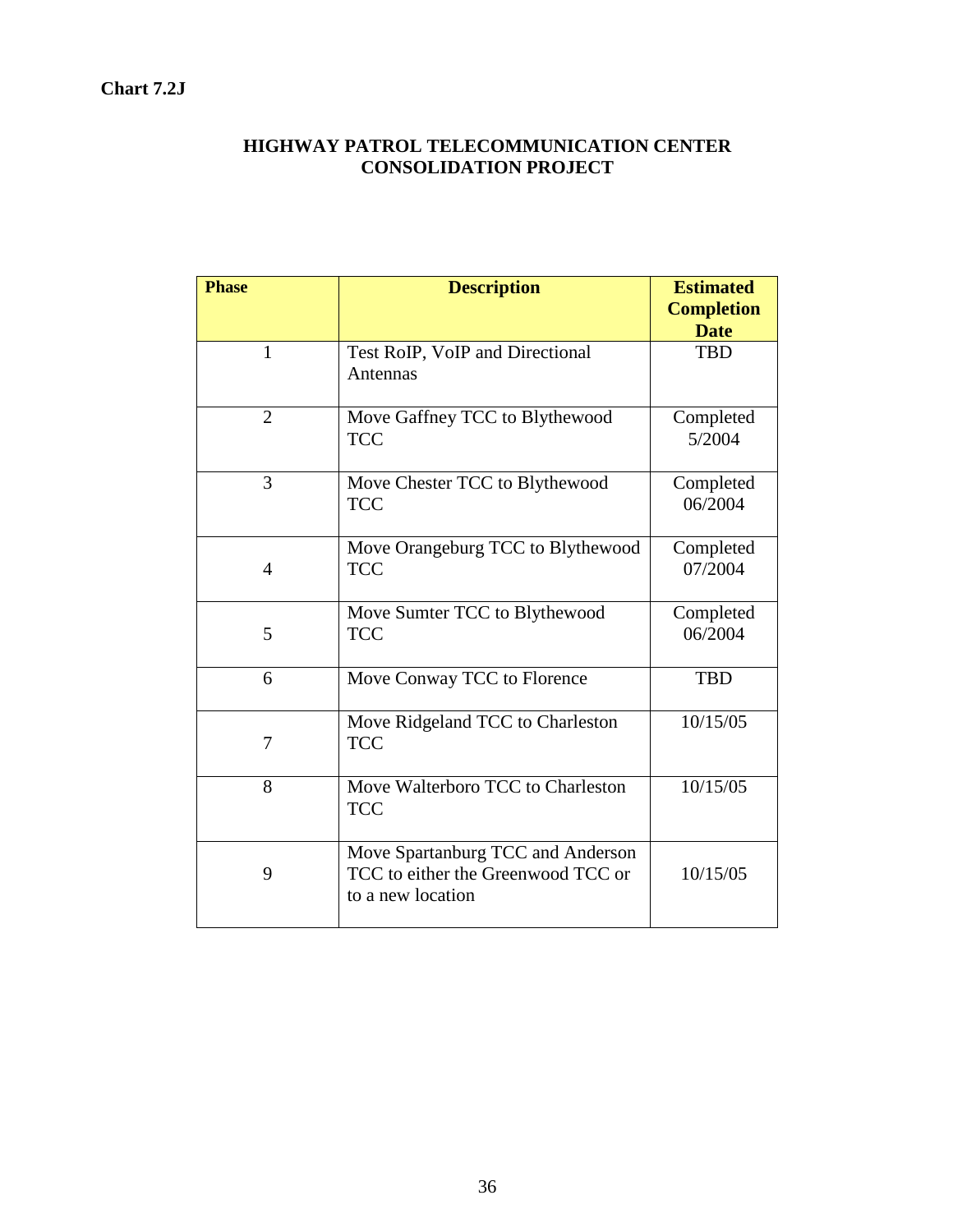**Chart 7.2J**

## HIGHWAY PATROL TELECOMMUNICATION CENTER CONSOLIDATION PROJECT

| Phase | Description | Estimated Completion Date |
|---|---|---|
| 1 | Test RoIP, VoIP and Directional Antennas | TBD |
| 2 | Move Gaffney TCC to Blythewood TCC | Completed 5/2004 |
| 3 | Move Chester TCC to Blythewood TCC | Completed 06/2004 |
| 4 | Move Orangeburg TCC to Blythewood TCC | Completed 07/2004 |
| 5 | Move Sumter TCC to Blythewood TCC | Completed 06/2004 |
| 6 | Move Conway TCC to Florence | TBD |
| 7 | Move Ridgeland TCC to Charleston TCC | 10/15/05 |
| 8 | Move Walterboro TCC to Charleston TCC | 10/15/05 |
| 9 | Move Spartanburg TCC and Anderson TCC to either the Greenwood TCC or to a new location | 10/15/05 |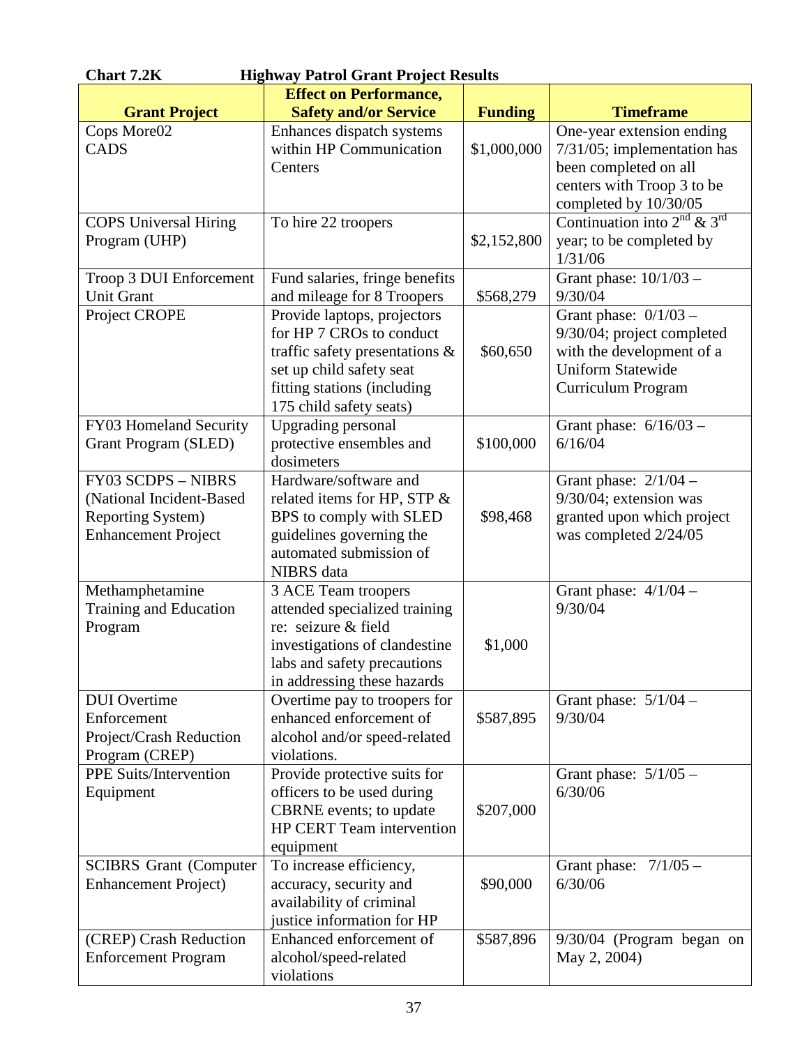**Chart 7.2K Highway Patrol Grant Project Results**

| Grant Project | Effect on Performance, Safety and/or Service | Funding | Timeframe |
|---|---|---|---|
| Cops More02 CADS | Enhances dispatch systems within HP Communication Centers | \$1,000,000 | One-year extension ending 7/31/05; implementation has been completed on all centers with Troop 3 to be completed by 10/30/05 |
| COPS Universal Hiring Program (UHP) | To hire 22 troopers | \$2,152,800 | Continuation into 2nd & 3rd year; to be completed by 1/31/06 |
| Troop 3 DUI Enforcement Unit Grant | Fund salaries, fringe benefits and mileage for 8 Troopers | \$568,279 | Grant phase: 10/1/03 – 9/30/04 |
| Project CROPE | Provide laptops, projectors for HP 7 CROs to conduct traffic safety presentations & set up child safety seat fitting stations (including 175 child safety seats) | \$60,650 | Grant phase: 0/1/03 – 9/30/04; project completed with the development of a Uniform Statewide Curriculum Program |
| FY03 Homeland Security Grant Program (SLED) | Upgrading personal protective ensembles and dosimeters | \$100,000 | Grant phase: 6/16/03 – 6/16/04 |
| FY03 SCDPS – NIBRS (National Incident-Based Reporting System) Enhancement Project | Hardware/software and related items for HP, STP & BPS to comply with SLED guidelines governing the automated submission of NIBRS data | \$98,468 | Grant phase: 2/1/04 – 9/30/04; extension was granted upon which project was completed 2/24/05 |
| Methamphetamine Training and Education Program | 3 ACE Team troopers attended specialized training re: seizure & field investigations of clandestine labs and safety precautions in addressing these hazards | \$1,000 | Grant phase: 4/1/04 – 9/30/04 |
| DUI Overtime Enforcement Project/Crash Reduction Program (CREP) | Overtime pay to troopers for enhanced enforcement of alcohol and/or speed-related violations. | \$587,895 | Grant phase: 5/1/04 – 9/30/04 |
| PPE Suits/Intervention Equipment | Provide protective suits for officers to be used during CBRNE events; to update HP CERT Team intervention equipment | \$207,000 | Grant phase: 5/1/05 – 6/30/06 |
| SCIBRS Grant (Computer Enhancement Project) | To increase efficiency, accuracy, security and availability of criminal justice information for HP | \$90,000 | Grant phase: 7/1/05 – 6/30/06 |
| (CREP) Crash Reduction Enforcement Program | Enhanced enforcement of alcohol/speed-related violations | \$587,896 | 9/30/04 (Program began on May 2, 2004) |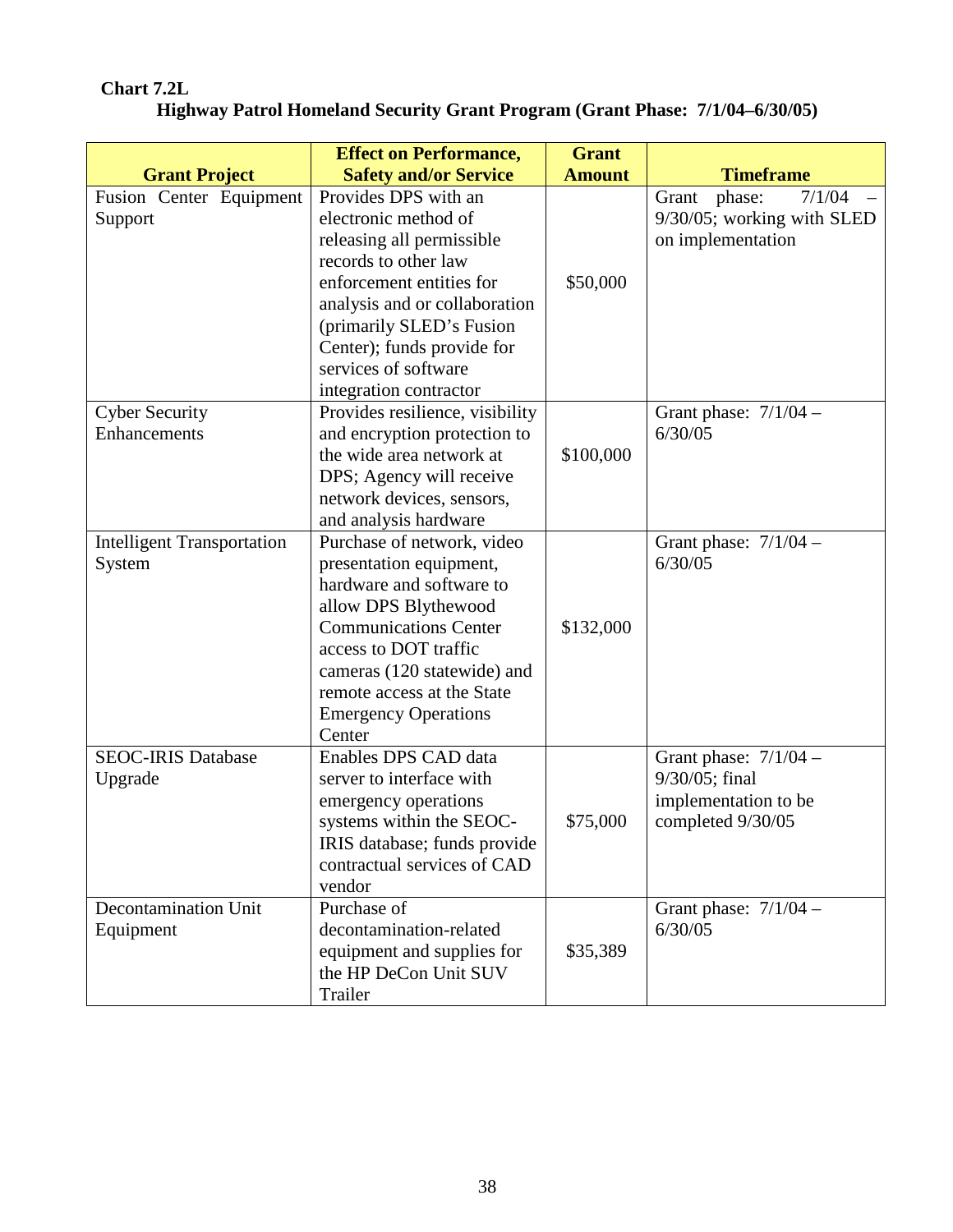**Chart 7.2L**

**Highway Patrol Homeland Security Grant Program (Grant Phase: 7/1/04–6/30/05)**

| Grant Project | Effect on Performance, Safety and/or Service | Grant Amount | Timeframe |
|---|---|---|---|
| Fusion Center Equipment Support | Provides DPS with an electronic method of releasing all permissible records to other law enforcement entities for analysis and or collaboration (primarily SLED's Fusion Center); funds provide for services of software integration contractor | $50,000 | Grant phase: 7/1/04 – 9/30/05; working with SLED on implementation |
| Cyber Security Enhancements | Provides resilience, visibility and encryption protection to the wide area network at DPS; Agency will receive network devices, sensors, and analysis hardware | $100,000 | Grant phase: 7/1/04 – 6/30/05 |
| Intelligent Transportation System | Purchase of network, video presentation equipment, hardware and software to allow DPS Blythewood Communications Center access to DOT traffic cameras (120 statewide) and remote access at the State Emergency Operations Center | $132,000 | Grant phase: 7/1/04 – 6/30/05 |
| SEOC-IRIS Database Upgrade | Enables DPS CAD data server to interface with emergency operations systems within the SEOC-IRIS database; funds provide contractual services of CAD vendor | $75,000 | Grant phase: 7/1/04 – 9/30/05; final implementation to be completed 9/30/05 |
| Decontamination Unit Equipment | Purchase of decontamination-related equipment and supplies for the HP DeCon Unit SUV Trailer | $35,389 | Grant phase: 7/1/04 – 6/30/05 |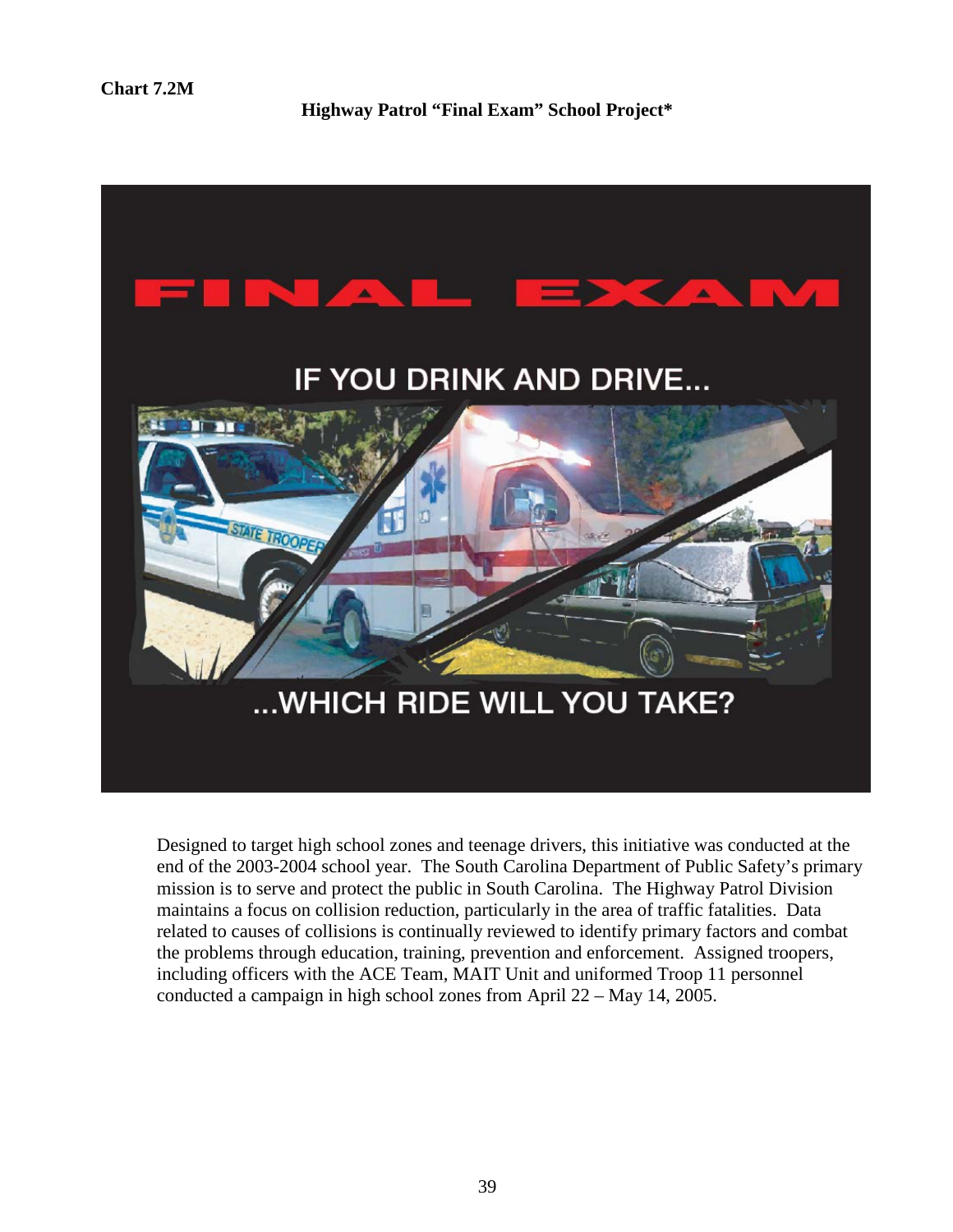**Chart 7.2M**

**Highway Patrol "Final Exam" School Project***

FINAL EXAM

IF YOU DRINK AND DRIVE...

...WHICH RIDE WILL YOU TAKE?

Designed to target high school zones and teenage drivers, this initiative was conducted at the end of the 2003-2004 school year. The South Carolina Department of Public Safety's primary mission is to serve and protect the public in South Carolina. The Highway Patrol Division maintains a focus on collision reduction, particularly in the area of traffic fatalities. Data related to causes of collisions is continually reviewed to identify primary factors and combat the problems through education, training, prevention and enforcement. Assigned troopers, including officers with the ACE Team, MAIT Unit and uniformed Troop 11 personnel conducted a campaign in high school zones from April 22 – May 14, 2005.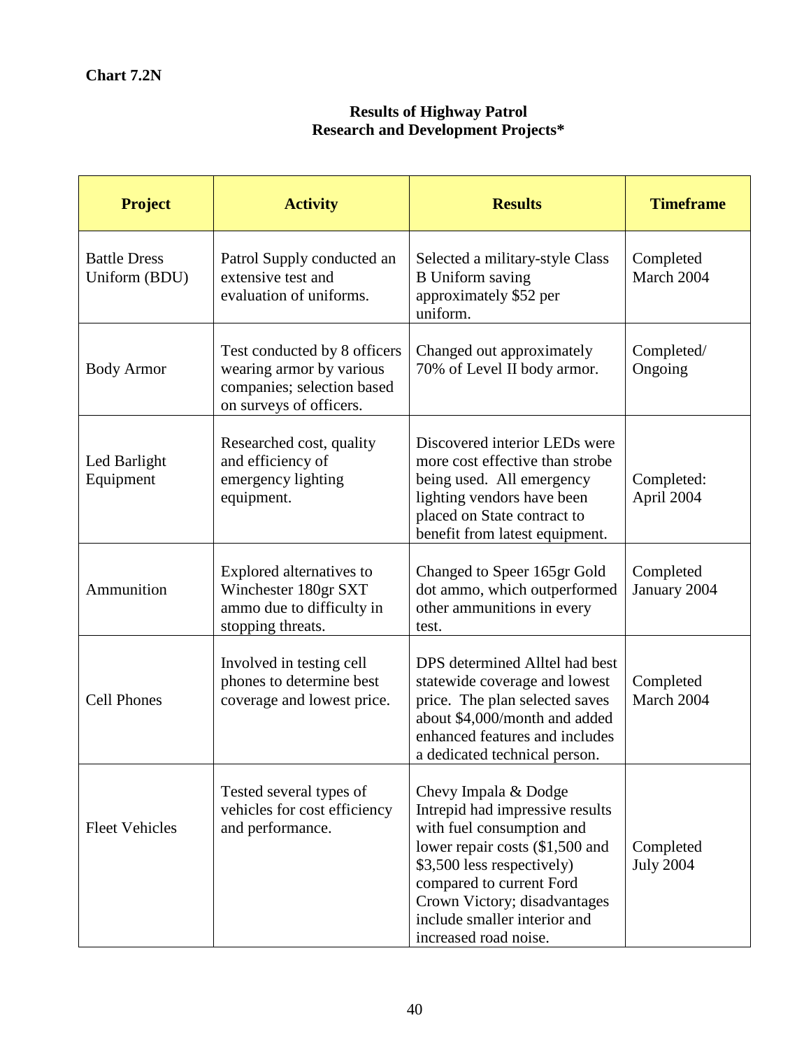**Chart 7.2N**

**Results of Highway Patrol**
**Research and Development Projects***

| Project | Activity | Results | Timeframe |
|---|---|---|---|
| Battle Dress Uniform (BDU) | Patrol Supply conducted an extensive test and evaluation of uniforms. | Selected a military-style Class B Uniform saving approximately $52 per uniform. | Completed March 2004 |
| Body Armor | Test conducted by 8 officers wearing armor by various companies; selection based on surveys of officers. | Changed out approximately 70% of Level II body armor. | Completed/ Ongoing |
| Led Barlight Equipment | Researched cost, quality and efficiency of emergency lighting equipment. | Discovered interior LEDs were more cost effective than strobe being used. All emergency lighting vendors have been placed on State contract to benefit from latest equipment. | Completed: April 2004 |
| Ammunition | Explored alternatives to Winchester 180gr SXT ammo due to difficulty in stopping threats. | Changed to Speer 165gr Gold dot ammo, which outperformed other ammunitions in every test. | Completed January 2004 |
| Cell Phones | Involved in testing cell phones to determine best coverage and lowest price. | DPS determined Alltel had best statewide coverage and lowest price. The plan selected saves about $4,000/month and added enhanced features and includes a dedicated technical person. | Completed March 2004 |
| Fleet Vehicles | Tested several types of vehicles for cost efficiency and performance. | Chevy Impala & Dodge Intrepid had impressive results with fuel consumption and lower repair costs ($1,500 and $3,500 less respectively) compared to current Ford Crown Victory; disadvantages include smaller interior and increased road noise. | Completed July 2004 |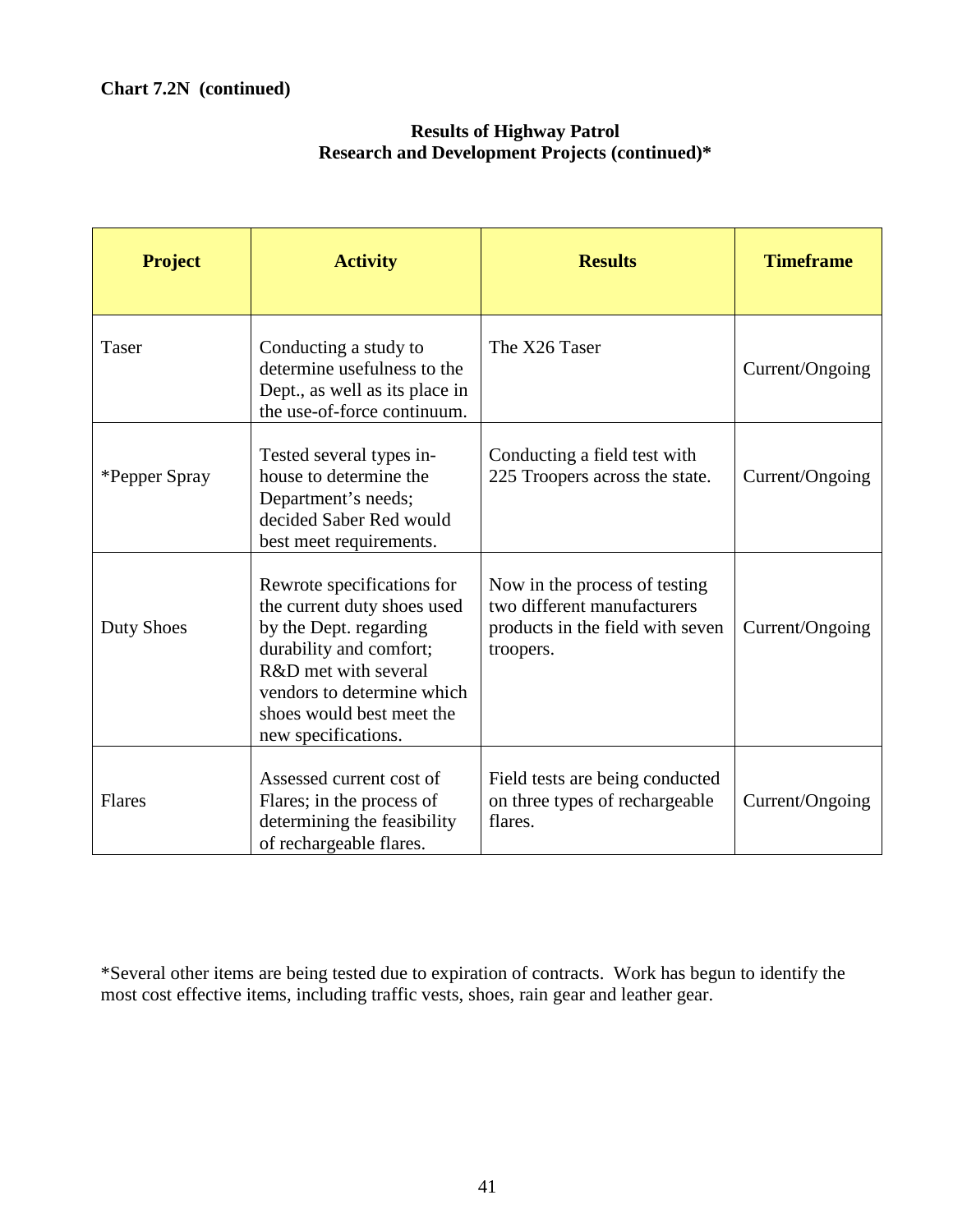**Chart 7.2N (continued)**

**Results of Highway Patrol**
**Research and Development Projects (continued)***

| Project | Activity | Results | Timeframe |
|---|---|---|---|
| Taser | Conducting a study to determine usefulness to the Dept., as well as its place in the use-of-force continuum. | The X26 Taser | Current/Ongoing |
| *Pepper Spray | Tested several types in-house to determine the Department's needs; decided Saber Red would best meet requirements. | Conducting a field test with 225 Troopers across the state. | Current/Ongoing |
| Duty Shoes | Rewrote specifications for the current duty shoes used by the Dept. regarding durability and comfort; R&D met with several vendors to determine which shoes would best meet the new specifications. | Now in the process of testing two different manufacturers products in the field with seven troopers. | Current/Ongoing |
| Flares | Assessed current cost of Flares; in the process of determining the feasibility of rechargeable flares. | Field tests are being conducted on three types of rechargeable flares. | Current/Ongoing |

*Several other items are being tested due to expiration of contracts. Work has begun to identify the most cost effective items, including traffic vests, shoes, rain gear and leather gear.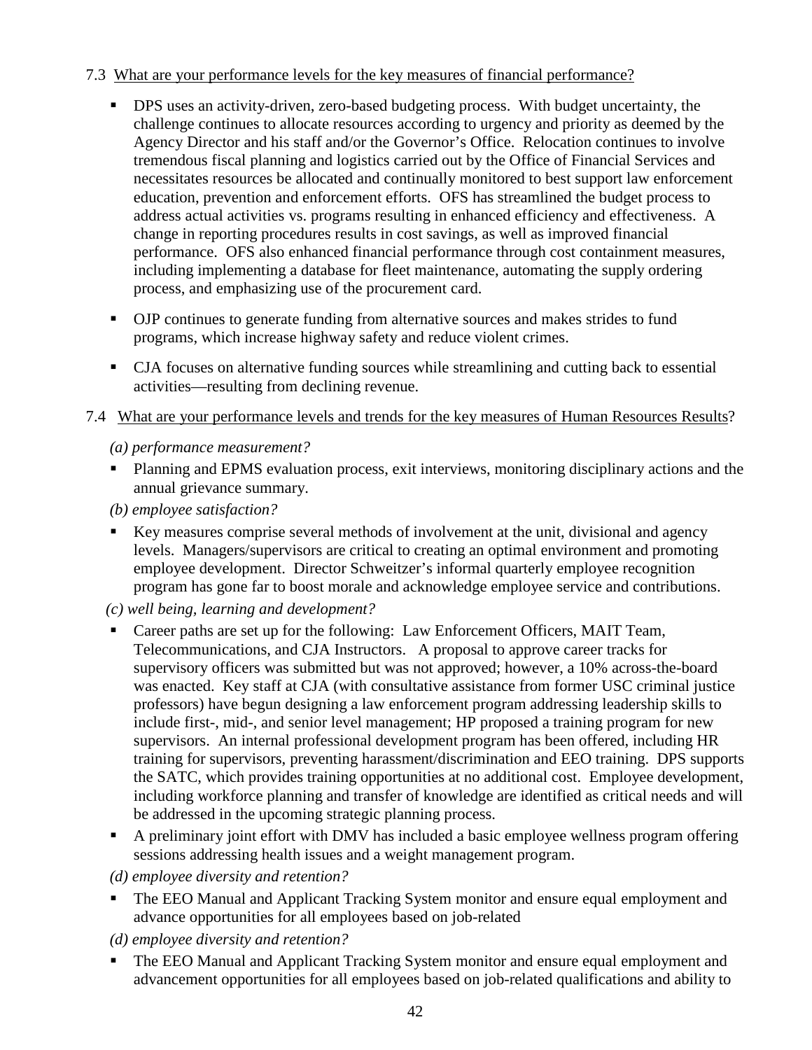7.3 <u>What are your performance levels for the key measures of financial performance?</u>

- DPS uses an activity-driven, zero-based budgeting process. With budget uncertainty, the challenge continues to allocate resources according to urgency and priority as deemed by the Agency Director and his staff and/or the Governor's Office. Relocation continues to involve tremendous fiscal planning and logistics carried out by the Office of Financial Services and necessitates resources be allocated and continually monitored to best support law enforcement education, prevention and enforcement efforts. OFS has streamlined the budget process to address actual activities vs. programs resulting in enhanced efficiency and effectiveness. A change in reporting procedures results in cost savings, as well as improved financial performance. OFS also enhanced financial performance through cost containment measures, including implementing a database for fleet maintenance, automating the supply ordering process, and emphasizing use of the procurement card.
- OJP continues to generate funding from alternative sources and makes strides to fund programs, which increase highway safety and reduce violent crimes.
- CJA focuses on alternative funding sources while streamlining and cutting back to essential activities—resulting from declining revenue.

7.4 <u>What are your performance levels and trends for the key measures of Human Resources Results</u>?

*(a) performance measurement?*

- Planning and EPMS evaluation process, exit interviews, monitoring disciplinary actions and the annual grievance summary.

*(b) employee satisfaction?*

- Key measures comprise several methods of involvement at the unit, divisional and agency levels. Managers/supervisors are critical to creating an optimal environment and promoting employee development. Director Schweitzer's informal quarterly employee recognition program has gone far to boost morale and acknowledge employee service and contributions.

*(c) well being, learning and development?*

- Career paths are set up for the following: Law Enforcement Officers, MAIT Team, Telecommunications, and CJA Instructors. A proposal to approve career tracks for supervisory officers was submitted but was not approved; however, a 10% across-the-board was enacted. Key staff at CJA (with consultative assistance from former USC criminal justice professors) have begun designing a law enforcement program addressing leadership skills to include first-, mid-, and senior level management; HP proposed a training program for new supervisors. An internal professional development program has been offered, including HR training for supervisors, preventing harassment/discrimination and EEO training. DPS supports the SATC, which provides training opportunities at no additional cost. Employee development, including workforce planning and transfer of knowledge are identified as critical needs and will be addressed in the upcoming strategic planning process.
- A preliminary joint effort with DMV has included a basic employee wellness program offering sessions addressing health issues and a weight management program.

*(d) employee diversity and retention?*

- The EEO Manual and Applicant Tracking System monitor and ensure equal employment and advance opportunities for all employees based on job-related

*(d) employee diversity and retention?*

- The EEO Manual and Applicant Tracking System monitor and ensure equal employment and advancement opportunities for all employees based on job-related qualifications and ability to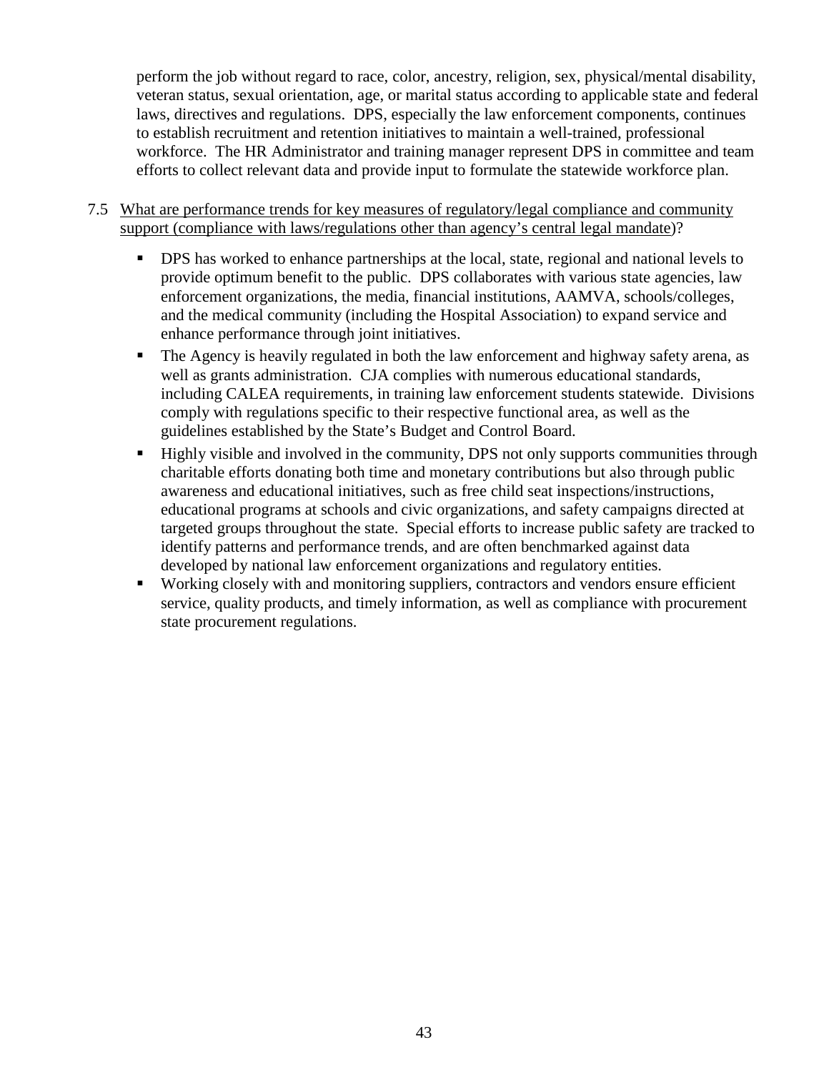perform the job without regard to race, color, ancestry, religion, sex, physical/mental disability, veteran status, sexual orientation, age, or marital status according to applicable state and federal laws, directives and regulations. DPS, especially the law enforcement components, continues to establish recruitment and retention initiatives to maintain a well-trained, professional workforce. The HR Administrator and training manager represent DPS in committee and team efforts to collect relevant data and provide input to formulate the statewide workforce plan.

7.5 What are performance trends for key measures of regulatory/legal compliance and community support (compliance with laws/regulations other than agency's central legal mandate)?

- DPS has worked to enhance partnerships at the local, state, regional and national levels to provide optimum benefit to the public. DPS collaborates with various state agencies, law enforcement organizations, the media, financial institutions, AAMVA, schools/colleges, and the medical community (including the Hospital Association) to expand service and enhance performance through joint initiatives.
- The Agency is heavily regulated in both the law enforcement and highway safety arena, as well as grants administration. CJA complies with numerous educational standards, including CALEA requirements, in training law enforcement students statewide. Divisions comply with regulations specific to their respective functional area, as well as the guidelines established by the State's Budget and Control Board.
- Highly visible and involved in the community, DPS not only supports communities through charitable efforts donating both time and monetary contributions but also through public awareness and educational initiatives, such as free child seat inspections/instructions, educational programs at schools and civic organizations, and safety campaigns directed at targeted groups throughout the state. Special efforts to increase public safety are tracked to identify patterns and performance trends, and are often benchmarked against data developed by national law enforcement organizations and regulatory entities.
- Working closely with and monitoring suppliers, contractors and vendors ensure efficient service, quality products, and timely information, as well as compliance with procurement state procurement regulations.